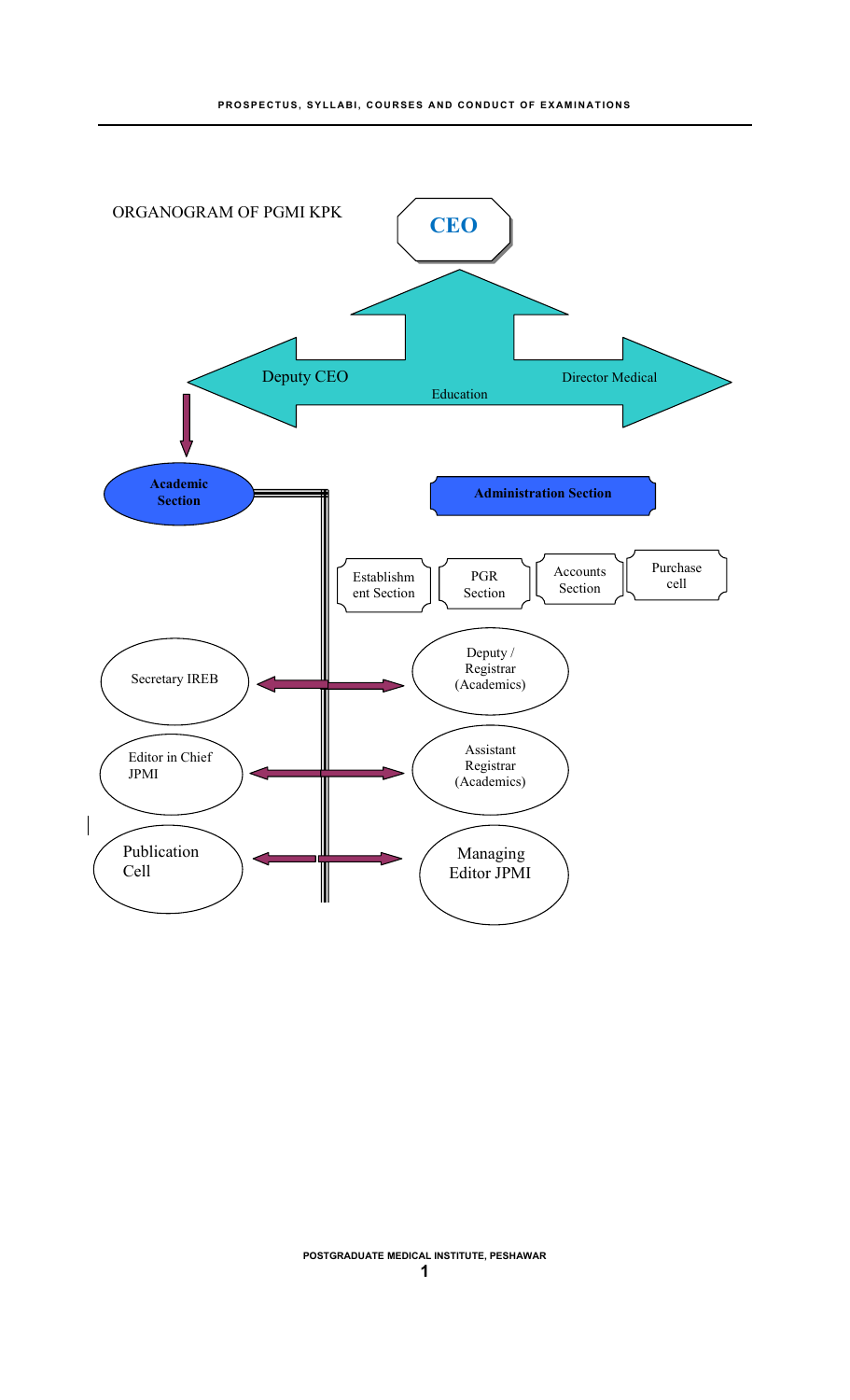ORGANOGRAM OF PGMI KPK

**CEO**

Deputy CEO

Education

Director Medical

**Academic Section**

**Administration Section**

Establishment Section

PGR Section

Accounts Section

Purchase cell

Secretary IREB

Deputy / Registrar (Academics)

Editor in Chief JPMI

Assistant Registrar (Academics)

Publication Cell

Managing Editor JPMI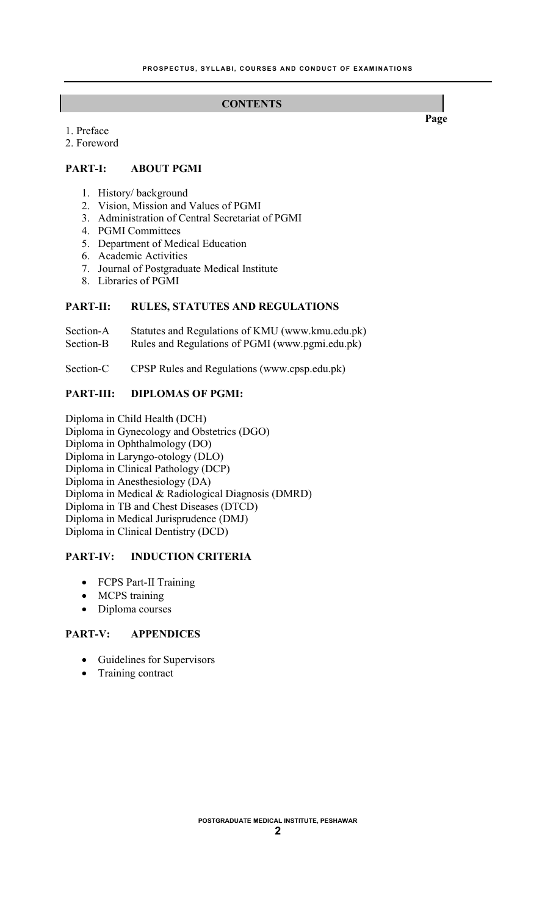## CONTENTS

**Page**

1. Preface
2. Foreword

### PART-I: ABOUT PGMI

1. History/ background
2. Vision, Mission and Values of PGMI
3. Administration of Central Secretariat of PGMI
4. PGMI Committees
5. Department of Medical Education
6. Academic Activities
7. Journal of Postgraduate Medical Institute
8. Libraries of PGMI

### PART-II: RULES, STATUTES AND REGULATIONS

Section-A Statutes and Regulations of KMU (www.kmu.edu.pk)
Section-B Rules and Regulations of PGMI (www.pgmi.edu.pk)

Section-C CPSP Rules and Regulations (www.cpsp.edu.pk)

### PART-III: DIPLOMAS OF PGMI:

Diploma in Child Health (DCH)
Diploma in Gynecology and Obstetrics (DGO)
Diploma in Ophthalmology (DO)
Diploma in Laryngo-otology (DLO)
Diploma in Clinical Pathology (DCP)
Diploma in Anesthesiology (DA)
Diploma in Medical & Radiological Diagnosis (DMRD)
Diploma in TB and Chest Diseases (DTCD)
Diploma in Medical Jurisprudence (DMJ)
Diploma in Clinical Dentistry (DCD)

### PART-IV: INDUCTION CRITERIA

- FCPS Part-II Training
- MCPS training
- Diploma courses

### PART-V: APPENDICES

- Guidelines for Supervisors
- Training contract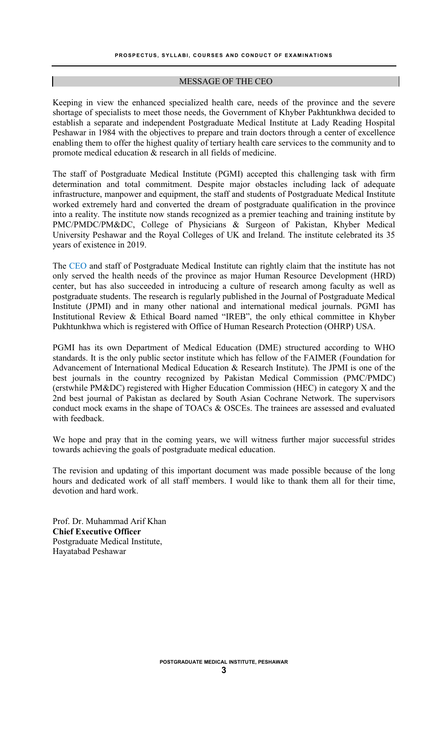## MESSAGE OF THE CEO

Keeping in view the enhanced specialized health care, needs of the province and the severe shortage of specialists to meet those needs, the Government of Khyber Pakhtunkhwa decided to establish a separate and independent Postgraduate Medical Institute at Lady Reading Hospital Peshawar in 1984 with the objectives to prepare and train doctors through a center of excellence enabling them to offer the highest quality of tertiary health care services to the community and to promote medical education & research in all fields of medicine.

The staff of Postgraduate Medical Institute (PGMI) accepted this challenging task with firm determination and total commitment. Despite major obstacles including lack of adequate infrastructure, manpower and equipment, the staff and students of Postgraduate Medical Institute worked extremely hard and converted the dream of postgraduate qualification in the province into a reality. The institute now stands recognized as a premier teaching and training institute by PMC/PMDC/PM&DC, College of Physicians & Surgeon of Pakistan, Khyber Medical University Peshawar and the Royal Colleges of UK and Ireland. The institute celebrated its 35 years of existence in 2019.

The CEO and staff of Postgraduate Medical Institute can rightly claim that the institute has not only served the health needs of the province as major Human Resource Development (HRD) center, but has also succeeded in introducing a culture of research among faculty as well as postgraduate students. The research is regularly published in the Journal of Postgraduate Medical Institute (JPMI) and in many other national and international medical journals. PGMI has Institutional Review & Ethical Board named "IREB", the only ethical committee in Khyber Pukhtunkhwa which is registered with Office of Human Research Protection (OHRP) USA.

PGMI has its own Department of Medical Education (DME) structured according to WHO standards. It is the only public sector institute which has fellow of the FAIMER (Foundation for Advancement of International Medical Education & Research Institute). The JPMI is one of the best journals in the country recognized by Pakistan Medical Commission (PMC/PMDC) (erstwhile PM&DC) registered with Higher Education Commission (HEC) in category X and the 2nd best journal of Pakistan as declared by South Asian Cochrane Network. The supervisors conduct mock exams in the shape of TOACs & OSCEs. The trainees are assessed and evaluated with feedback.

We hope and pray that in the coming years, we will witness further major successful strides towards achieving the goals of postgraduate medical education.

The revision and updating of this important document was made possible because of the long hours and dedicated work of all staff members. I would like to thank them all for their time, devotion and hard work.

Prof. Dr. Muhammad Arif Khan  
**Chief Executive Officer**  
Postgraduate Medical Institute,  
Hayatabad Peshawar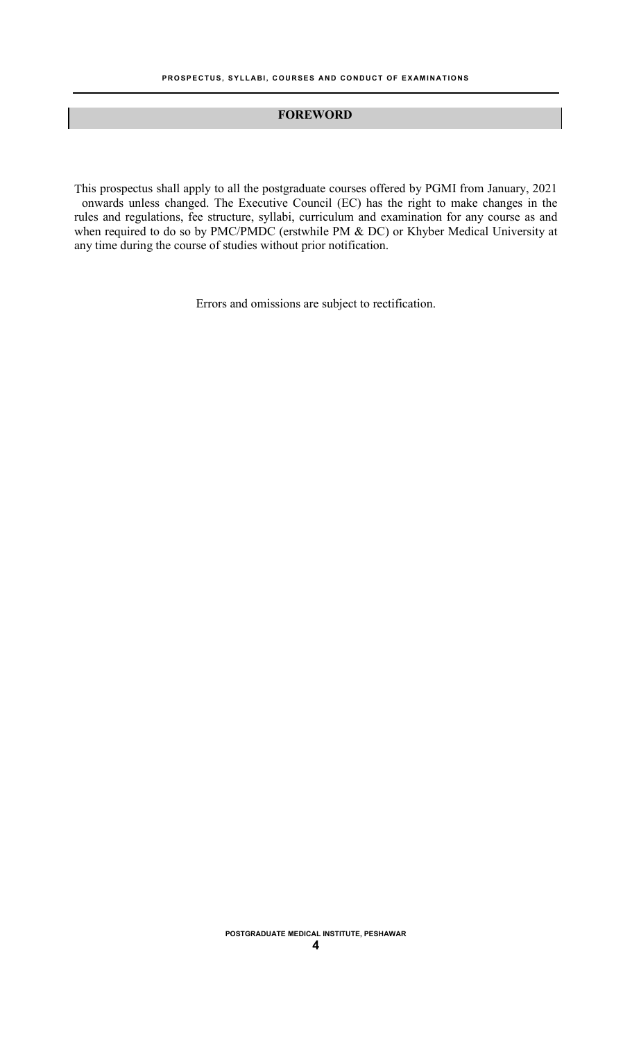## FOREWORD

This prospectus shall apply to all the postgraduate courses offered by PGMI from January, 2021 onwards unless changed. The Executive Council (EC) has the right to make changes in the rules and regulations, fee structure, syllabi, curriculum and examination for any course as and when required to do so by PMC/PMDC (erstwhile PM & DC) or Khyber Medical University at any time during the course of studies without prior notification.

Errors and omissions are subject to rectification.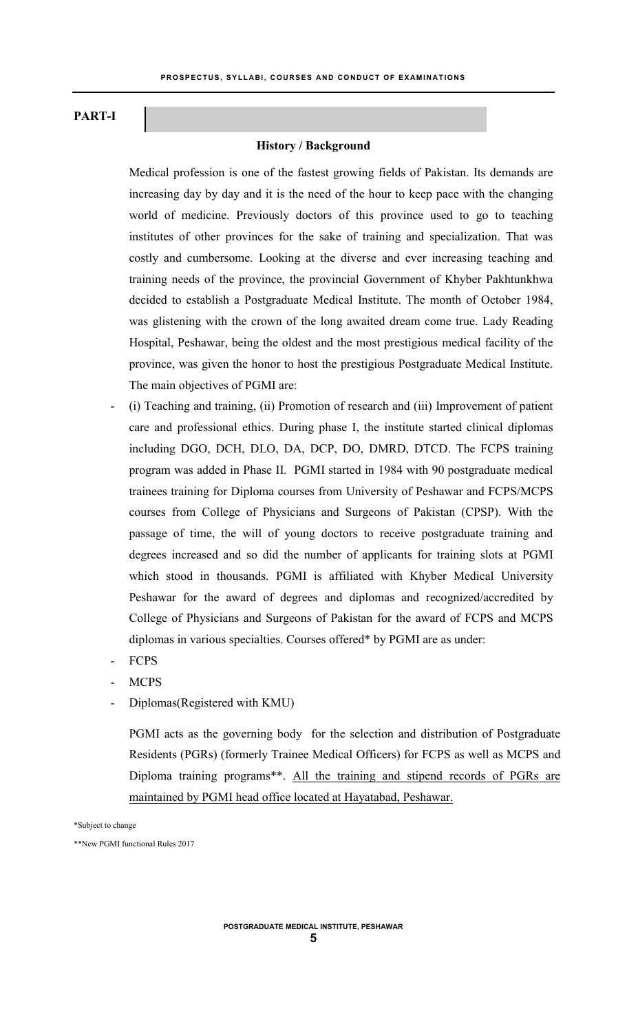## PART-I

### History / Background

Medical profession is one of the fastest growing fields of Pakistan. Its demands are increasing day by day and it is the need of the hour to keep pace with the changing world of medicine. Previously doctors of this province used to go to teaching institutes of other provinces for the sake of training and specialization. That was costly and cumbersome. Looking at the diverse and ever increasing teaching and training needs of the province, the provincial Government of Khyber Pakhtunkhwa decided to establish a Postgraduate Medical Institute. The month of October 1984, was glistening with the crown of the long awaited dream come true. Lady Reading Hospital, Peshawar, being the oldest and the most prestigious medical facility of the province, was given the honor to host the prestigious Postgraduate Medical Institute. The main objectives of PGMI are:

- (i) Teaching and training, (ii) Promotion of research and (iii) Improvement of patient care and professional ethics. During phase I, the institute started clinical diplomas including DGO, DCH, DLO, DA, DCP, DO, DMRD, DTCD. The FCPS training program was added in Phase II. PGMI started in 1984 with 90 postgraduate medical trainees training for Diploma courses from University of Peshawar and FCPS/MCPS courses from College of Physicians and Surgeons of Pakistan (CPSP). With the passage of time, the will of young doctors to receive postgraduate training and degrees increased and so did the number of applicants for training slots at PGMI which stood in thousands. PGMI is affiliated with Khyber Medical University Peshawar for the award of degrees and diplomas and recognized/accredited by College of Physicians and Surgeons of Pakistan for the award of FCPS and MCPS diplomas in various specialties. Courses offered* by PGMI are as under:
- FCPS
- MCPS
- Diplomas(Registered with KMU)

PGMI acts as the governing body for the selection and distribution of Postgraduate Residents (PGRs) (formerly Trainee Medical Officers) for FCPS as well as MCPS and Diploma training programs**. <u>All the training and stipend records of PGRs are maintained by PGMI head office located at Hayatabad, Peshawar.</u>

*Subject to change

**New PGMI functional Rules 2017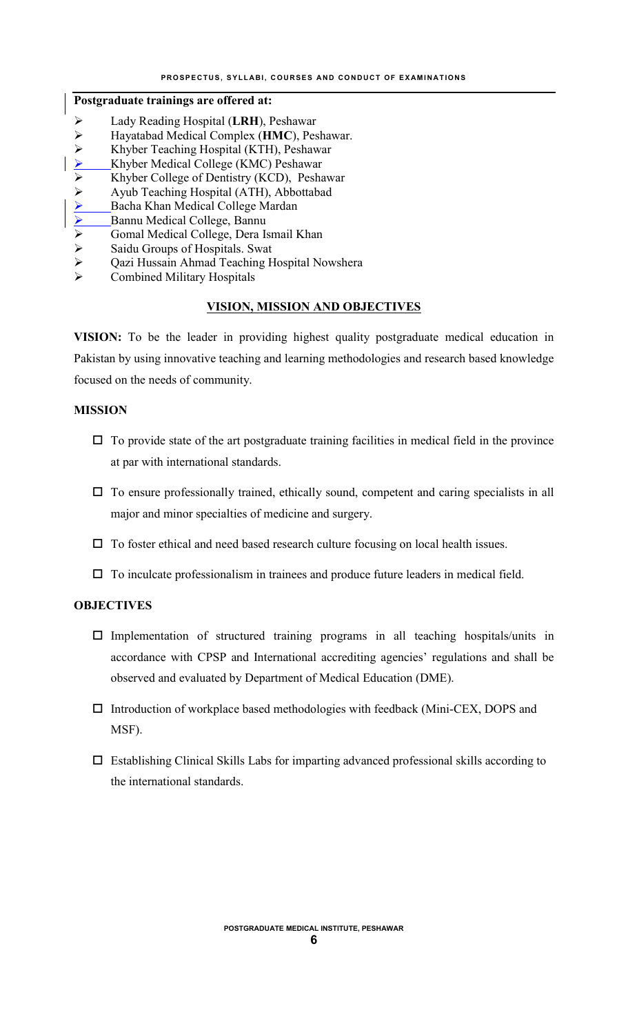**Postgraduate trainings are offered at:**

- Lady Reading Hospital (**LRH**), Peshawar
- Hayatabad Medical Complex (**HMC**), Peshawar.
- Khyber Teaching Hospital (KTH), Peshawar
- Khyber Medical College (KMC) Peshawar
- Khyber College of Dentistry (KCD), Peshawar
- Ayub Teaching Hospital (ATH), Abbottabad
- Bacha Khan Medical College Mardan
- Bannu Medical College, Bannu
- Gomal Medical College, Dera Ismail Khan
- Saidu Groups of Hospitals. Swat
- Qazi Hussain Ahmad Teaching Hospital Nowshera
- Combined Military Hospitals

## VISION, MISSION AND OBJECTIVES

**VISION:** To be the leader in providing highest quality postgraduate medical education in Pakistan by using innovative teaching and learning methodologies and research based knowledge focused on the needs of community.

### MISSION

- To provide state of the art postgraduate training facilities in medical field in the province at par with international standards.
- To ensure professionally trained, ethically sound, competent and caring specialists in all major and minor specialties of medicine and surgery.
- To foster ethical and need based research culture focusing on local health issues.
- To inculcate professionalism in trainees and produce future leaders in medical field.

### OBJECTIVES

- Implementation of structured training programs in all teaching hospitals/units in accordance with CPSP and International accrediting agencies' regulations and shall be observed and evaluated by Department of Medical Education (DME).
- Introduction of workplace based methodologies with feedback (Mini-CEX, DOPS and MSF).
- Establishing Clinical Skills Labs for imparting advanced professional skills according to the international standards.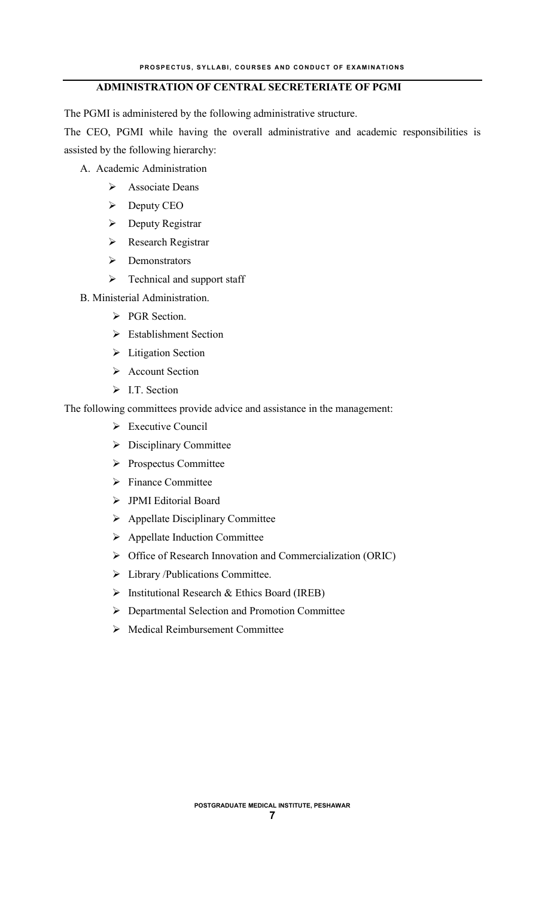## ADMINISTRATION OF CENTRAL SECRETERIATE OF PGMI

The PGMI is administered by the following administrative structure.

The CEO, PGMI while having the overall administrative and academic responsibilities is assisted by the following hierarchy:

A. Academic Administration
   - Associate Deans
   - Deputy CEO
   - Deputy Registrar
   - Research Registrar
   - Demonstrators
   - Technical and support staff

B. Ministerial Administration.
   - PGR Section.
   - Establishment Section
   - Litigation Section
   - Account Section
   - I.T. Section

The following committees provide advice and assistance in the management:

- Executive Council
- Disciplinary Committee
- Prospectus Committee
- Finance Committee
- JPMI Editorial Board
- Appellate Disciplinary Committee
- Appellate Induction Committee
- Office of Research Innovation and Commercialization (ORIC)
- Library /Publications Committee.
- Institutional Research & Ethics Board (IREB)
- Departmental Selection and Promotion Committee
- Medical Reimbursement Committee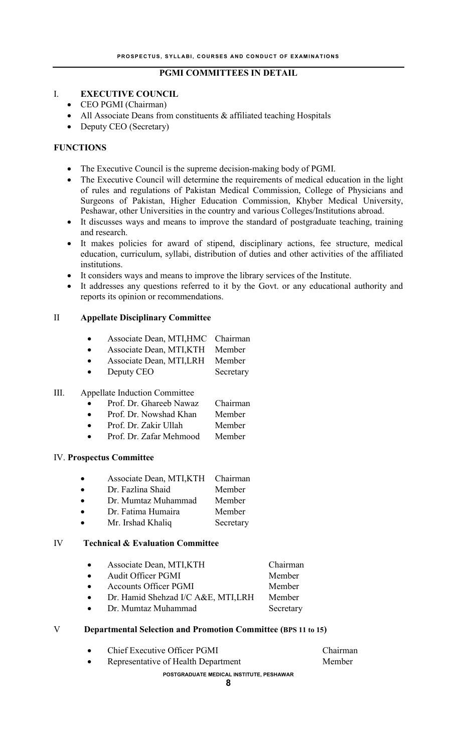## PGMI COMMITTEES IN DETAIL

### I. EXECUTIVE COUNCIL

- CEO PGMI (Chairman)
- All Associate Deans from constituents & affiliated teaching Hospitals
- Deputy CEO (Secretary)

**FUNCTIONS**

- The Executive Council is the supreme decision-making body of PGMI.
- The Executive Council will determine the requirements of medical education in the light of rules and regulations of Pakistan Medical Commission, College of Physicians and Surgeons of Pakistan, Higher Education Commission, Khyber Medical University, Peshawar, other Universities in the country and various Colleges/Institutions abroad.
- It discusses ways and means to improve the standard of postgraduate teaching, training and research.
- It makes policies for award of stipend, disciplinary actions, fee structure, medical education, curriculum, syllabi, distribution of duties and other activities of the affiliated institutions.
- It considers ways and means to improve the library services of the Institute.
- It addresses any questions referred to it by the Govt. or any educational authority and reports its opinion or recommendations.

### II Appellate Disciplinary Committee

| | |
|---|---|
| Associate Dean, MTI,HMC | Chairman |
| Associate Dean, MTI,KTH | Member |
| Associate Dean, MTI,LRH | Member |
| Deputy CEO | Secretary |

### III. Appellate Induction Committee

| | |
|---|---|
| Prof. Dr. Ghareeb Nawaz | Chairman |
| Prof. Dr. Nowshad Khan | Member |
| Prof. Dr. Zakir Ullah | Member |
| Prof. Dr. Zafar Mehmood | Member |

### IV. Prospectus Committee

| | |
|---|---|
| Associate Dean, MTI,KTH | Chairman |
| Dr. Fazlina Shaid | Member |
| Dr. Mumtaz Muhammad | Member |
| Dr. Fatima Humaira | Member |
| Mr. Irshad Khaliq | Secretary |

### IV Technical & Evaluation Committee

| | |
|---|---|
| Associate Dean, MTI,KTH | Chairman |
| Audit Officer PGMI | Member |
| Accounts Officer PGMI | Member |
| Dr. Hamid Shehzad I/C A&E, MTI,LRH | Member |
| Dr. Mumtaz Muhammad | Secretary |

### V Departmental Selection and Promotion Committee (BPS 11 to 15)

| | |
|---|---|
| Chief Executive Officer PGMI | Chairman |
| Representative of Health Department | Member |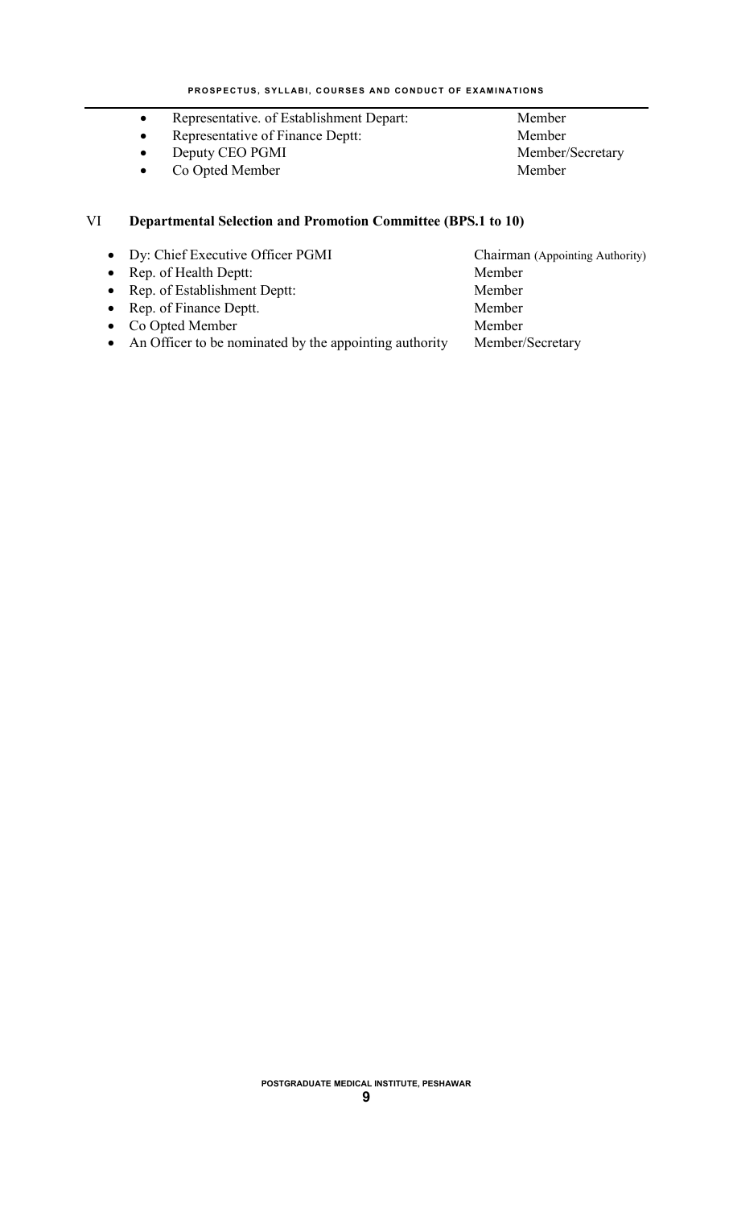- Representative. of Establishment Depart: — Member
- Representative of Finance Deptt: — Member
- Deputy CEO PGMI — Member/Secretary
- Co Opted Member — Member

## VI Departmental Selection and Promotion Committee (BPS.1 to 10)

- Dy: Chief Executive Officer PGMI — Chairman (Appointing Authority)
- Rep. of Health Deptt: — Member
- Rep. of Establishment Deptt: — Member
- Rep. of Finance Deptt. — Member
- Co Opted Member — Member
- An Officer to be nominated by the appointing authority — Member/Secretary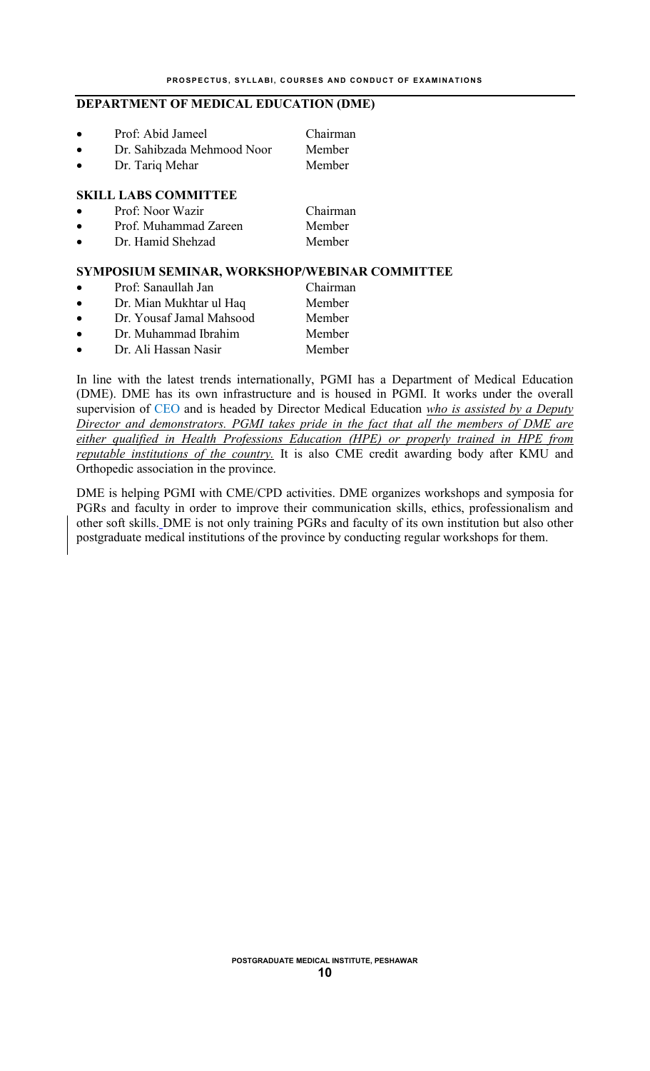## DEPARTMENT OF MEDICAL EDUCATION (DME)

- Prof: Abid Jameel — Chairman
- Dr. Sahibzada Mehmood Noor — Member
- Dr. Tariq Mehar — Member

### SKILL LABS COMMITTEE

- Prof: Noor Wazir — Chairman
- Prof. Muhammad Zareen — Member
- Dr. Hamid Shehzad — Member

### SYMPOSIUM SEMINAR, WORKSHOP/WEBINAR COMMITTEE

- Prof: Sanaullah Jan — Chairman
- Dr. Mian Mukhtar ul Haq — Member
- Dr. Yousaf Jamal Mahsood — Member
- Dr. Muhammad Ibrahim — Member
- Dr. Ali Hassan Nasir — Member

In line with the latest trends internationally, PGMI has a Department of Medical Education (DME). DME has its own infrastructure and is housed in PGMI. It works under the overall supervision of CEO and is headed by Director Medical Education *who is assisted by a Deputy Director and demonstrators. PGMI takes pride in the fact that all the members of DME are either qualified in Health Professions Education (HPE) or properly trained in HPE from reputable institutions of the country.* It is also CME credit awarding body after KMU and Orthopedic association in the province.

DME is helping PGMI with CME/CPD activities. DME organizes workshops and symposia for PGRs and faculty in order to improve their communication skills, ethics, professionalism and other soft skills. DME is not only training PGRs and faculty of its own institution but also other postgraduate medical institutions of the province by conducting regular workshops for them.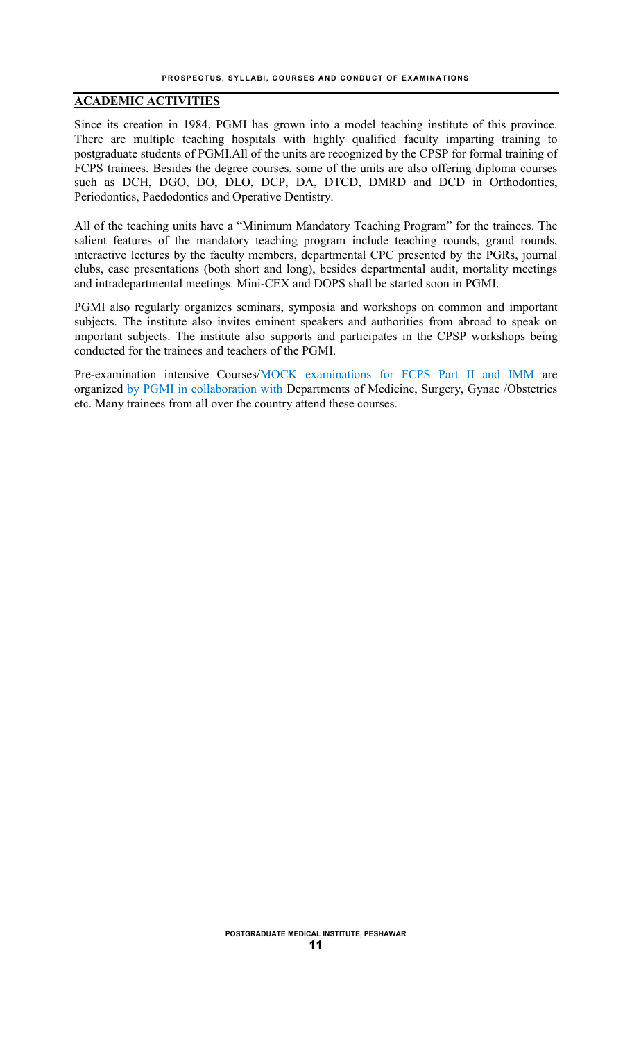## ACADEMIC ACTIVITIES

Since its creation in 1984, PGMI has grown into a model teaching institute of this province. There are multiple teaching hospitals with highly qualified faculty imparting training to postgraduate students of PGMI.All of the units are recognized by the CPSP for formal training of FCPS trainees. Besides the degree courses, some of the units are also offering diploma courses such as DCH, DGO, DO, DLO, DCP, DA, DTCD, DMRD and DCD in Orthodontics, Periodontics, Paedodontics and Operative Dentistry.

All of the teaching units have a "Minimum Mandatory Teaching Program" for the trainees. The salient features of the mandatory teaching program include teaching rounds, grand rounds, interactive lectures by the faculty members, departmental CPC presented by the PGRs, journal clubs, case presentations (both short and long), besides departmental audit, mortality meetings and intradepartmental meetings. Mini-CEX and DOPS shall be started soon in PGMI.

PGMI also regularly organizes seminars, symposia and workshops on common and important subjects. The institute also invites eminent speakers and authorities from abroad to speak on important subjects. The institute also supports and participates in the CPSP workshops being conducted for the trainees and teachers of the PGMI.

Pre-examination intensive Courses/MOCK examinations for FCPS Part II and IMM are organized by PGMI in collaboration with Departments of Medicine, Surgery, Gynae /Obstetrics etc. Many trainees from all over the country attend these courses.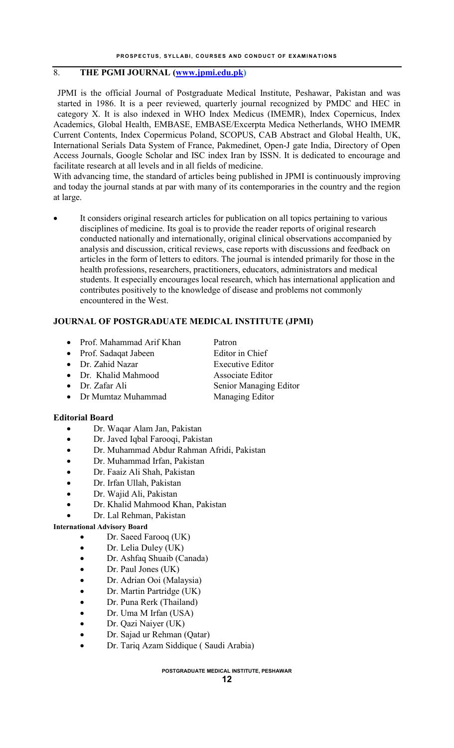## 8. THE PGMI JOURNAL (www.jpmi.edu.pk)

JPMI is the official Journal of Postgraduate Medical Institute, Peshawar, Pakistan and was started in 1986. It is a peer reviewed, quarterly journal recognized by PMDC and HEC in category X. It is also indexed in WHO Index Medicus (IMEMR), Index Copernicus, Index Academics, Global Health, EMBASE, EMBASE/Excerpta Medica Netherlands, WHO IMEMR Current Contents, Index Copermicus Poland, SCOPUS, CAB Abstract and Global Health, UK, International Serials Data System of France, Pakmedinet, Open-J gate India, Directory of Open Access Journals, Google Scholar and ISC index Iran by ISSN. It is dedicated to encourage and facilitate research at all levels and in all fields of medicine.

With advancing time, the standard of articles being published in JPMI is continuously improving and today the journal stands at par with many of its contemporaries in the country and the region at large.

- It considers original research articles for publication on all topics pertaining to various disciplines of medicine. Its goal is to provide the reader reports of original research conducted nationally and internationally, original clinical observations accompanied by analysis and discussion, critical reviews, case reports with discussions and feedback on articles in the form of letters to editors. The journal is intended primarily for those in the health professions, researchers, practitioners, educators, administrators and medical students. It especially encourages local research, which has international application and contributes positively to the knowledge of disease and problems not commonly encountered in the West.

### JOURNAL OF POSTGRADUATE MEDICAL INSTITUTE (JPMI)

- Prof. Mahammad Arif Khan — Patron
- Prof. Sadaqat Jabeen — Editor in Chief
- Dr. Zahid Nazar — Executive Editor
- Dr. Khalid Mahmood — Associate Editor
- Dr. Zafar Ali — Senior Managing Editor
- Dr Mumtaz Muhammad — Managing Editor

#### Editorial Board

- Dr. Waqar Alam Jan, Pakistan
- Dr. Javed Iqbal Farooqi, Pakistan
- Dr. Muhammad Abdur Rahman Afridi, Pakistan
- Dr. Muhammad Irfan, Pakistan
- Dr. Faaiz Ali Shah, Pakistan
- Dr. Irfan Ullah, Pakistan
- Dr. Wajid Ali, Pakistan
- Dr. Khalid Mahmood Khan, Pakistan
- Dr. Lal Rehman, Pakistan

#### International Advisory Board

- Dr. Saeed Farooq (UK)
- Dr. Lelia Duley (UK)
- Dr. Ashfaq Shuaib (Canada)
- Dr. Paul Jones (UK)
- Dr. Adrian Ooi (Malaysia)
- Dr. Martin Partridge (UK)
- Dr. Puna Rerk (Thailand)
- Dr. Uma M Irfan (USA)
- Dr. Qazi Naiyer (UK)
- Dr. Sajad ur Rehman (Qatar)
- Dr. Tariq Azam Siddique ( Saudi Arabia)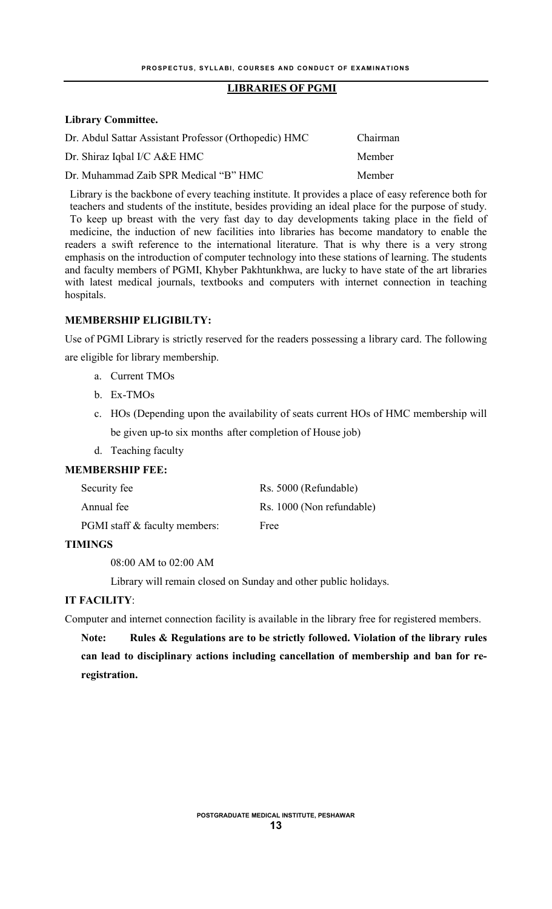## LIBRARIES OF PGMI

**Library Committee.**

| | |
|---|---|
| Dr. Abdul Sattar Assistant Professor (Orthopedic) HMC | Chairman |
| Dr. Shiraz Iqbal I/C A&E HMC | Member |
| Dr. Muhammad Zaib SPR Medical "B" HMC | Member |

Library is the backbone of every teaching institute. It provides a place of easy reference both for teachers and students of the institute, besides providing an ideal place for the purpose of study. To keep up breast with the very fast day to day developments taking place in the field of medicine, the induction of new facilities into libraries has become mandatory to enable the readers a swift reference to the international literature. That is why there is a very strong emphasis on the introduction of computer technology into these stations of learning. The students and faculty members of PGMI, Khyber Pakhtunkhwa, are lucky to have state of the art libraries with latest medical journals, textbooks and computers with internet connection in teaching hospitals.

**MEMBERSHIP ELIGIBILTY:**

Use of PGMI Library is strictly reserved for the readers possessing a library card. The following are eligible for library membership.

a. Current TMOs
b. Ex-TMOs
c. HOs (Depending upon the availability of seats current HOs of HMC membership will be given up-to six months after completion of House job)
d. Teaching faculty

**MEMBERSHIP FEE:**

| | |
|---|---|
| Security fee | Rs. 5000 (Refundable) |
| Annual fee | Rs. 1000 (Non refundable) |
| PGMI staff & faculty members: | Free |

**TIMINGS**

08:00 AM to 02:00 AM

Library will remain closed on Sunday and other public holidays.

**IT FACILITY**:

Computer and internet connection facility is available in the library free for registered members.

**Note: Rules & Regulations are to be strictly followed. Violation of the library rules can lead to disciplinary actions including cancellation of membership and ban for re-registration.**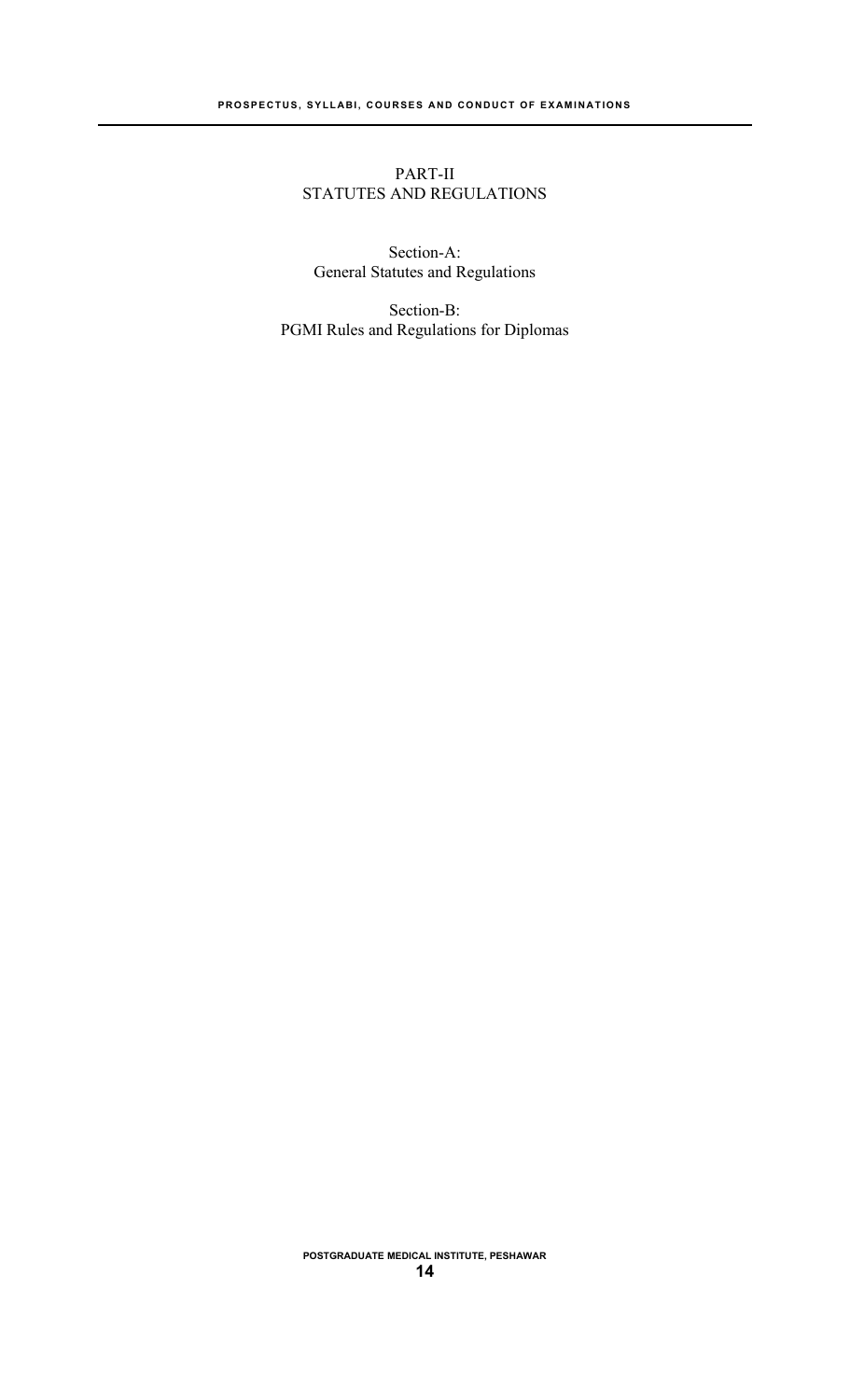# PART-II
# STATUTES AND REGULATIONS

## Section-A:
## General Statutes and Regulations

## Section-B:
## PGMI Rules and Regulations for Diplomas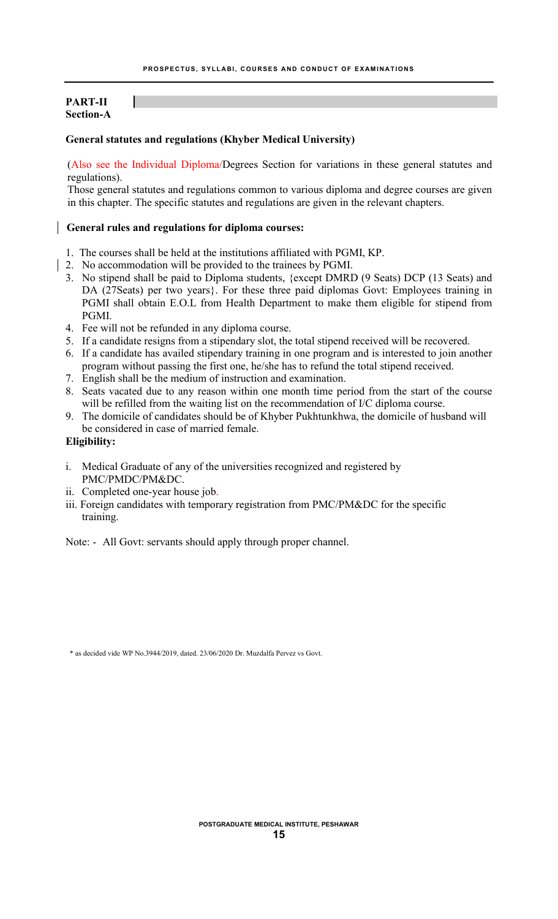## PART-II
## Section-A

**General statutes and regulations (Khyber Medical University)**

(Also see the Individual Diploma/Degrees Section for variations in these general statutes and regulations).

Those general statutes and regulations common to various diploma and degree courses are given in this chapter. The specific statutes and regulations are given in the relevant chapters.

**General rules and regulations for diploma courses:**

1. The courses shall be held at the institutions affiliated with PGMI, KP.
2. No accommodation will be provided to the trainees by PGMI.
3. No stipend shall be paid to Diploma students, {except DMRD (9 Seats) DCP (13 Seats) and DA (27Seats) per two years}. For these three paid diplomas Govt: Employees training in PGMI shall obtain E.O.L from Health Department to make them eligible for stipend from PGMI.
4. Fee will not be refunded in any diploma course.
5. If a candidate resigns from a stipendary slot, the total stipend received will be recovered.
6. If a candidate has availed stipendary training in one program and is interested to join another program without passing the first one, he/she has to refund the total stipend received.
7. English shall be the medium of instruction and examination.
8. Seats vacated due to any reason within one month time period from the start of the course will be refilled from the waiting list on the recommendation of I/C diploma course.
9. The domicile of candidates should be of Khyber Pukhtunkhwa, the domicile of husband will be considered in case of married female.

**Eligibility:**

i. Medical Graduate of any of the universities recognized and registered by PMC/PMDC/PM&DC.
ii. Completed one-year house job.
iii. Foreign candidates with temporary registration from PMC/PM&DC for the specific training.

Note: - All Govt: servants should apply through proper channel.

\* as decided vide WP No.3944/2019, dated. 23/06/2020 Dr. Muzdalfa Pervez vs Govt.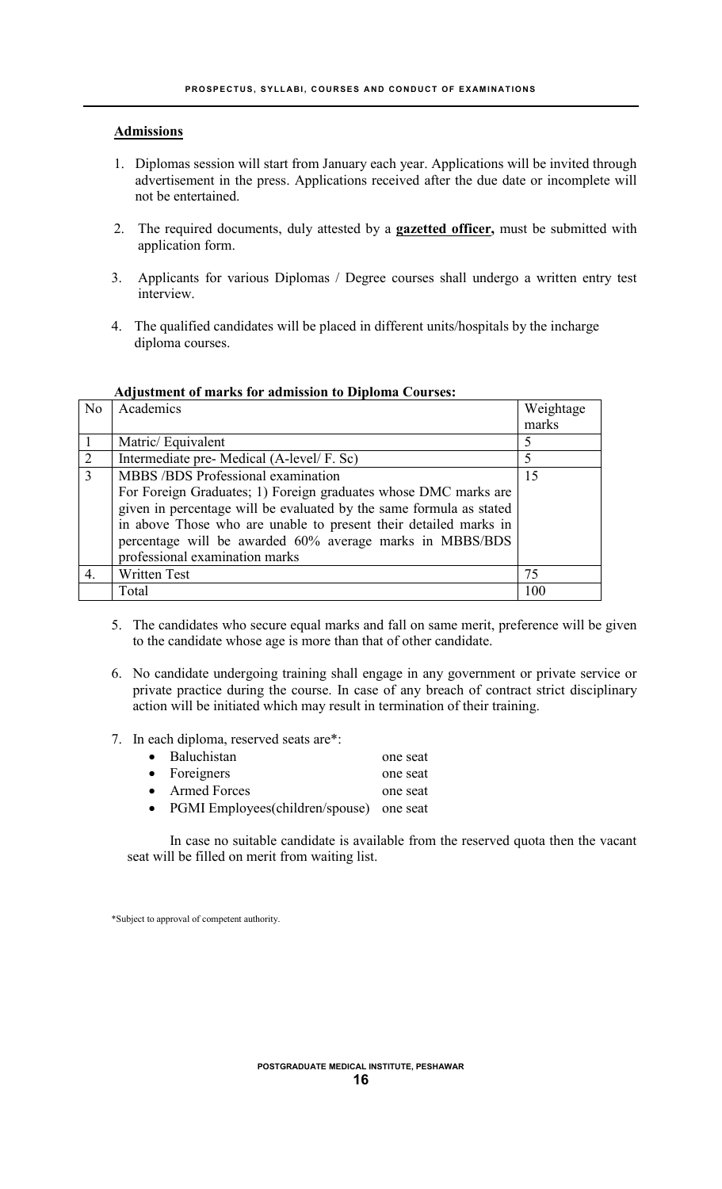## Admissions

1. Diplomas session will start from January each year. Applications will be invited through advertisement in the press. Applications received after the due date or incomplete will not be entertained.

2. The required documents, duly attested by a **gazetted officer,** must be submitted with application form.

3. Applicants for various Diplomas / Degree courses shall undergo a written entry test interview.

4. The qualified candidates will be placed in different units/hospitals by the incharge diploma courses.

**Adjustment of marks for admission to Diploma Courses:**

| No | Academics | Weightage marks |
|---|---|---|
| 1 | Matric/ Equivalent | 5 |
| 2 | Intermediate pre- Medical (A-level/ F. Sc) | 5 |
| 3 | MBBS /BDS Professional examination<br>For Foreign Graduates; 1) Foreign graduates whose DMC marks are given in percentage will be evaluated by the same formula as stated in above Those who are unable to present their detailed marks in percentage will be awarded 60% average marks in MBBS/BDS professional examination marks | 15 |
| 4. | Written Test | 75 |
| | Total | 100 |

5. The candidates who secure equal marks and fall on same merit, preference will be given to the candidate whose age is more than that of other candidate.

6. No candidate undergoing training shall engage in any government or private service or private practice during the course. In case of any breach of contract strict disciplinary action will be initiated which may result in termination of their training.

7. In each diploma, reserved seats are*:
   - Baluchistan one seat
   - Foreigners one seat
   - Armed Forces one seat
   - PGMI Employees(children/spouse) one seat

   In case no suitable candidate is available from the reserved quota then the vacant seat will be filled on merit from waiting list.

*Subject to approval of competent authority.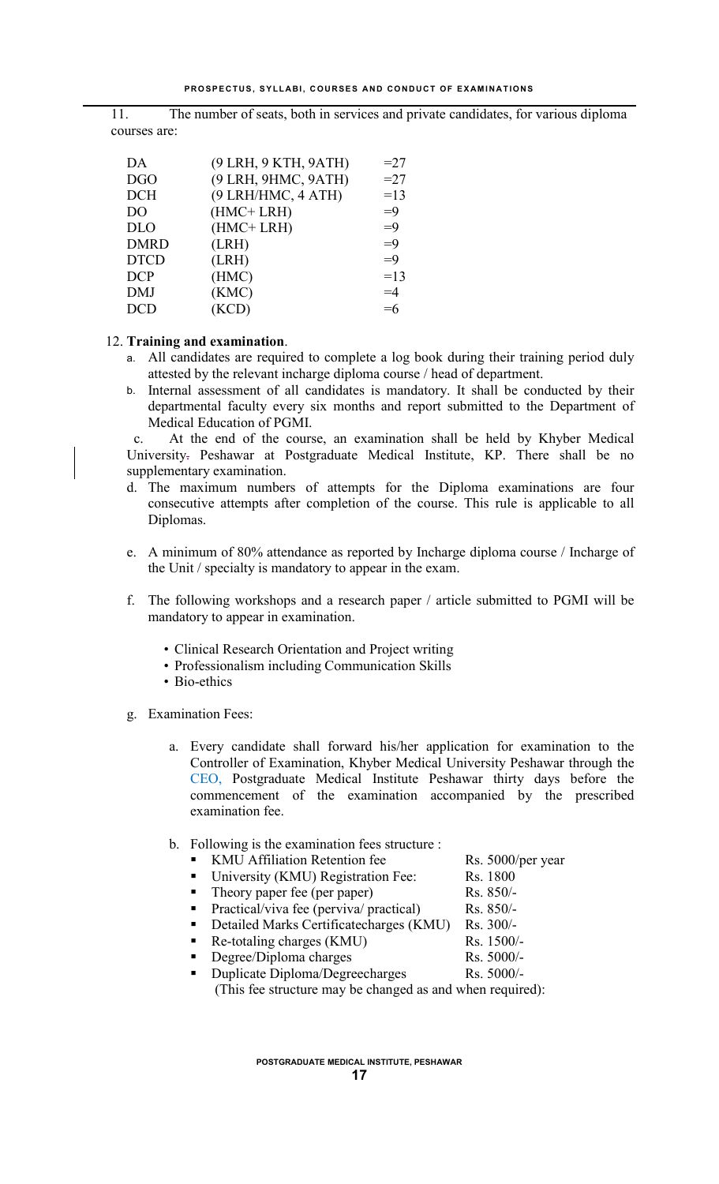11. The number of seats, both in services and private candidates, for various diploma courses are:

| | | |
|---|---|---|
| DA | (9 LRH, 9 KTH, 9ATH) | =27 |
| DGO | (9 LRH, 9HMC, 9ATH) | =27 |
| DCH | (9 LRH/HMC, 4 ATH) | =13 |
| DO | (HMC+ LRH) | =9 |
| DLO | (HMC+ LRH) | =9 |
| DMRD | (LRH) | =9 |
| DTCD | (LRH) | =9 |
| DCP | (HMC) | =13 |
| DMJ | (KMC) | =4 |
| DCD | (KCD) | =6 |

12. **Training and examination**.

a. All candidates are required to complete a log book during their training period duly attested by the relevant incharge diploma course / head of department.

b. Internal assessment of all candidates is mandatory. It shall be conducted by their departmental faculty every six months and report submitted to the Department of Medical Education of PGMI.

c. At the end of the course, an examination shall be held by Khyber Medical University. Peshawar at Postgraduate Medical Institute, KP. There shall be no supplementary examination.

d. The maximum numbers of attempts for the Diploma examinations are four consecutive attempts after completion of the course. This rule is applicable to all Diplomas.

e. A minimum of 80% attendance as reported by Incharge diploma course / Incharge of the Unit / specialty is mandatory to appear in the exam.

f. The following workshops and a research paper / article submitted to PGMI will be mandatory to appear in examination.

- Clinical Research Orientation and Project writing
- Professionalism including Communication Skills
- Bio-ethics

g. Examination Fees:

a. Every candidate shall forward his/her application for examination to the Controller of Examination, Khyber Medical University Peshawar through the CEO, Postgraduate Medical Institute Peshawar thirty days before the commencement of the examination accompanied by the prescribed examination fee.

b. Following is the examination fees structure :

| | |
|---|---|
| KMU Affiliation Retention fee | Rs. 5000/per year |
| University (KMU) Registration Fee: | Rs. 1800 |
| Theory paper fee (per paper) | Rs. 850/- |
| Practical/viva fee (perviva/ practical) | Rs. 850/- |
| Detailed Marks Certificatecharges (KMU) | Rs. 300/- |
| Re-totaling charges (KMU) | Rs. 1500/- |
| Degree/Diploma charges | Rs. 5000/- |
| Duplicate Diploma/Degreecharges | Rs. 5000/- |

(This fee structure may be changed as and when required):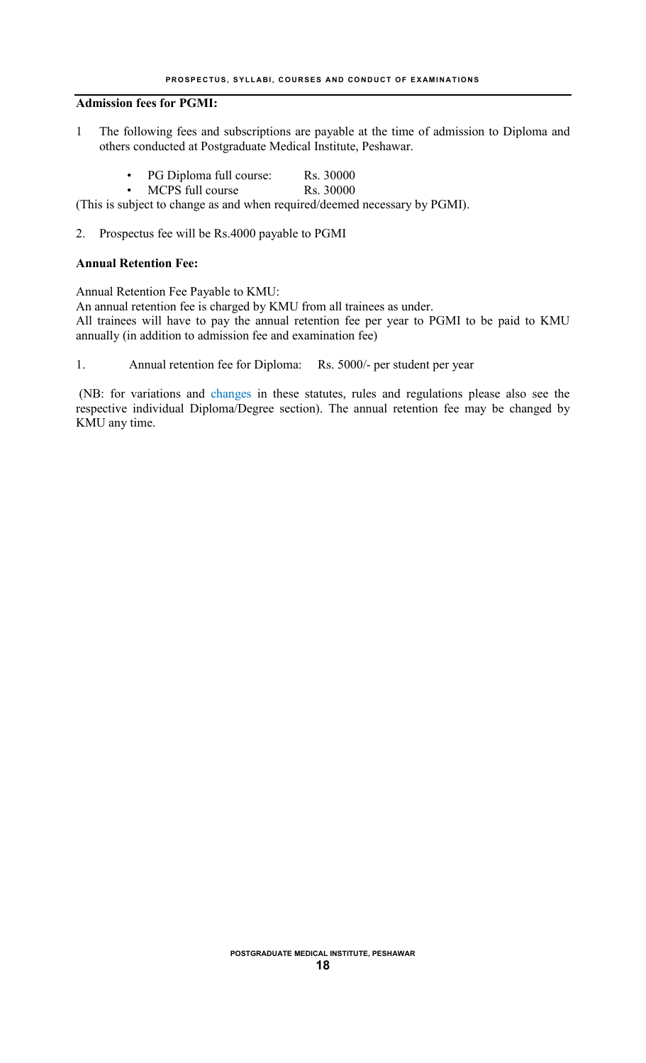**Admission fees for PGMI:**

1 The following fees and subscriptions are payable at the time of admission to Diploma and others conducted at Postgraduate Medical Institute, Peshawar.

- PG Diploma full course: Rs. 30000
- MCPS full course Rs. 30000

(This is subject to change as and when required/deemed necessary by PGMI).

2. Prospectus fee will be Rs.4000 payable to PGMI

**Annual Retention Fee:**

Annual Retention Fee Payable to KMU:
An annual retention fee is charged by KMU from all trainees as under.
All trainees will have to pay the annual retention fee per year to PGMI to be paid to KMU annually (in addition to admission fee and examination fee)

1. Annual retention fee for Diploma: Rs. 5000/- per student per year

(NB: for variations and changes in these statutes, rules and regulations please also see the respective individual Diploma/Degree section). The annual retention fee may be changed by KMU any time.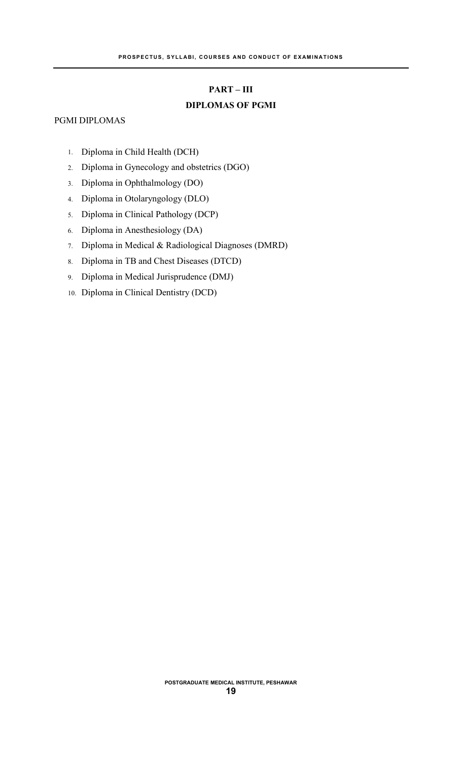## PART – III

## DIPLOMAS OF PGMI

PGMI DIPLOMAS

1. Diploma in Child Health (DCH)
2. Diploma in Gynecology and obstetrics (DGO)
3. Diploma in Ophthalmology (DO)
4. Diploma in Otolaryngology (DLO)
5. Diploma in Clinical Pathology (DCP)
6. Diploma in Anesthesiology (DA)
7. Diploma in Medical & Radiological Diagnoses (DMRD)
8. Diploma in TB and Chest Diseases (DTCD)
9. Diploma in Medical Jurisprudence (DMJ)
10. Diploma in Clinical Dentistry (DCD)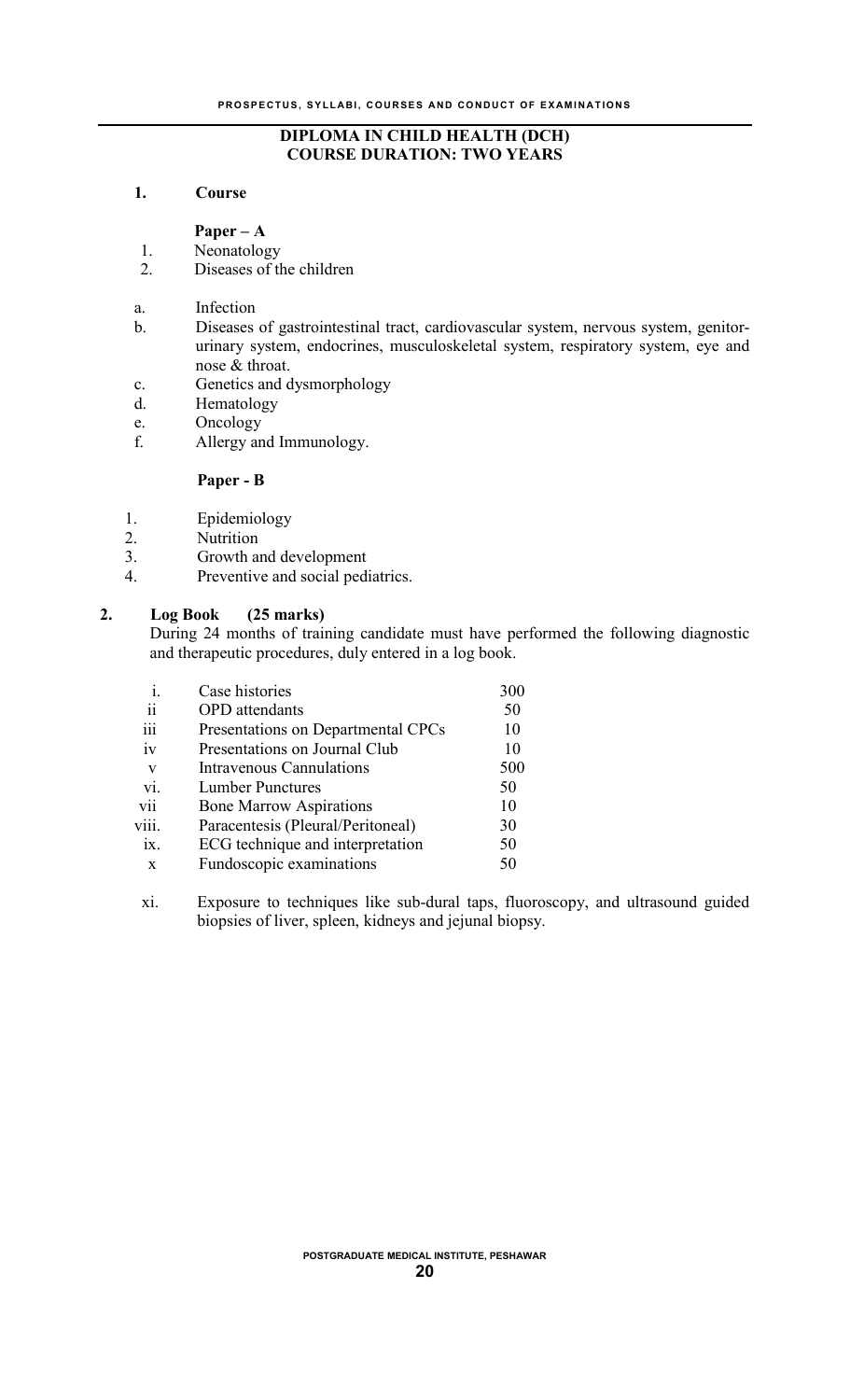## DIPLOMA IN CHILD HEALTH (DCH)
## COURSE DURATION: TWO YEARS

### 1. Course

**Paper – A**

1. Neonatology
2. Diseases of the children

a. Infection
b. Diseases of gastrointestinal tract, cardiovascular system, nervous system, genitor-urinary system, endocrines, musculoskeletal system, respiratory system, eye and nose & throat.
c. Genetics and dysmorphology
d. Hematology
e. Oncology
f. Allergy and Immunology.

**Paper - B**

1. Epidemiology
2. Nutrition
3. Growth and development
4. Preventive and social pediatrics.

### 2. Log Book (25 marks)

During 24 months of training candidate must have performed the following diagnostic and therapeutic procedures, duly entered in a log book.

| | | |
|---|---|---|
| i. | Case histories | 300 |
| ii | OPD attendants | 50 |
| iii | Presentations on Departmental CPCs | 10 |
| iv | Presentations on Journal Club | 10 |
| v | Intravenous Cannulations | 500 |
| vi. | Lumber Punctures | 50 |
| vii | Bone Marrow Aspirations | 10 |
| viii. | Paracentesis (Pleural/Peritoneal) | 30 |
| ix. | ECG technique and interpretation | 50 |
| x | Fundoscopic examinations | 50 |

xi. Exposure to techniques like sub-dural taps, fluoroscopy, and ultrasound guided biopsies of liver, spleen, kidneys and jejunal biopsy.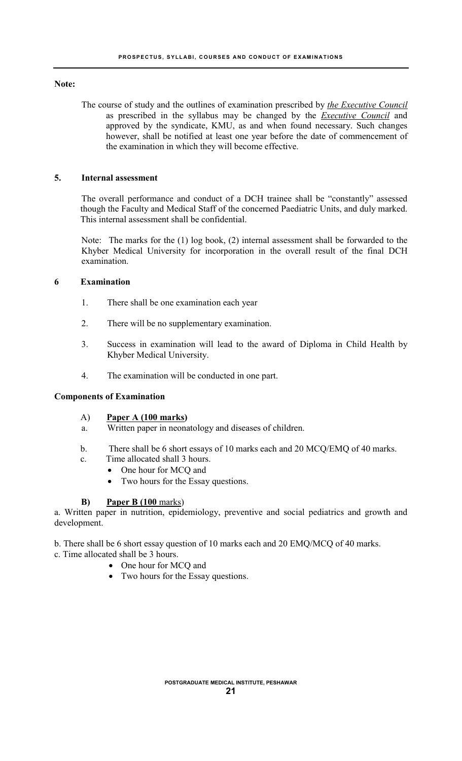**Note:**

The course of study and the outlines of examination prescribed by *the Executive Council* as prescribed in the syllabus may be changed by the *Executive Council* and approved by the syndicate, KMU, as and when found necessary. Such changes however, shall be notified at least one year before the date of commencement of the examination in which they will become effective.

## 5. Internal assessment

The overall performance and conduct of a DCH trainee shall be "constantly" assessed though the Faculty and Medical Staff of the concerned Paediatric Units, and duly marked. This internal assessment shall be confidential.

Note: The marks for the (1) log book, (2) internal assessment shall be forwarded to the Khyber Medical University for incorporation in the overall result of the final DCH examination.

## 6 Examination

1. There shall be one examination each year
2. There will be no supplementary examination.
3. Success in examination will lead to the award of Diploma in Child Health by Khyber Medical University.
4. The examination will be conducted in one part.

### Components of Examination

A) **Paper A (100 marks)**

a. Written paper in neonatology and diseases of children.

b. There shall be 6 short essays of 10 marks each and 20 MCQ/EMQ of 40 marks.

c. Time allocated shall 3 hours.
- One hour for MCQ and
- Two hours for the Essay questions.

**B) Paper B (100** marks)

a. Written paper in nutrition, epidemiology, preventive and social pediatrics and growth and development.

b. There shall be 6 short essay question of 10 marks each and 20 EMQ/MCQ of 40 marks.

c. Time allocated shall be 3 hours.
- One hour for MCQ and
- Two hours for the Essay questions.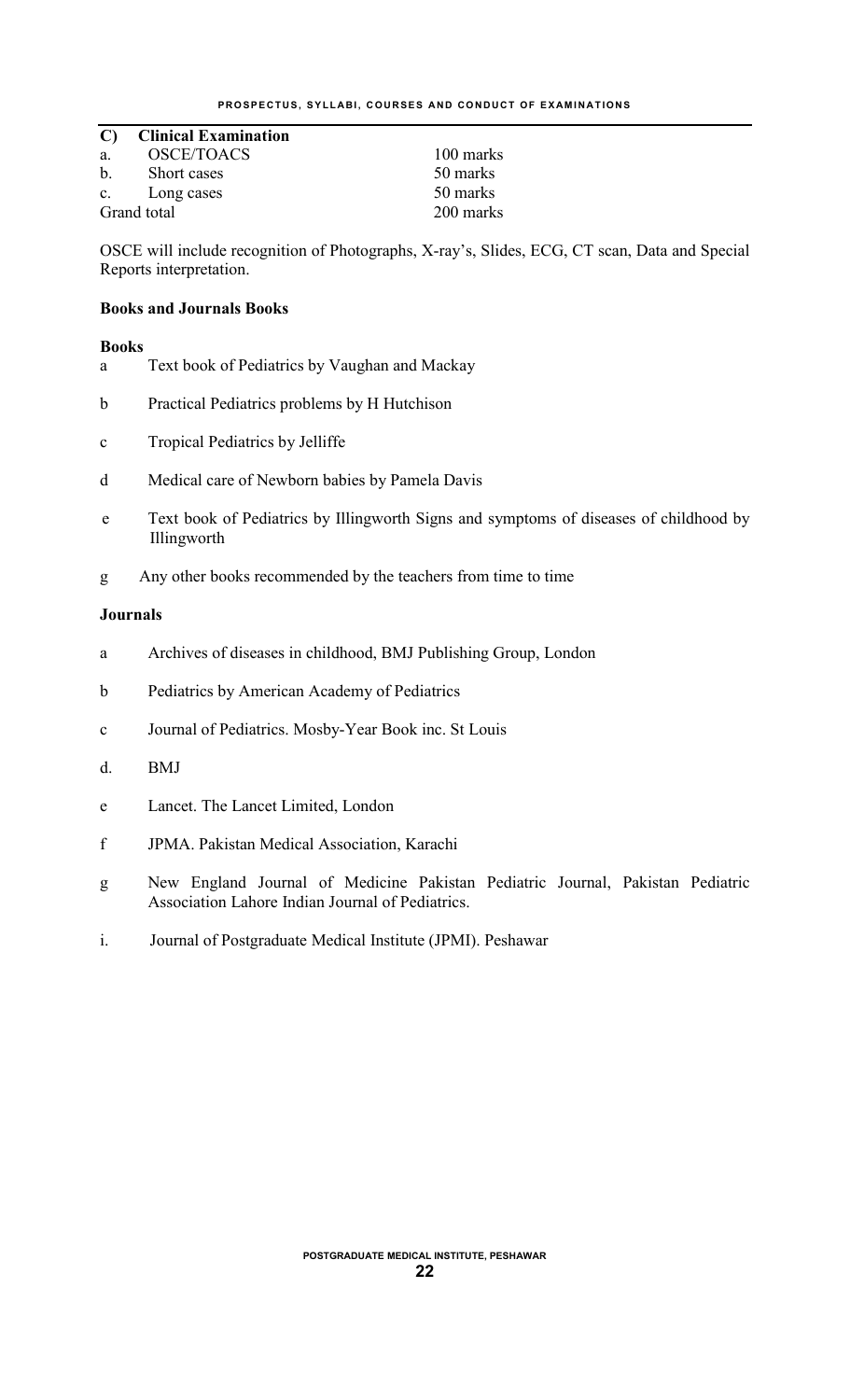**C) Clinical Examination**

| | | |
|---|---|---|
| a. | OSCE/TOACS | 100 marks |
| b. | Short cases | 50 marks |
| c. | Long cases | 50 marks |
| Grand total | | 200 marks |

OSCE will include recognition of Photographs, X-ray's, Slides, ECG, CT scan, Data and Special Reports interpretation.

**Books and Journals Books**

**Books**

a Text book of Pediatrics by Vaughan and Mackay

b Practical Pediatrics problems by H Hutchison

c Tropical Pediatrics by Jelliffe

d Medical care of Newborn babies by Pamela Davis

e Text book of Pediatrics by Illingworth Signs and symptoms of diseases of childhood by Illingworth

g Any other books recommended by the teachers from time to time

**Journals**

a Archives of diseases in childhood, BMJ Publishing Group, London

b Pediatrics by American Academy of Pediatrics

c Journal of Pediatrics. Mosby-Year Book inc. St Louis

d. BMJ

e Lancet. The Lancet Limited, London

f JPMA. Pakistan Medical Association, Karachi

g New England Journal of Medicine Pakistan Pediatric Journal, Pakistan Pediatric Association Lahore Indian Journal of Pediatrics.

i. Journal of Postgraduate Medical Institute (JPMI). Peshawar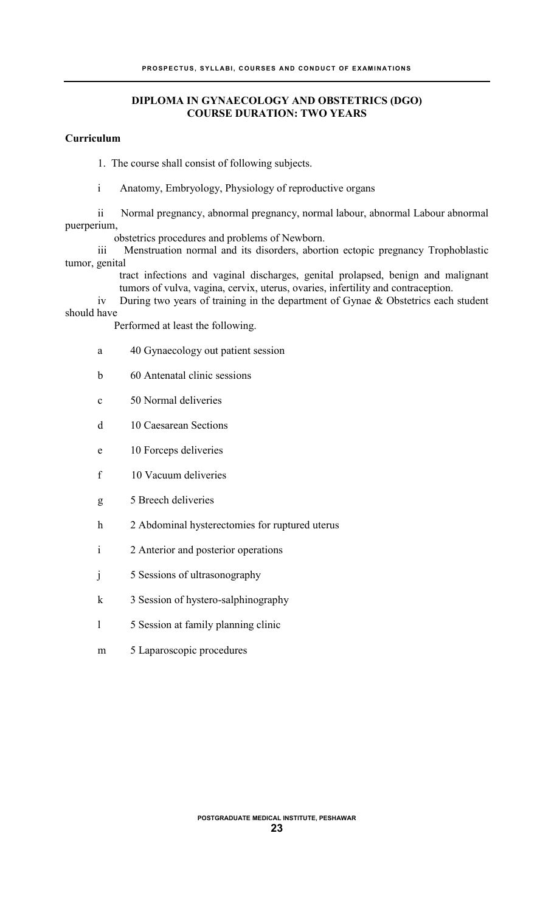## DIPLOMA IN GYNAECOLOGY AND OBSTETRICS (DGO)
## COURSE DURATION: TWO YEARS

**Curriculum**

1. The course shall consist of following subjects.

   i. Anatomy, Embryology, Physiology of reproductive organs

   ii. Normal pregnancy, abnormal pregnancy, normal labour, abnormal Labour abnormal puerperium, obstetrics procedures and problems of Newborn.

   iii. Menstruation normal and its disorders, abortion ectopic pregnancy Trophoblastic tumor, genital tract infections and vaginal discharges, genital prolapsed, benign and malignant tumors of vulva, vagina, cervix, uterus, ovaries, infertility and contraception.

   iv. During two years of training in the department of Gynae & Obstetrics each student should have Performed at least the following.

      a. 40 Gynaecology out patient session
      b. 60 Antenatal clinic sessions
      c. 50 Normal deliveries
      d. 10 Caesarean Sections
      e. 10 Forceps deliveries
      f. 10 Vacuum deliveries
      g. 5 Breech deliveries
      h. 2 Abdominal hysterectomies for ruptured uterus
      i. 2 Anterior and posterior operations
      j. 5 Sessions of ultrasonography
      k. 3 Session of hystero-salphinography
      l. 5 Session at family planning clinic
      m. 5 Laparoscopic procedures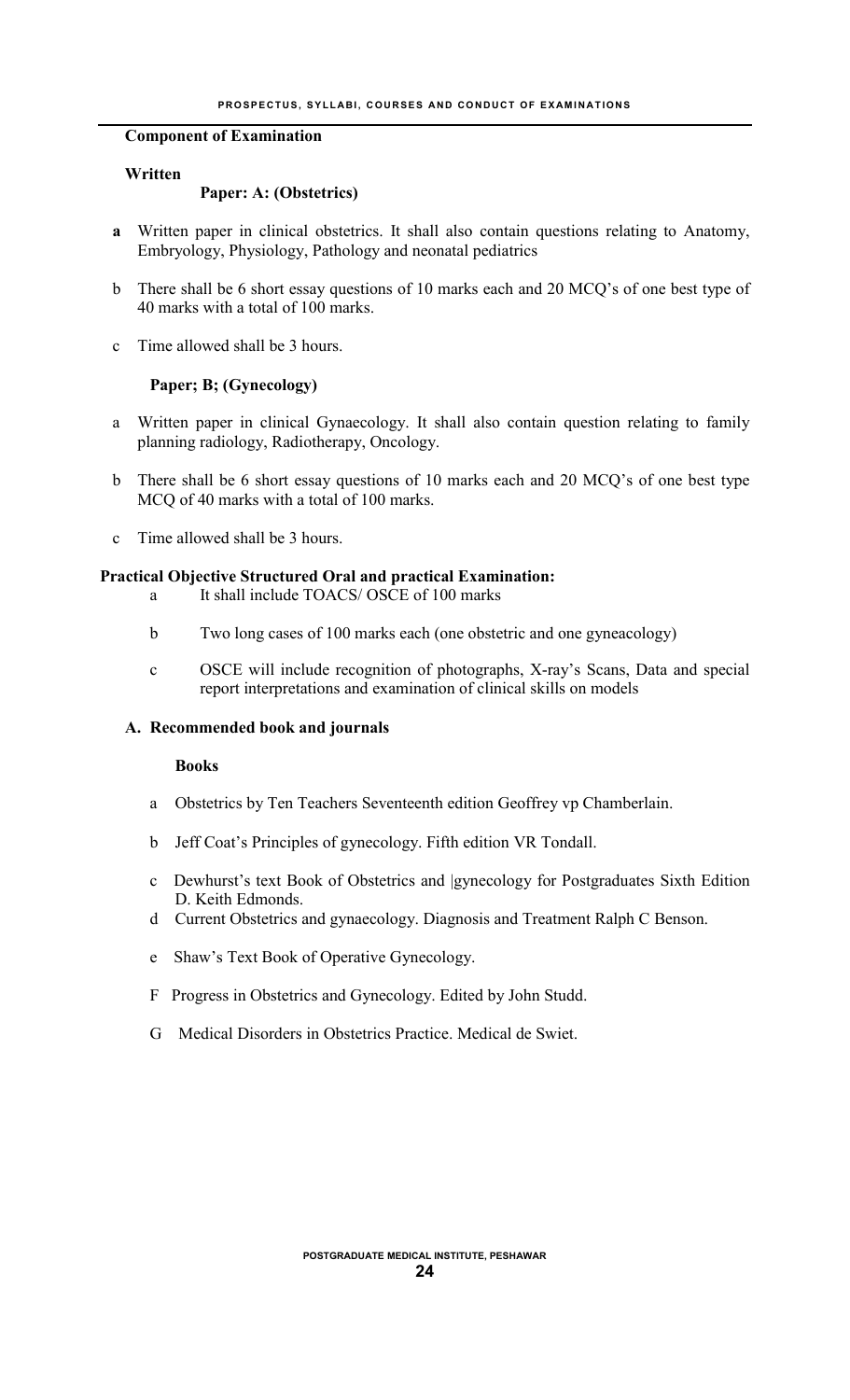**Component of Examination**

**Written**

**Paper: A: (Obstetrics)**

- **a** Written paper in clinical obstetrics. It shall also contain questions relating to Anatomy, Embryology, Physiology, Pathology and neonatal pediatrics
- b There shall be 6 short essay questions of 10 marks each and 20 MCQ's of one best type of 40 marks with a total of 100 marks.
- c Time allowed shall be 3 hours.

**Paper; B; (Gynecology)**

- a Written paper in clinical Gynaecology. It shall also contain question relating to family planning radiology, Radiotherapy, Oncology.
- b There shall be 6 short essay questions of 10 marks each and 20 MCQ's of one best type MCQ of 40 marks with a total of 100 marks.
- c Time allowed shall be 3 hours.

**Practical Objective Structured Oral and practical Examination:**

- a It shall include TOACS/ OSCE of 100 marks
- b Two long cases of 100 marks each (one obstetric and one gyneacology)
- c OSCE will include recognition of photographs, X-ray's Scans, Data and special report interpretations and examination of clinical skills on models

**A. Recommended book and journals**

**Books**

- a Obstetrics by Ten Teachers Seventeenth edition Geoffrey vp Chamberlain.
- b Jeff Coat's Principles of gynecology. Fifth edition VR Tondall.
- c Dewhurst's text Book of Obstetrics and |gynecology for Postgraduates Sixth Edition D. Keith Edmonds.
- d Current Obstetrics and gynaecology. Diagnosis and Treatment Ralph C Benson.
- e Shaw's Text Book of Operative Gynecology.
- F Progress in Obstetrics and Gynecology. Edited by John Studd.
- G Medical Disorders in Obstetrics Practice. Medical de Swiet.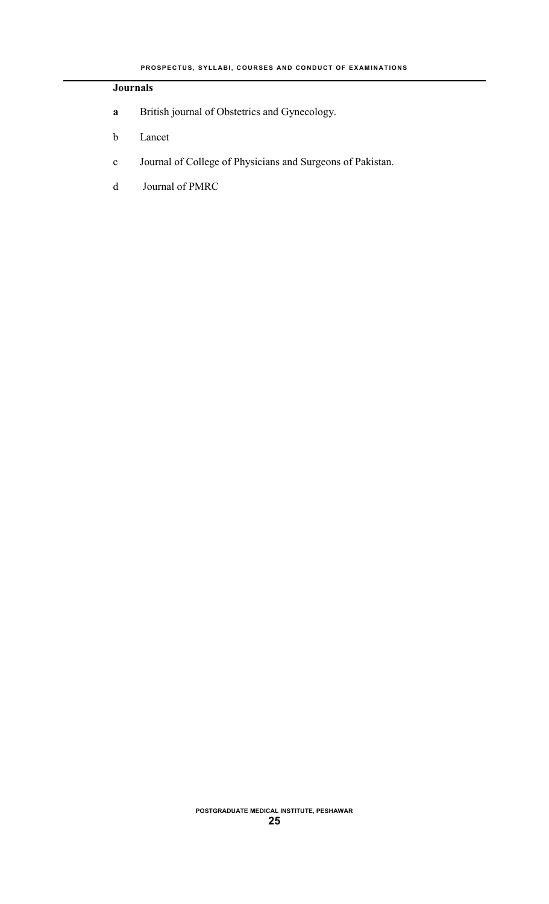**Journals**

- **a** British journal of Obstetrics and Gynecology.
- b Lancet
- c Journal of College of Physicians and Surgeons of Pakistan.
- d Journal of PMRC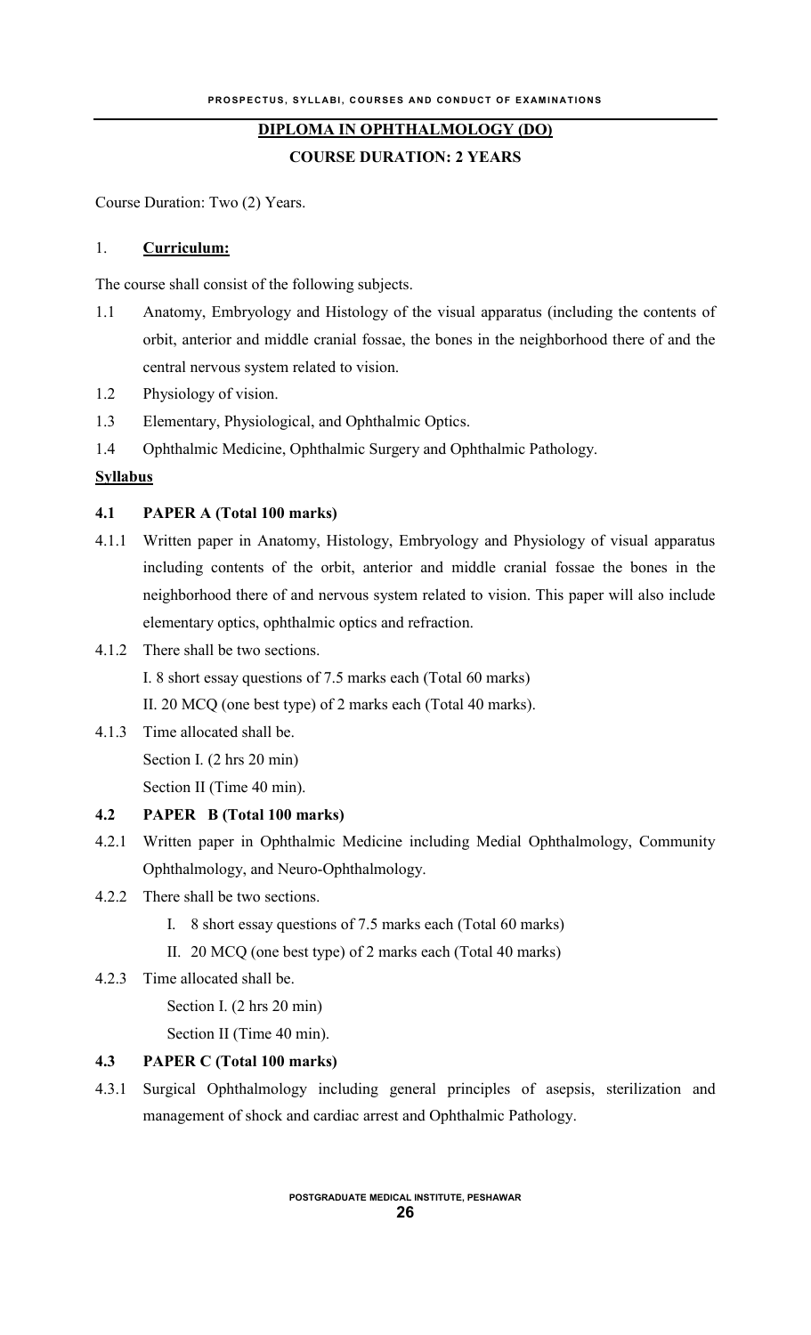## DIPLOMA IN OPHTHALMOLOGY (DO)

### COURSE DURATION: 2 YEARS

Course Duration: Two (2) Years.

1. **Curriculum:**

The course shall consist of the following subjects.

1.1 Anatomy, Embryology and Histology of the visual apparatus (including the contents of orbit, anterior and middle cranial fossae, the bones in the neighborhood there of and the central nervous system related to vision.

1.2 Physiology of vision.

1.3 Elementary, Physiological, and Ophthalmic Optics.

1.4 Ophthalmic Medicine, Ophthalmic Surgery and Ophthalmic Pathology.

**Syllabus**

**4.1 PAPER A (Total 100 marks)**

4.1.1 Written paper in Anatomy, Histology, Embryology and Physiology of visual apparatus including contents of the orbit, anterior and middle cranial fossae the bones in the neighborhood there of and nervous system related to vision. This paper will also include elementary optics, ophthalmic optics and refraction.

4.1.2 There shall be two sections.

I. 8 short essay questions of 7.5 marks each (Total 60 marks)

II. 20 MCQ (one best type) of 2 marks each (Total 40 marks).

4.1.3 Time allocated shall be.

Section I. (2 hrs 20 min)

Section II (Time 40 min).

**4.2 PAPER B (Total 100 marks)**

4.2.1 Written paper in Ophthalmic Medicine including Medial Ophthalmology, Community Ophthalmology, and Neuro-Ophthalmology.

4.2.2 There shall be two sections.

I. 8 short essay questions of 7.5 marks each (Total 60 marks)

II. 20 MCQ (one best type) of 2 marks each (Total 40 marks)

4.2.3 Time allocated shall be.

Section I. (2 hrs 20 min)

Section II (Time 40 min).

**4.3 PAPER C (Total 100 marks)**

4.3.1 Surgical Ophthalmology including general principles of asepsis, sterilization and management of shock and cardiac arrest and Ophthalmic Pathology.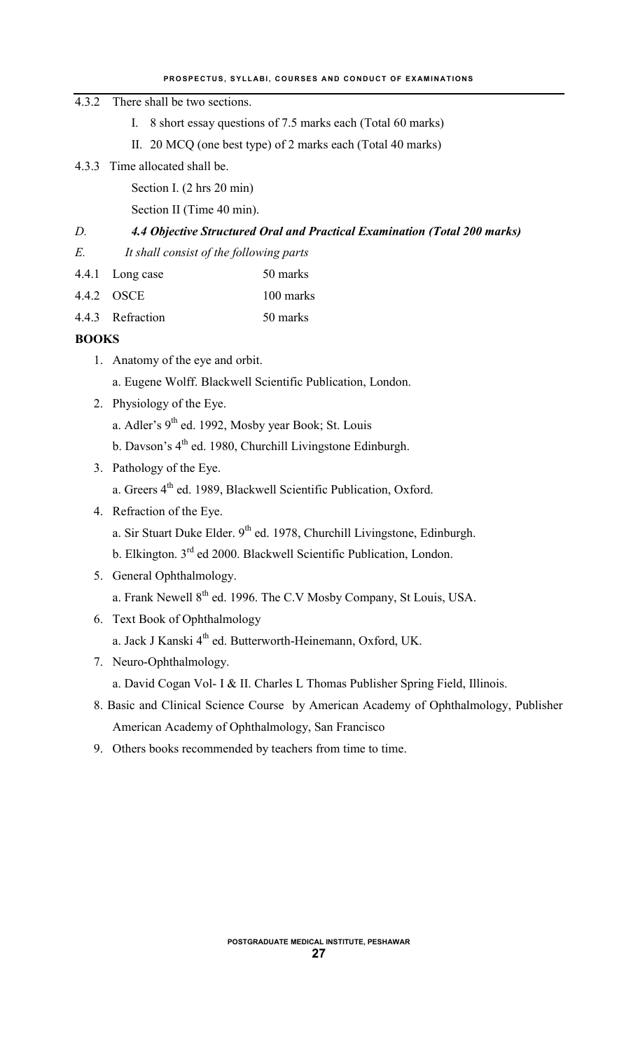4.3.2 There shall be two sections.

I. 8 short essay questions of 7.5 marks each (Total 60 marks)

II. 20 MCQ (one best type) of 2 marks each (Total 40 marks)

4.3.3 Time allocated shall be.

Section I. (2 hrs 20 min)

Section II (Time 40 min).

*D.* ***4.4 Objective Structured Oral and Practical Examination (Total 200 marks)***

*E. It shall consist of the following parts*

| | | |
|---|---|---|
| 4.4.1 | Long case | 50 marks |
| 4.4.2 | OSCE | 100 marks |
| 4.4.3 | Refraction | 50 marks |

**BOOKS**

1. Anatomy of the eye and orbit.
   a. Eugene Wolff. Blackwell Scientific Publication, London.
2. Physiology of the Eye.
   a. Adler's 9th ed. 1992, Mosby year Book; St. Louis
   b. Davson's 4th ed. 1980, Churchill Livingstone Edinburgh.
3. Pathology of the Eye.
   a. Greers 4th ed. 1989, Blackwell Scientific Publication, Oxford.
4. Refraction of the Eye.
   a. Sir Stuart Duke Elder. 9th ed. 1978, Churchill Livingstone, Edinburgh.
   b. Elkington. 3rd ed 2000. Blackwell Scientific Publication, London.
5. General Ophthalmology.
   a. Frank Newell 8th ed. 1996. The C.V Mosby Company, St Louis, USA.
6. Text Book of Ophthalmology
   a. Jack J Kanski 4th ed. Butterworth-Heinemann, Oxford, UK.
7. Neuro-Ophthalmology.
   a. David Cogan Vol- I & II. Charles L Thomas Publisher Spring Field, Illinois.
8. Basic and Clinical Science Course by American Academy of Ophthalmology, Publisher American Academy of Ophthalmology, San Francisco
9. Others books recommended by teachers from time to time.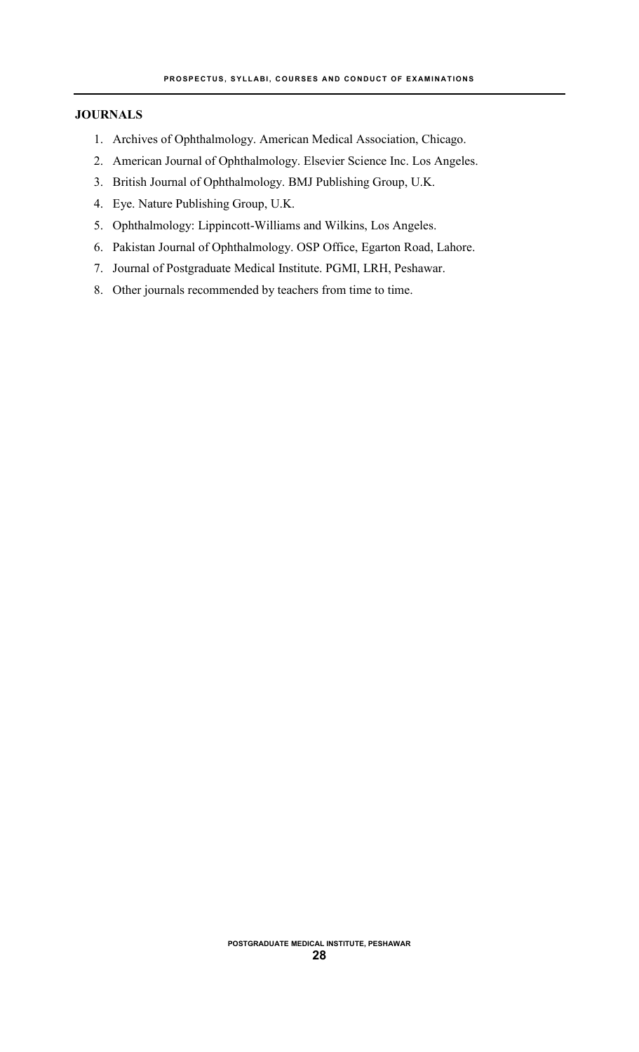**JOURNALS**

1. Archives of Ophthalmology. American Medical Association, Chicago.
2. American Journal of Ophthalmology. Elsevier Science Inc. Los Angeles.
3. British Journal of Ophthalmology. BMJ Publishing Group, U.K.
4. Eye. Nature Publishing Group, U.K.
5. Ophthalmology: Lippincott-Williams and Wilkins, Los Angeles.
6. Pakistan Journal of Ophthalmology. OSP Office, Egarton Road, Lahore.
7. Journal of Postgraduate Medical Institute. PGMI, LRH, Peshawar.
8. Other journals recommended by teachers from time to time.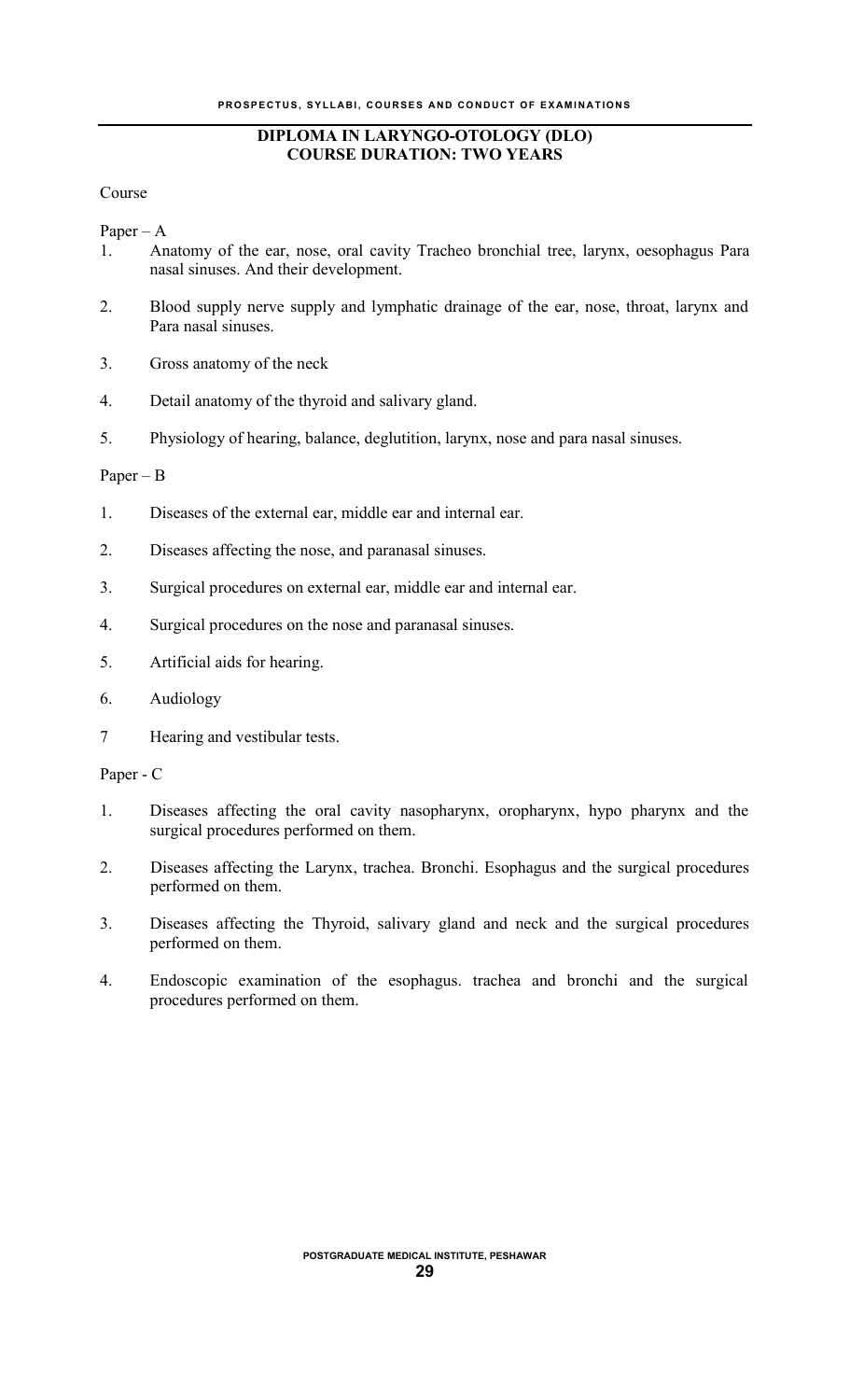## DIPLOMA IN LARYNGO-OTOLOGY (DLO)
## COURSE DURATION: TWO YEARS

Course

Paper – A

1. Anatomy of the ear, nose, oral cavity Tracheo bronchial tree, larynx, oesophagus Para nasal sinuses. And their development.
2. Blood supply nerve supply and lymphatic drainage of the ear, nose, throat, larynx and Para nasal sinuses.
3. Gross anatomy of the neck
4. Detail anatomy of the thyroid and salivary gland.
5. Physiology of hearing, balance, deglutition, larynx, nose and para nasal sinuses.

Paper – B

1. Diseases of the external ear, middle ear and internal ear.
2. Diseases affecting the nose, and paranasal sinuses.
3. Surgical procedures on external ear, middle ear and internal ear.
4. Surgical procedures on the nose and paranasal sinuses.
5. Artificial aids for hearing.
6. Audiology
7. Hearing and vestibular tests.

Paper - C

1. Diseases affecting the oral cavity nasopharynx, oropharynx, hypo pharynx and the surgical procedures performed on them.
2. Diseases affecting the Larynx, trachea. Bronchi. Esophagus and the surgical procedures performed on them.
3. Diseases affecting the Thyroid, salivary gland and neck and the surgical procedures performed on them.
4. Endoscopic examination of the esophagus. trachea and bronchi and the surgical procedures performed on them.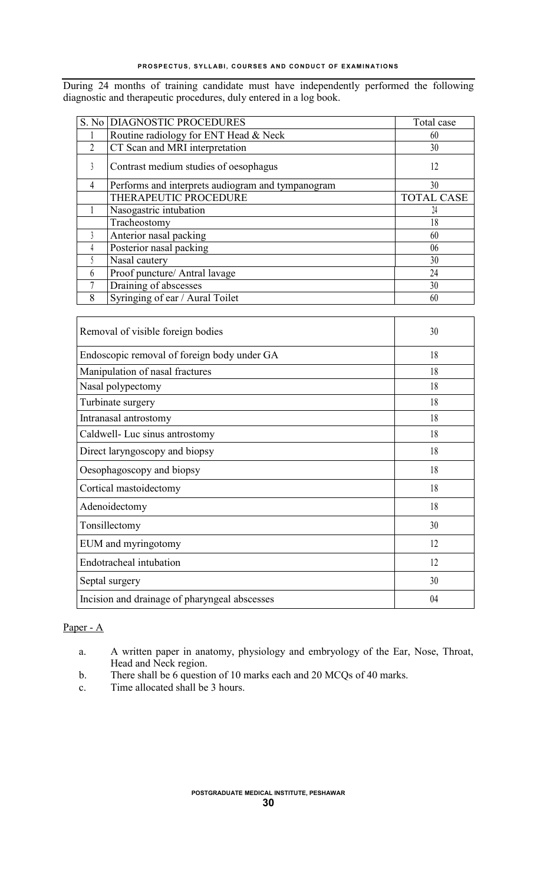During 24 months of training candidate must have independently performed the following diagnostic and therapeutic procedures, duly entered in a log book.

| S. No | DIAGNOSTIC PROCEDURES | Total case |
|---|---|---|
| 1 | Routine radiology for ENT Head & Neck | 60 |
| 2 | CT Scan and MRI interpretation | 30 |
| 3 | Contrast medium studies of oesophagus | 12 |
| 4 | Performs and interprets audiogram and tympanogram | 30 |
| | THERAPEUTIC PROCEDURE | TOTAL CASE |
| 1 | Nasogastric intubation | 24 |
| | Tracheostomy | 18 |
| 3 | Anterior nasal packing | 60 |
| 4 | Posterior nasal packing | 06 |
| 5 | Nasal cautery | 30 |
| 6 | Proof puncture/ Antral lavage | 24 |
| 7 | Draining of abscesses | 30 |
| 8 | Syringing of ear / Aural Toilet | 60 |

| | |
|---|---|
| Removal of visible foreign bodies | 30 |
| Endoscopic removal of foreign body under GA | 18 |
| Manipulation of nasal fractures | 18 |
| Nasal polypectomy | 18 |
| Turbinate surgery | 18 |
| Intranasal antrostomy | 18 |
| Caldwell- Luc sinus antrostomy | 18 |
| Direct laryngoscopy and biopsy | 18 |
| Oesophagoscopy and biopsy | 18 |
| Cortical mastoidectomy | 18 |
| Adenoidectomy | 18 |
| Tonsillectomy | 30 |
| EUM and myringotomy | 12 |
| Endotracheal intubation | 12 |
| Septal surgery | 30 |
| Incision and drainage of pharyngeal abscesses | 04 |

Paper - A

a. A written paper in anatomy, physiology and embryology of the Ear, Nose, Throat, Head and Neck region.

b. There shall be 6 question of 10 marks each and 20 MCQs of 40 marks.

c. Time allocated shall be 3 hours.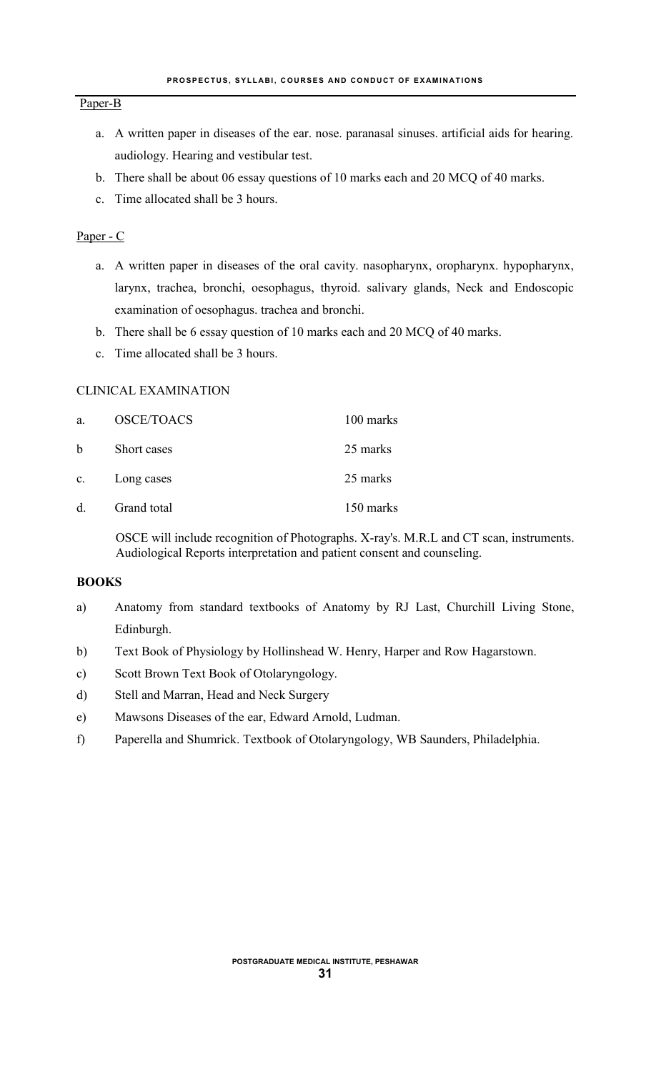Paper-B

a. A written paper in diseases of the ear. nose. paranasal sinuses. artificial aids for hearing. audiology. Hearing and vestibular test.
b. There shall be about 06 essay questions of 10 marks each and 20 MCQ of 40 marks.
c. Time allocated shall be 3 hours.

Paper - C

a. A written paper in diseases of the oral cavity. nasopharynx, oropharynx. hypopharynx, larynx, trachea, bronchi, oesophagus, thyroid. salivary glands, Neck and Endoscopic examination of oesophagus. trachea and bronchi.
b. There shall be 6 essay question of 10 marks each and 20 MCQ of 40 marks.
c. Time allocated shall be 3 hours.

CLINICAL EXAMINATION

| | | |
|---|---|---|
| a. | OSCE/TOACS | 100 marks |
| b | Short cases | 25 marks |
| c. | Long cases | 25 marks |
| d. | Grand total | 150 marks |

OSCE will include recognition of Photographs. X-ray's. M.R.I. and CT scan, instruments. Audiological Reports interpretation and patient consent and counseling.

**BOOKS**

a) Anatomy from standard textbooks of Anatomy by RJ Last, Churchill Living Stone, Edinburgh.
b) Text Book of Physiology by Hollinshead W. Henry, Harper and Row Hagarstown.
c) Scott Brown Text Book of Otolaryngology.
d) Stell and Marran, Head and Neck Surgery
e) Mawsons Diseases of the ear, Edward Arnold, Ludman.
f) Paperella and Shumrick. Textbook of Otolaryngology, WB Saunders, Philadelphia.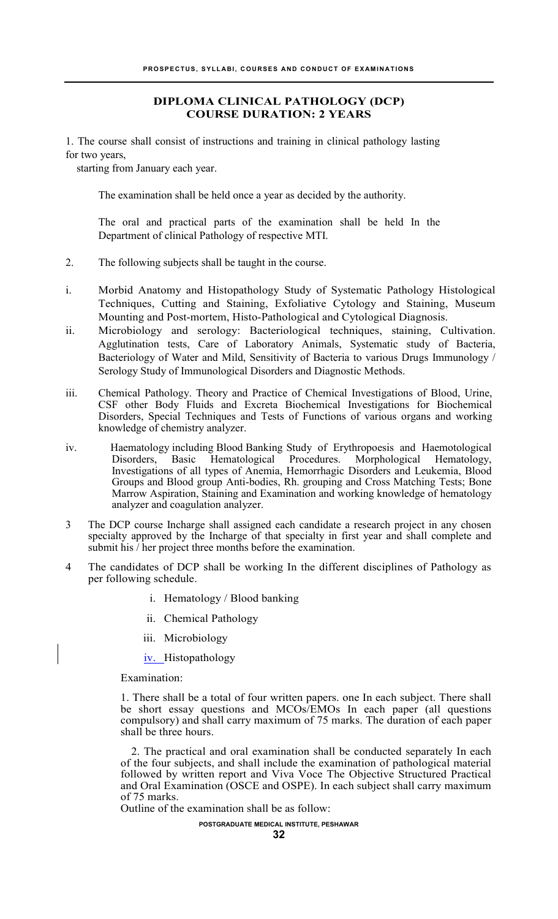## DIPLOMA CLINICAL PATHOLOGY (DCP)
## COURSE DURATION: 2 YEARS

1. The course shall consist of instructions and training in clinical pathology lasting for two years, starting from January each year.

The examination shall be held once a year as decided by the authority.

The oral and practical parts of the examination shall be held In the Department of clinical Pathology of respective MTI.

2. The following subjects shall be taught in the course.

i. Morbid Anatomy and Histopathology Study of Systematic Pathology Histological Techniques, Cutting and Staining, Exfoliative Cytology and Staining, Museum Mounting and Post-mortem, Histo-Pathological and Cytological Diagnosis.

ii. Microbiology and serology: Bacteriological techniques, staining, Cultivation. Agglutination tests, Care of Laboratory Animals, Systematic study of Bacteria, Bacteriology of Water and Mild, Sensitivity of Bacteria to various Drugs Immunology / Serology Study of Immunological Disorders and Diagnostic Methods.

iii. Chemical Pathology. Theory and Practice of Chemical Investigations of Blood, Urine, CSF other Body Fluids and Excreta Biochemical Investigations for Biochemical Disorders, Special Techniques and Tests of Functions of various organs and working knowledge of chemistry analyzer.

iv. Haematology including Blood Banking Study of Erythropoesis and Haemotological Disorders, Basic Hematological Procedures. Morphological Hematology, Investigations of all types of Anemia, Hemorrhagic Disorders and Leukemia, Blood Groups and Blood group Anti-bodies, Rh. grouping and Cross Matching Tests; Bone Marrow Aspiration, Staining and Examination and working knowledge of hematology analyzer and coagulation analyzer.

3 The DCP course Incharge shall assigned each candidate a research project in any chosen specialty approved by the Incharge of that specialty in first year and shall complete and submit his / her project three months before the examination.

4 The candidates of DCP shall be working In the different disciplines of Pathology as per following schedule.

   i. Hematology / Blood banking
   ii. Chemical Pathology
   iii. Microbiology
   iv. Histopathology

Examination:

1. There shall be a total of four written papers. one In each subject. There shall be short essay questions and MCOs/EMOs In each paper (all questions compulsory) and shall carry maximum of 75 marks. The duration of each paper shall be three hours.

2. The practical and oral examination shall be conducted separately In each of the four subjects, and shall include the examination of pathological material followed by written report and Viva Voce The Objective Structured Practical and Oral Examination (OSCE and OSPE). In each subject shall carry maximum of 75 marks.

Outline of the examination shall be as follow: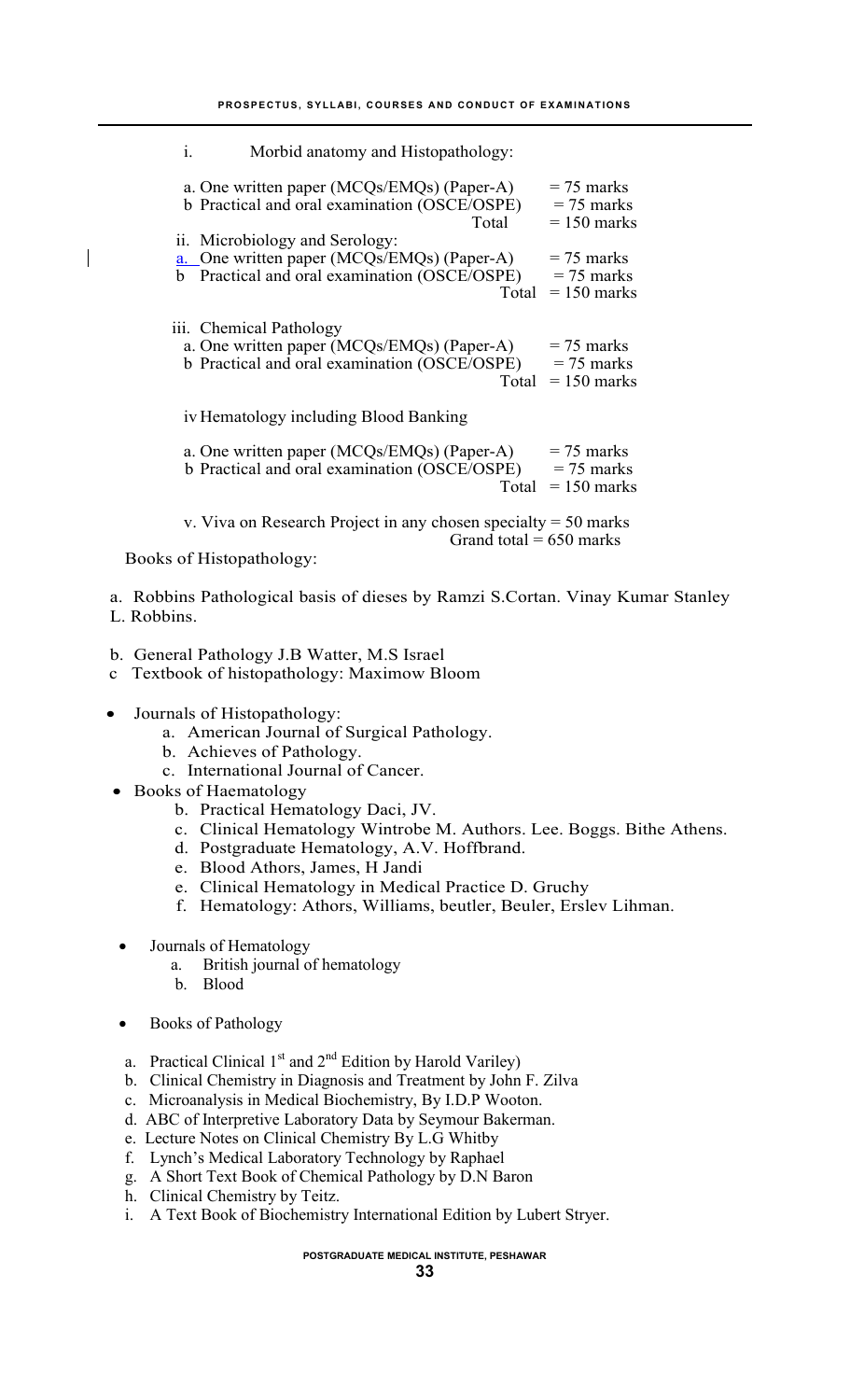i. Morbid anatomy and Histopathology:

a. One written paper (MCQs/EMQs) (Paper-A) = 75 marks
b Practical and oral examination (OSCE/OSPE) = 75 marks
Total = 150 marks

ii. Microbiology and Serology:

a. One written paper (MCQs/EMQs) (Paper-A) = 75 marks
b Practical and oral examination (OSCE/OSPE) = 75 marks
Total = 150 marks

iii. Chemical Pathology

a. One written paper (MCQs/EMQs) (Paper-A) = 75 marks
b Practical and oral examination (OSCE/OSPE) = 75 marks
Total = 150 marks

iv Hematology including Blood Banking

a. One written paper (MCQs/EMQs) (Paper-A) = 75 marks
b Practical and oral examination (OSCE/OSPE) = 75 marks
Total = 150 marks

v. Viva on Research Project in any chosen specialty = 50 marks
Grand total = 650 marks

Books of Histopathology:

a. Robbins Pathological basis of dieses by Ramzi S.Cortan. Vinay Kumar Stanley L. Robbins.

b. General Pathology J.B Watter, M.S Israel
c Textbook of histopathology: Maximow Bloom

- Journals of Histopathology:
  a. American Journal of Surgical Pathology.
  b. Achieves of Pathology.
  c. International Journal of Cancer.
- Books of Haematology
  b. Practical Hematology Daci, JV.
  c. Clinical Hematology Wintrobe M. Authors. Lee. Boggs. Bithe Athens.
  d. Postgraduate Hematology, A.V. Hoffbrand.
  e. Blood Athors, James, H Jandi
  e. Clinical Hematology in Medical Practice D. Gruchy
  f. Hematology: Athors, Williams, beutler, Beuler, Erslev Lihman.
- Journals of Hematology
  a. British journal of hematology
  b. Blood
- Books of Pathology

a. Practical Clinical 1st and 2nd Edition by Harold Variley)
b. Clinical Chemistry in Diagnosis and Treatment by John F. Zilva
c. Microanalysis in Medical Biochemistry, By I.D.P Wooton.
d. ABC of Interpretive Laboratory Data by Seymour Bakerman.
e. Lecture Notes on Clinical Chemistry By L.G Whitby
f. Lynch's Medical Laboratory Technology by Raphael
g. A Short Text Book of Chemical Pathology by D.N Baron
h. Clinical Chemistry by Teitz.
i. A Text Book of Biochemistry International Edition by Lubert Stryer.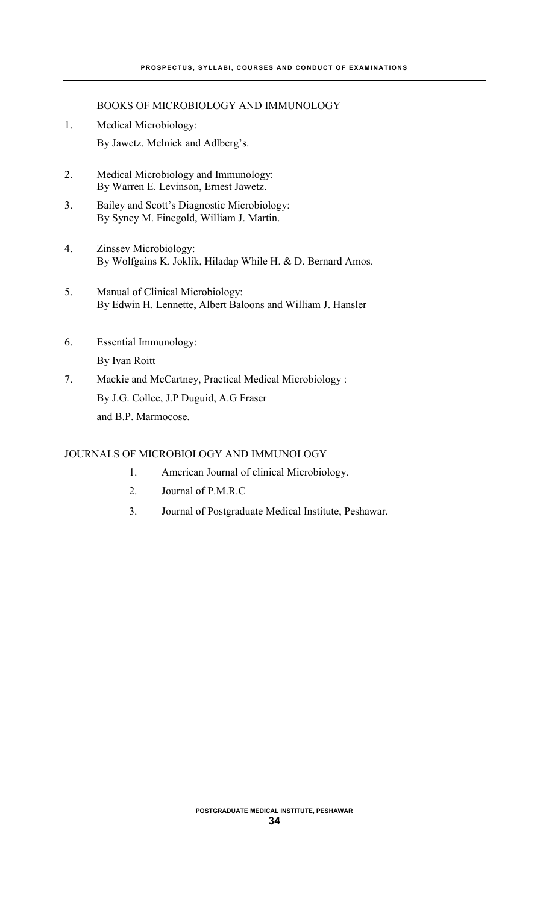## BOOKS OF MICROBIOLOGY AND IMMUNOLOGY

1. Medical Microbiology:
   By Jawetz. Melnick and Adlberg's.
2. Medical Microbiology and Immunology:
   By Warren E. Levinson, Ernest Jawetz.
3. Bailey and Scott's Diagnostic Microbiology:
   By Syney M. Finegold, William J. Martin.
4. Zinssev Microbiology:
   By Wolfgains K. Joklik, Hiladap While H. & D. Bernard Amos.
5. Manual of Clinical Microbiology:
   By Edwin H. Lennette, Albert Baloons and William J. Hansler
6. Essential Immunology:
   By Ivan Roitt
7. Mackie and McCartney, Practical Medical Microbiology :
   By J.G. Collce, J.P Duguid, A.G Fraser
   and B.P. Marmocose.

## JOURNALS OF MICROBIOLOGY AND IMMUNOLOGY

1. American Journal of clinical Microbiology.
2. Journal of P.M.R.C
3. Journal of Postgraduate Medical Institute, Peshawar.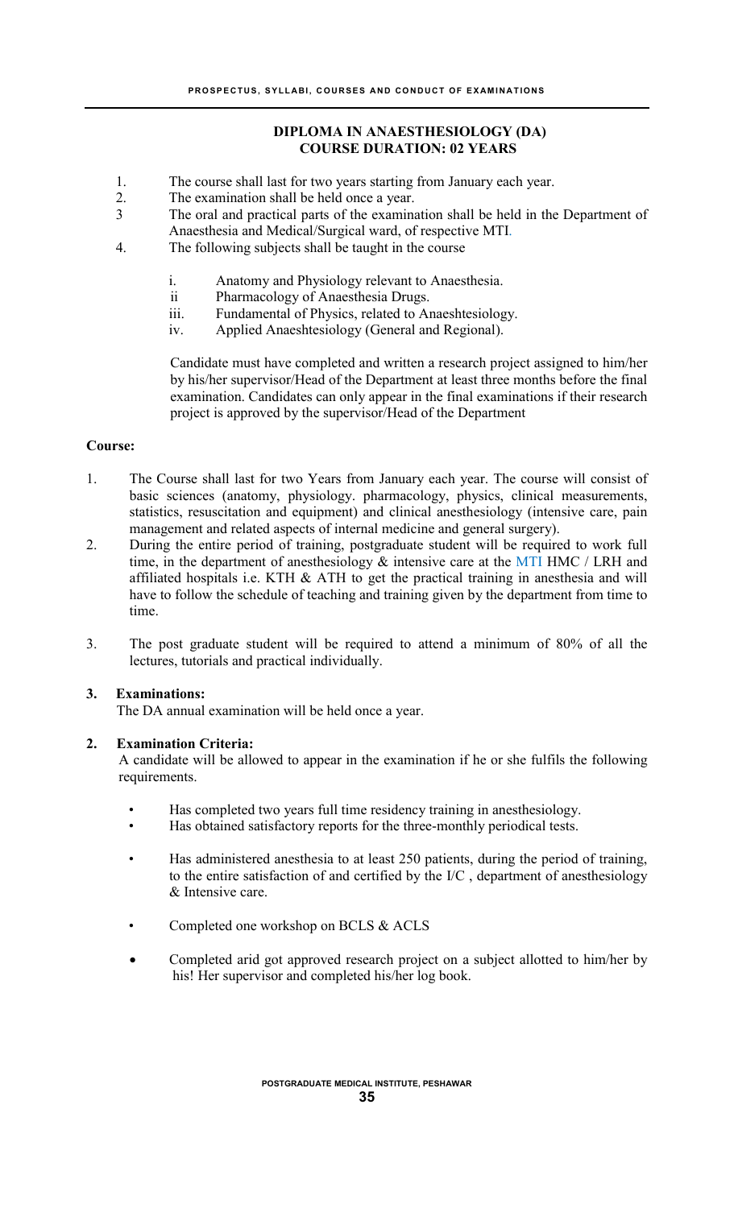## DIPLOMA IN ANAESTHESIOLOGY (DA)
## COURSE DURATION: 02 YEARS

1. The course shall last for two years starting from January each year.
2. The examination shall be held once a year.
3. The oral and practical parts of the examination shall be held in the Department of Anaesthesia and Medical/Surgical ward, of respective MTI.
4. The following subjects shall be taught in the course

   i. Anatomy and Physiology relevant to Anaesthesia.
   ii Pharmacology of Anaesthesia Drugs.
   iii. Fundamental of Physics, related to Anaeshtesiology.
   iv. Applied Anaeshtesiology (General and Regional).

   Candidate must have completed and written a research project assigned to him/her by his/her supervisor/Head of the Department at least three months before the final examination. Candidates can only appear in the final examinations if their research project is approved by the supervisor/Head of the Department

**Course:**

1. The Course shall last for two Years from January each year. The course will consist of basic sciences (anatomy, physiology. pharmacology, physics, clinical measurements, statistics, resuscitation and equipment) and clinical anesthesiology (intensive care, pain management and related aspects of internal medicine and general surgery).
2. During the entire period of training, postgraduate student will be required to work full time, in the department of anesthesiology & intensive care at the MTI HMC / LRH and affiliated hospitals i.e. KTH & ATH to get the practical training in anesthesia and will have to follow the schedule of teaching and training given by the department from time to time.
3. The post graduate student will be required to attend a minimum of 80% of all the lectures, tutorials and practical individually.

**3. Examinations:**

The DA annual examination will be held once a year.

**2. Examination Criteria:**

A candidate will be allowed to appear in the examination if he or she fulfils the following requirements.

- Has completed two years full time residency training in anesthesiology.
- Has obtained satisfactory reports for the three-monthly periodical tests.
- Has administered anesthesia to at least 250 patients, during the period of training, to the entire satisfaction of and certified by the I/C , department of anesthesiology & Intensive care.
- Completed one workshop on BCLS & ACLS
- Completed arid got approved research project on a subject allotted to him/her by his! Her supervisor and completed his/her log book.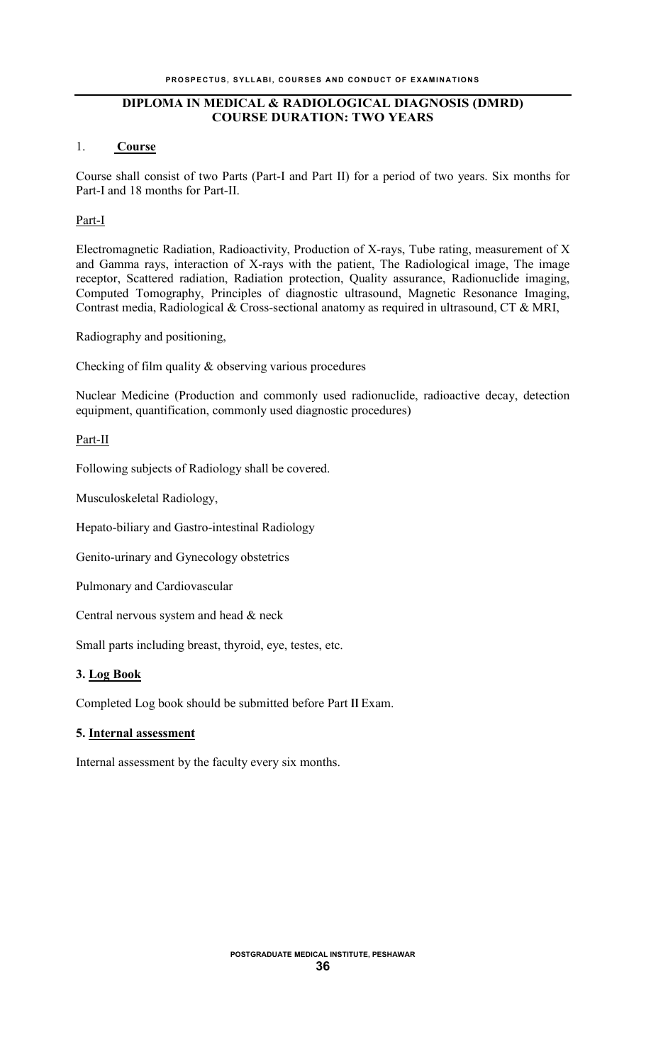## DIPLOMA IN MEDICAL & RADIOLOGICAL DIAGNOSIS (DMRD)
## COURSE DURATION: TWO YEARS

1. **Course**

Course shall consist of two Parts (Part-I and Part II) for a period of two years. Six months for Part-I and 18 months for Part-II.

Part-I

Electromagnetic Radiation, Radioactivity, Production of X-rays, Tube rating, measurement of X and Gamma rays, interaction of X-rays with the patient, The Radiological image, The image receptor, Scattered radiation, Radiation protection, Quality assurance, Radionuclide imaging, Computed Tomography, Principles of diagnostic ultrasound, Magnetic Resonance Imaging, Contrast media, Radiological & Cross-sectional anatomy as required in ultrasound, CT & MRI,

Radiography and positioning,

Checking of film quality & observing various procedures

Nuclear Medicine (Production and commonly used radionuclide, radioactive decay, detection equipment, quantification, commonly used diagnostic procedures)

Part-II

Following subjects of Radiology shall be covered.

Musculoskeletal Radiology,

Hepato-biliary and Gastro-intestinal Radiology

Genito-urinary and Gynecology obstetrics

Pulmonary and Cardiovascular

Central nervous system and head & neck

Small parts including breast, thyroid, eye, testes, etc.

**3. Log Book**

Completed Log book should be submitted before Part II Exam.

**5. Internal assessment**

Internal assessment by the faculty every six months.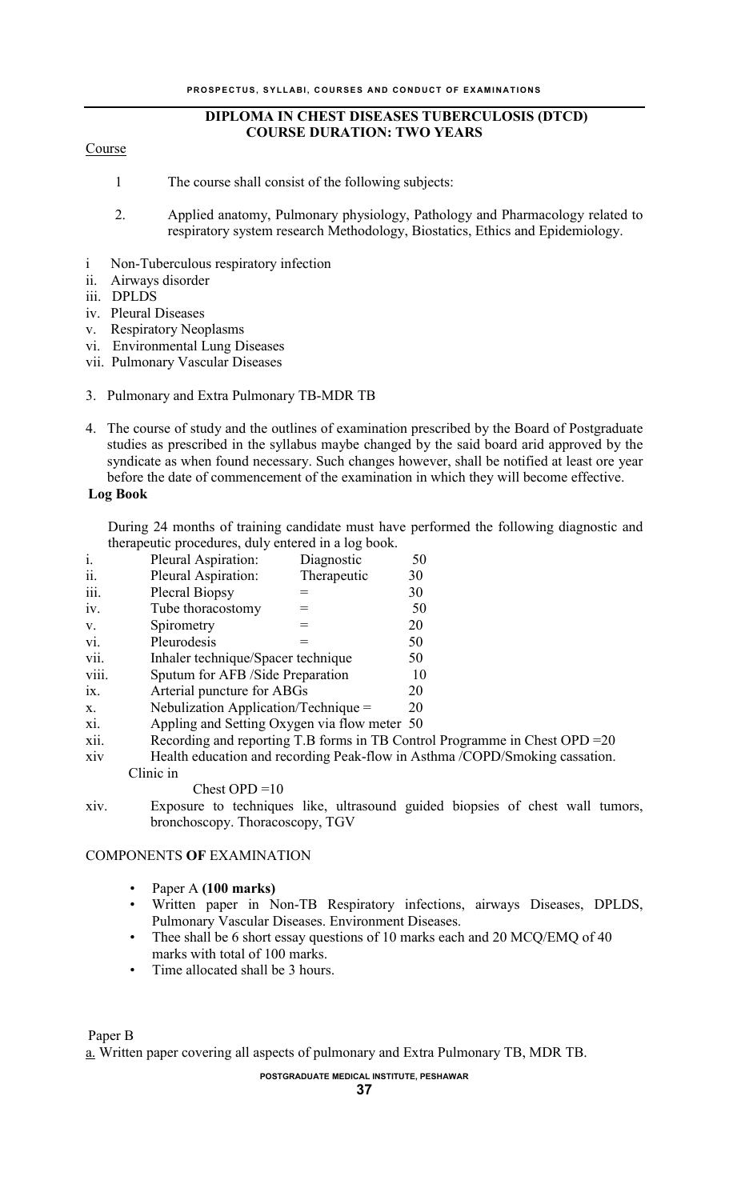## DIPLOMA IN CHEST DISEASES TUBERCULOSIS (DTCD)
## COURSE DURATION: TWO YEARS

Course

1. The course shall consist of the following subjects:

2. Applied anatomy, Pulmonary physiology, Pathology and Pharmacology related to respiratory system research Methodology, Biostatics, Ethics and Epidemiology.

i Non-Tuberculous respiratory infection
ii. Airways disorder
iii. DPLDS
iv. Pleural Diseases
v. Respiratory Neoplasms
vi. Environmental Lung Diseases
vii. Pulmonary Vascular Diseases

3. Pulmonary and Extra Pulmonary TB-MDR TB

4. The course of study and the outlines of examination prescribed by the Board of Postgraduate studies as prescribed in the syllabus maybe changed by the said board arid approved by the syndicate as when found necessary. Such changes however, shall be notified at least ore year before the date of commencement of the examination in which they will become effective.

**Log Book**

During 24 months of training candidate must have performed the following diagnostic and therapeutic procedures, duly entered in a log book.

| | | | |
|---|---|---|---|
| i. | Pleural Aspiration: | Diagnostic | 50 |
| ii. | Pleural Aspiration: | Therapeutic | 30 |
| iii. | Plecral Biopsy | = | 30 |
| iv. | Tube thoracostomy | = | 50 |
| v. | Spirometry | = | 20 |
| vi. | Pleurodesis | = | 50 |
| vii. | Inhaler technique/Spacer technique | | 50 |
| viii. | Sputum for AFB /Side Preparation | | 10 |
| ix. | Arterial puncture for ABGs | | 20 |
| x. | Nebulization Application/Technique = | | 20 |
| xi. | Appling and Setting Oxygen via flow meter | | 50 |

xii. Recording and reporting T.B forms in TB Control Programme in Chest OPD =20

xiv Health education and recording Peak-flow in Asthma /COPD/Smoking cassation. Clinic in

Chest OPD =10

xiv. Exposure to techniques like, ultrasound guided biopsies of chest wall tumors, bronchoscopy. Thoracoscopy, TGV

COMPONENTS **OF** EXAMINATION

- Paper A **(100 marks)**
- Written paper in Non-TB Respiratory infections, airways Diseases, DPLDS, Pulmonary Vascular Diseases. Environment Diseases.
- Thee shall be 6 short essay questions of 10 marks each and 20 MCQ/EMQ of 40 marks with total of 100 marks.
- Time allocated shall be 3 hours.

Paper B

a. Written paper covering all aspects of pulmonary and Extra Pulmonary TB, MDR TB.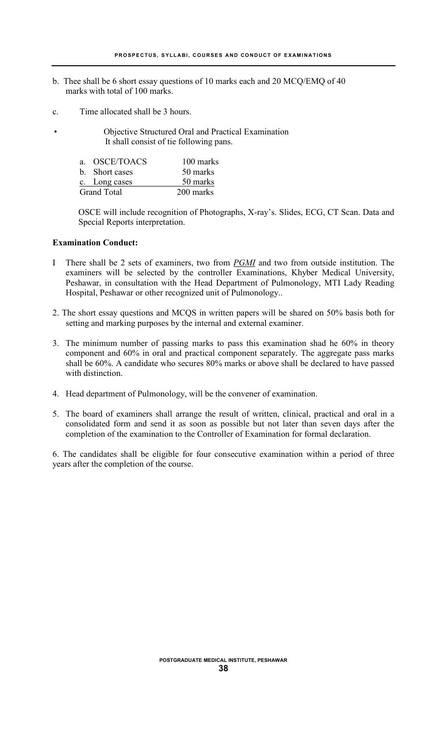b. Thee shall be 6 short essay questions of 10 marks each and 20 MCQ/EMQ of 40 marks with total of 100 marks.

c. Time allocated shall be 3 hours.

- Objective Structured Oral and Practical Examination
  It shall consist of tie following pans.

| | |
|---|---|
| a. OSCE/TOACS | 100 marks |
| b. Short cases | 50 marks |
| c. Long cases | 50 marks |
| Grand Total | 200 marks |

OSCE will include recognition of Photographs, X-ray's. Slides, ECG, CT Scan. Data and Special Reports interpretation.

**Examination Conduct:**

I There shall be 2 sets of examiners, two from *PGMI* and two from outside institution. The examiners will be selected by the controller Examinations, Khyber Medical University, Peshawar, in consultation with the Head Department of Pulmonology, MTI Lady Reading Hospital, Peshawar or other recognized unit of Pulmonology..

2. The short essay questions and MCQS in written papers will be shared on 50% basis both for setting and marking purposes by the internal and external examiner.

3. The minimum number of passing marks to pass this examination shad he 60% in theory component and 60% in oral and practical component separately. The aggregate pass marks shall be 60%. A candidate who secures 80% marks or above shall be declared to have passed with distinction.

4. Head department of Pulmonology, will be the convener of examination.

5. The board of examiners shall arrange the result of written, clinical, practical and oral in a consolidated form and send it as soon as possible but not later than seven days after the completion of the examination to the Controller of Examination for formal declaration.

6. The candidates shall be eligible for four consecutive examination within a period of three years after the completion of the course.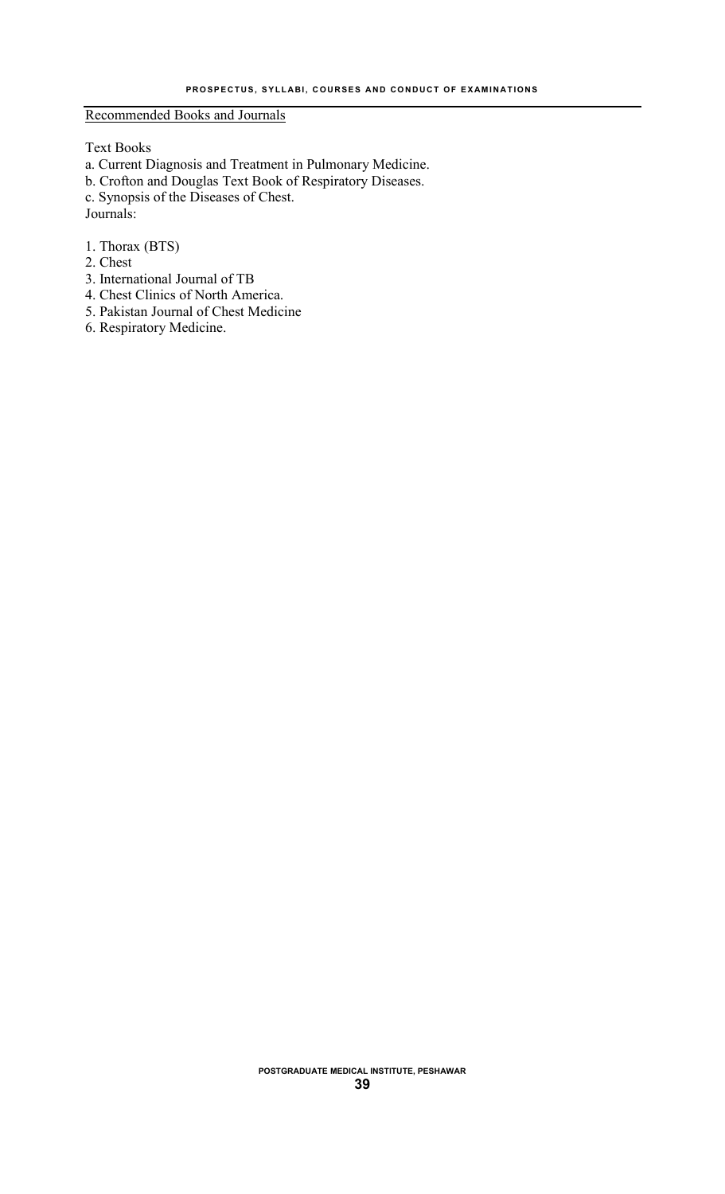<u>Recommended Books and Journals</u>

Text Books

a. Current Diagnosis and Treatment in Pulmonary Medicine.
b. Crofton and Douglas Text Book of Respiratory Diseases.
c. Synopsis of the Diseases of Chest.

Journals:

1. Thorax (BTS)
2. Chest
3. International Journal of TB
4. Chest Clinics of North America.
5. Pakistan Journal of Chest Medicine
6. Respiratory Medicine.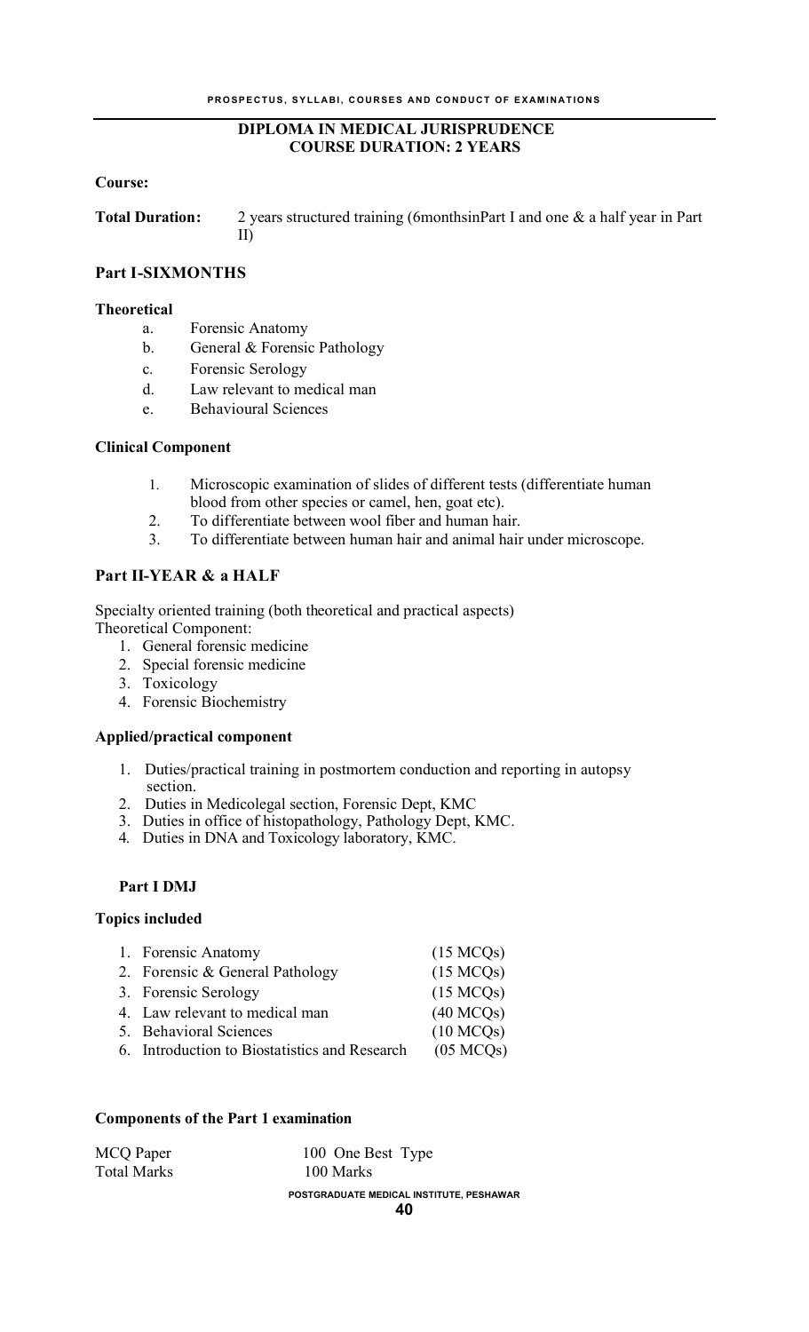## DIPLOMA IN MEDICAL JURISPRUDENCE
## COURSE DURATION: 2 YEARS

**Course:**

**Total Duration:** 2 years structured training (6monthsinPart I and one & a half year in Part II)

### Part I-SIXMONTHS

**Theoretical**

a. Forensic Anatomy
b. General & Forensic Pathology
c. Forensic Serology
d. Law relevant to medical man
e. Behavioural Sciences

**Clinical Component**

1. Microscopic examination of slides of different tests (differentiate human blood from other species or camel, hen, goat etc).
2. To differentiate between wool fiber and human hair.
3. To differentiate between human hair and animal hair under microscope.

### Part II-YEAR & a HALF

Specialty oriented training (both theoretical and practical aspects)
Theoretical Component:

1. General forensic medicine
2. Special forensic medicine
3. Toxicology
4. Forensic Biochemistry

**Applied/practical component**

1. Duties/practical training in postmortem conduction and reporting in autopsy section.
2. Duties in Medicolegal section, Forensic Dept, KMC
3. Duties in office of histopathology, Pathology Dept, KMC.
4. Duties in DNA and Toxicology laboratory, KMC.

**Part I DMJ**

**Topics included**

| | |
|---|---|
| 1. Forensic Anatomy | (15 MCQs) |
| 2. Forensic & General Pathology | (15 MCQs) |
| 3. Forensic Serology | (15 MCQs) |
| 4. Law relevant to medical man | (40 MCQs) |
| 5. Behavioral Sciences | (10 MCQs) |
| 6. Introduction to Biostatistics and Research | (05 MCQs) |

**Components of the Part 1 examination**

| | |
|---|---|
| MCQ Paper | 100 One Best Type |
| Total Marks | 100 Marks |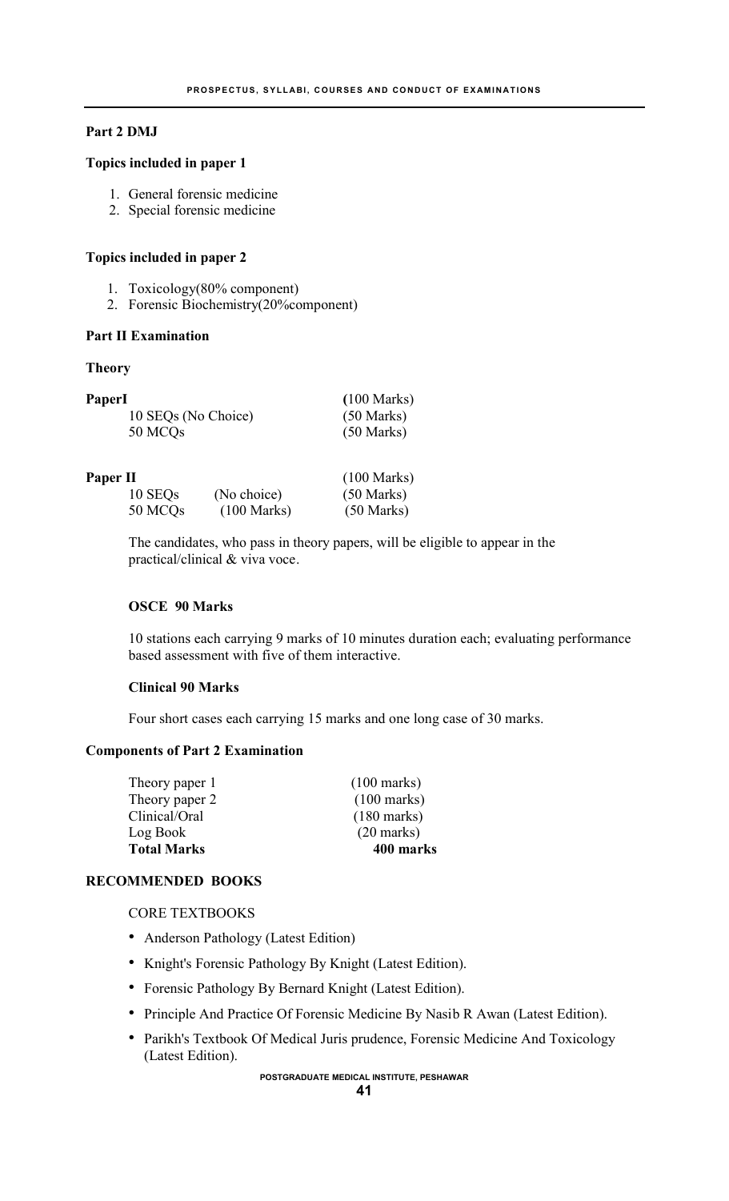**Part 2 DMJ**

**Topics included in paper 1**

1. General forensic medicine
2. Special forensic medicine

**Topics included in paper 2**

1. Toxicology(80% component)
2. Forensic Biochemistry(20%component)

**Part II Examination**

**Theory**

| **PaperI** | | **(**100 Marks) |
|---|---|---|
| 10 SEQs (No Choice) | | (50 Marks) |
| 50 MCQs | | (50 Marks) |

| **Paper II** | | (100 Marks) |
|---|---|---|
| 10 SEQs | (No choice) | (50 Marks) |
| 50 MCQs | (100 Marks) | (50 Marks) |

The candidates, who pass in theory papers, will be eligible to appear in the practical/clinical & viva voce.

**OSCE 90 Marks**

10 stations each carrying 9 marks of 10 minutes duration each; evaluating performance based assessment with five of them interactive.

**Clinical 90 Marks**

Four short cases each carrying 15 marks and one long case of 30 marks.

**Components of Part 2 Examination**

| | |
|---|---|
| Theory paper 1 | (100 marks) |
| Theory paper 2 | (100 marks) |
| Clinical/Oral | (180 marks) |
| Log Book | (20 marks) |
| **Total Marks** | **400 marks** |

**RECOMMENDED BOOKS**

CORE TEXTBOOKS

- Anderson Pathology (Latest Edition)
- Knight's Forensic Pathology By Knight (Latest Edition).
- Forensic Pathology By Bernard Knight (Latest Edition).
- Principle And Practice Of Forensic Medicine By Nasib R Awan (Latest Edition).
- Parikh's Textbook Of Medical Juris prudence, Forensic Medicine And Toxicology (Latest Edition).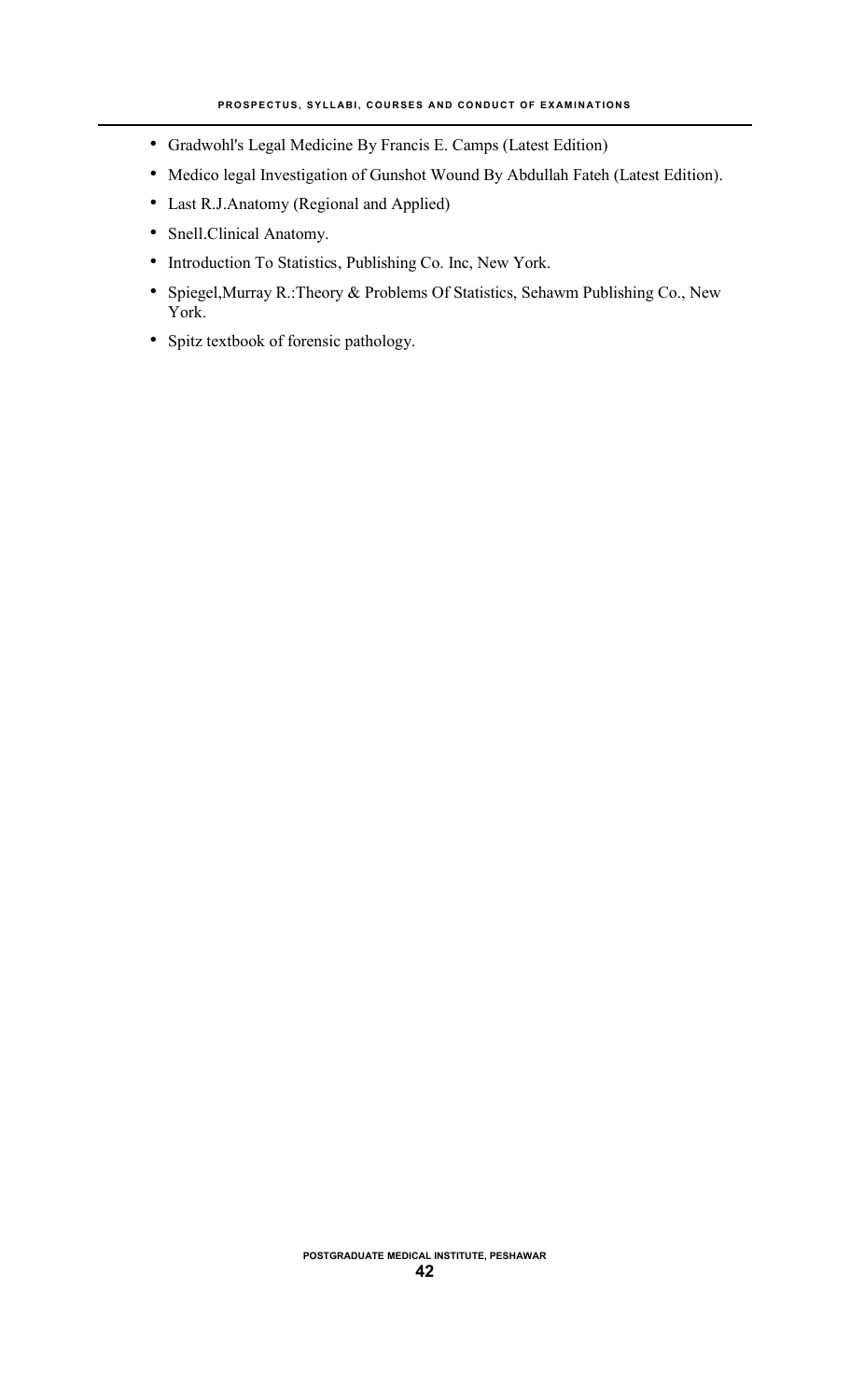- Gradwohl's Legal Medicine By Francis E. Camps (Latest Edition)
- Medico legal Investigation of Gunshot Wound By Abdullah Fateh (Latest Edition).
- Last R.J.Anatomy (Regional and Applied)
- Snell.Clinical Anatomy.
- Introduction To Statistics, Publishing Co. Inc, New York.
- Spiegel,Murray R.:Theory & Problems Of Statistics, Sehawm Publishing Co., New York.
- Spitz textbook of forensic pathology.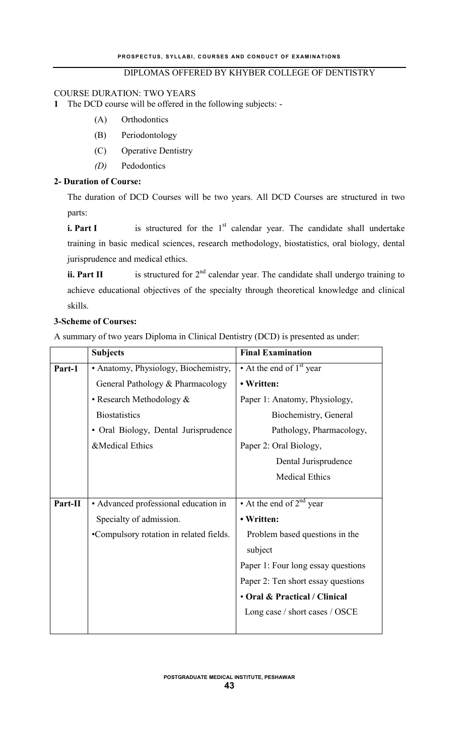## DIPLOMAS OFFERED BY KHYBER COLLEGE OF DENTISTRY

COURSE DURATION: TWO YEARS

**1** The DCD course will be offered in the following subjects: -

- (A) Orthodontics
- (B) Periodontology
- (C) Operative Dentistry
- *(D)* Pedodontics

**2- Duration of Course:**

The duration of DCD Courses will be two years. All DCD Courses are structured in two parts:

**i. Part I** is structured for the 1st calendar year. The candidate shall undertake training in basic medical sciences, research methodology, biostatistics, oral biology, dental jurisprudence and medical ethics.

**ii. Part II** is structured for 2nd calendar year. The candidate shall undergo training to achieve educational objectives of the specialty through theoretical knowledge and clinical skills.

**3-Scheme of Courses:**

A summary of two years Diploma in Clinical Dentistry (DCD) is presented as under:

| | **Subjects** | **Final Examination** |
|---|---|---|
| **Part-1** | • Anatomy, Physiology, Biochemistry, General Pathology & Pharmacology<br>• Research Methodology & Biostatistics<br>• Oral Biology, Dental Jurisprudence &Medical Ethics | • At the end of 1st year<br>**• Written:**<br>Paper 1: Anatomy, Physiology, Biochemistry, General Pathology, Pharmacology,<br>Paper 2: Oral Biology, Dental Jurisprudence Medical Ethics |
| **Part-II** | • Advanced professional education in Specialty of admission.<br>•Compulsory rotation in related fields. | • At the end of 2nd year<br>**• Written:**<br>Problem based questions in the subject<br>Paper 1: Four long essay questions<br>Paper 2: Ten short essay questions<br>**• Oral & Practical / Clinical**<br>Long case / short cases / OSCE |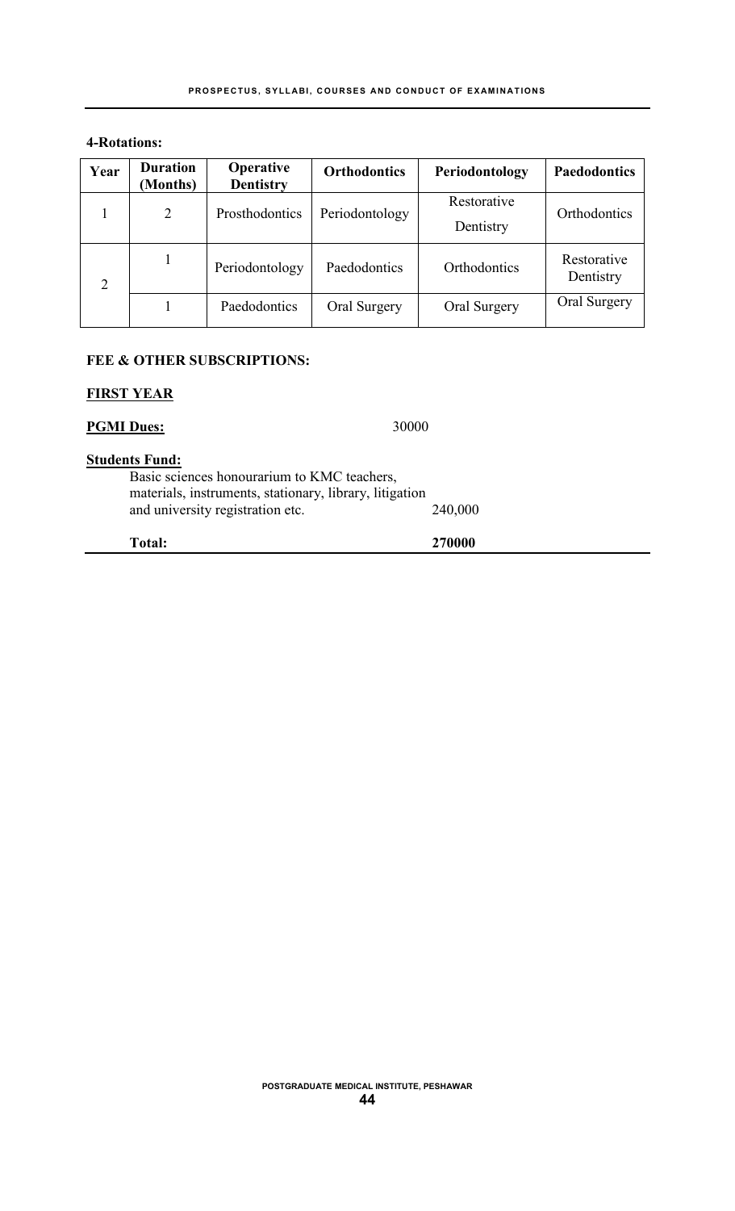**4-Rotations:**

| Year | Duration (Months) | Operative Dentistry | Orthodontics | Periodontology | Paedodontics |
|---|---|---|---|---|---|
| 1 | 2 | Prosthodontics | Periodontology | Restorative Dentistry | Orthodontics |
| 2 | 1 | Periodontology | Paedodontics | Orthodontics | Restorative Dentistry |
| | 1 | Paedodontics | Oral Surgery | Oral Surgery | Oral Surgery |

**FEE & OTHER SUBSCRIPTIONS:**

**FIRST YEAR**

**PGMI Dues:** 30000

**Students Fund:**

Basic sciences honourarium to KMC teachers, materials, instruments, stationary, library, litigation and university registration etc. 240,000

**Total: 270000**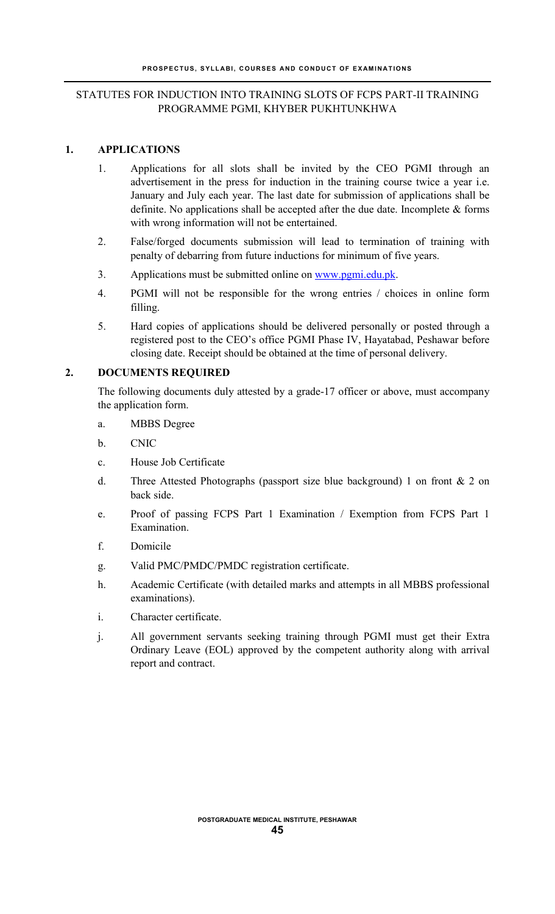## STATUTES FOR INDUCTION INTO TRAINING SLOTS OF FCPS PART-II TRAINING PROGRAMME PGMI, KHYBER PUKHTUNKHWA

### 1. APPLICATIONS

1. Applications for all slots shall be invited by the CEO PGMI through an advertisement in the press for induction in the training course twice a year i.e. January and July each year. The last date for submission of applications shall be definite. No applications shall be accepted after the due date. Incomplete & forms with wrong information will not be entertained.
2. False/forged documents submission will lead to termination of training with penalty of debarring from future inductions for minimum of five years.
3. Applications must be submitted online on www.pgmi.edu.pk.
4. PGMI will not be responsible for the wrong entries / choices in online form filling.
5. Hard copies of applications should be delivered personally or posted through a registered post to the CEO's office PGMI Phase IV, Hayatabad, Peshawar before closing date. Receipt should be obtained at the time of personal delivery.

### 2. DOCUMENTS REQUIRED

The following documents duly attested by a grade-17 officer or above, must accompany the application form.

a. MBBS Degree

b. CNIC

c. House Job Certificate

d. Three Attested Photographs (passport size blue background) 1 on front & 2 on back side.

e. Proof of passing FCPS Part 1 Examination / Exemption from FCPS Part 1 Examination.

f. Domicile

g. Valid PMC/PMDC/PMDC registration certificate.

h. Academic Certificate (with detailed marks and attempts in all MBBS professional examinations).

i. Character certificate.

j. All government servants seeking training through PGMI must get their Extra Ordinary Leave (EOL) approved by the competent authority along with arrival report and contract.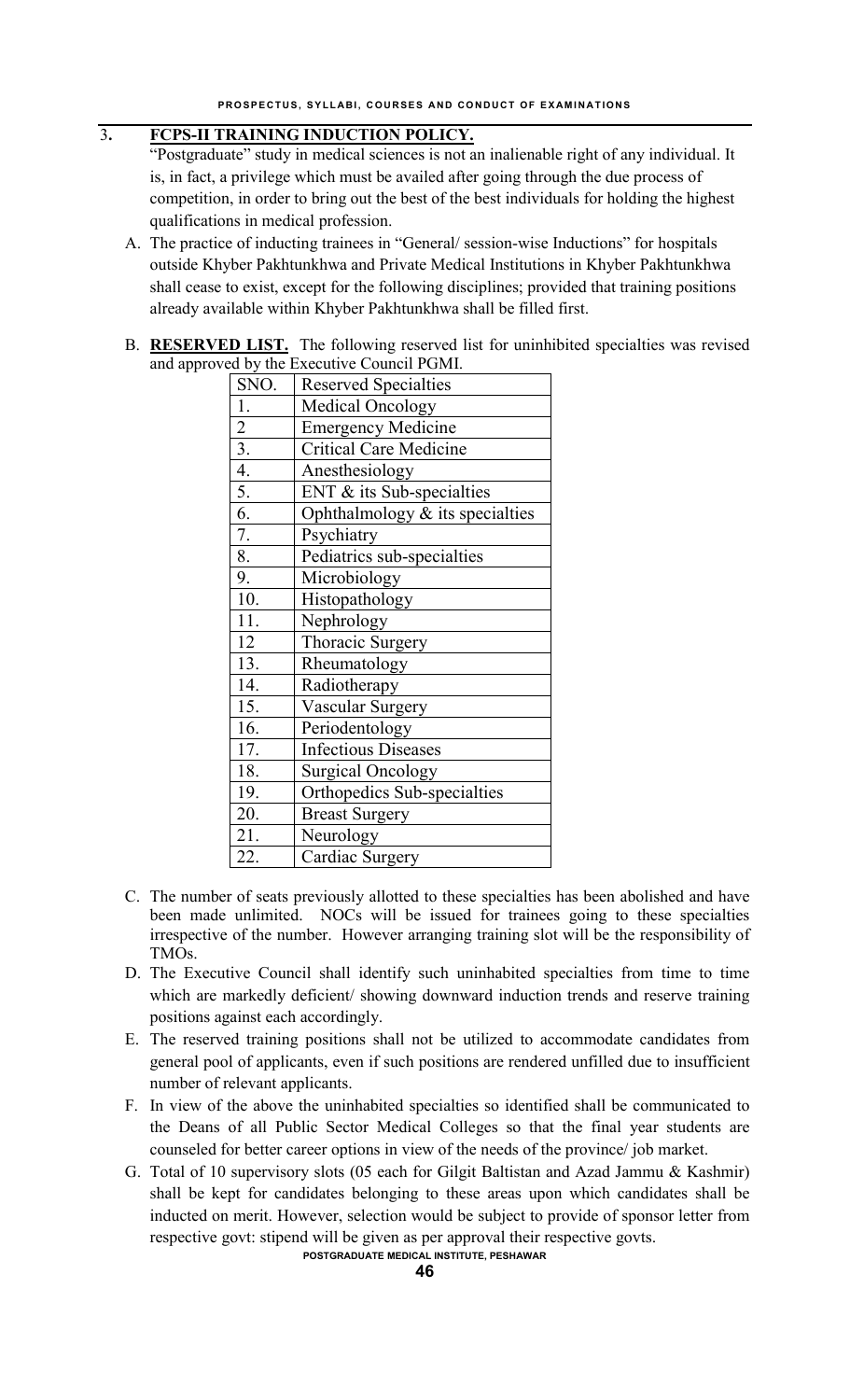## 3. FCPS-II TRAINING INDUCTION POLICY.

"Postgraduate" study in medical sciences is not an inalienable right of any individual. It is, in fact, a privilege which must be availed after going through the due process of competition, in order to bring out the best of the best individuals for holding the highest qualifications in medical profession.

A. The practice of inducting trainees in "General/ session-wise Inductions" for hospitals outside Khyber Pakhtunkhwa and Private Medical Institutions in Khyber Pakhtunkhwa shall cease to exist, except for the following disciplines; provided that training positions already available within Khyber Pakhtunkhwa shall be filled first.

B. **RESERVED LIST.** The following reserved list for uninhibited specialties was revised and approved by the Executive Council PGMI.

| SNO. | Reserved Specialties |
|---|---|
| 1. | Medical Oncology |
| 2 | Emergency Medicine |
| 3. | Critical Care Medicine |
| 4. | Anesthesiology |
| 5. | ENT & its Sub-specialties |
| 6. | Ophthalmology & its specialties |
| 7. | Psychiatry |
| 8. | Pediatrics sub-specialties |
| 9. | Microbiology |
| 10. | Histopathology |
| 11. | Nephrology |
| 12 | Thoracic Surgery |
| 13. | Rheumatology |
| 14. | Radiotherapy |
| 15. | Vascular Surgery |
| 16. | Periodentology |
| 17. | Infectious Diseases |
| 18. | Surgical Oncology |
| 19. | Orthopedics Sub-specialties |
| 20. | Breast Surgery |
| 21. | Neurology |
| 22. | Cardiac Surgery |

C. The number of seats previously allotted to these specialties has been abolished and have been made unlimited. NOCs will be issued for trainees going to these specialties irrespective of the number. However arranging training slot will be the responsibility of TMOs.

D. The Executive Council shall identify such uninhabited specialties from time to time which are markedly deficient/ showing downward induction trends and reserve training positions against each accordingly.

E. The reserved training positions shall not be utilized to accommodate candidates from general pool of applicants, even if such positions are rendered unfilled due to insufficient number of relevant applicants.

F. In view of the above the uninhabited specialties so identified shall be communicated to the Deans of all Public Sector Medical Colleges so that the final year students are counseled for better career options in view of the needs of the province/ job market.

G. Total of 10 supervisory slots (05 each for Gilgit Baltistan and Azad Jammu & Kashmir) shall be kept for candidates belonging to these areas upon which candidates shall be inducted on merit. However, selection would be subject to provide of sponsor letter from respective govt: stipend will be given as per approval their respective govts.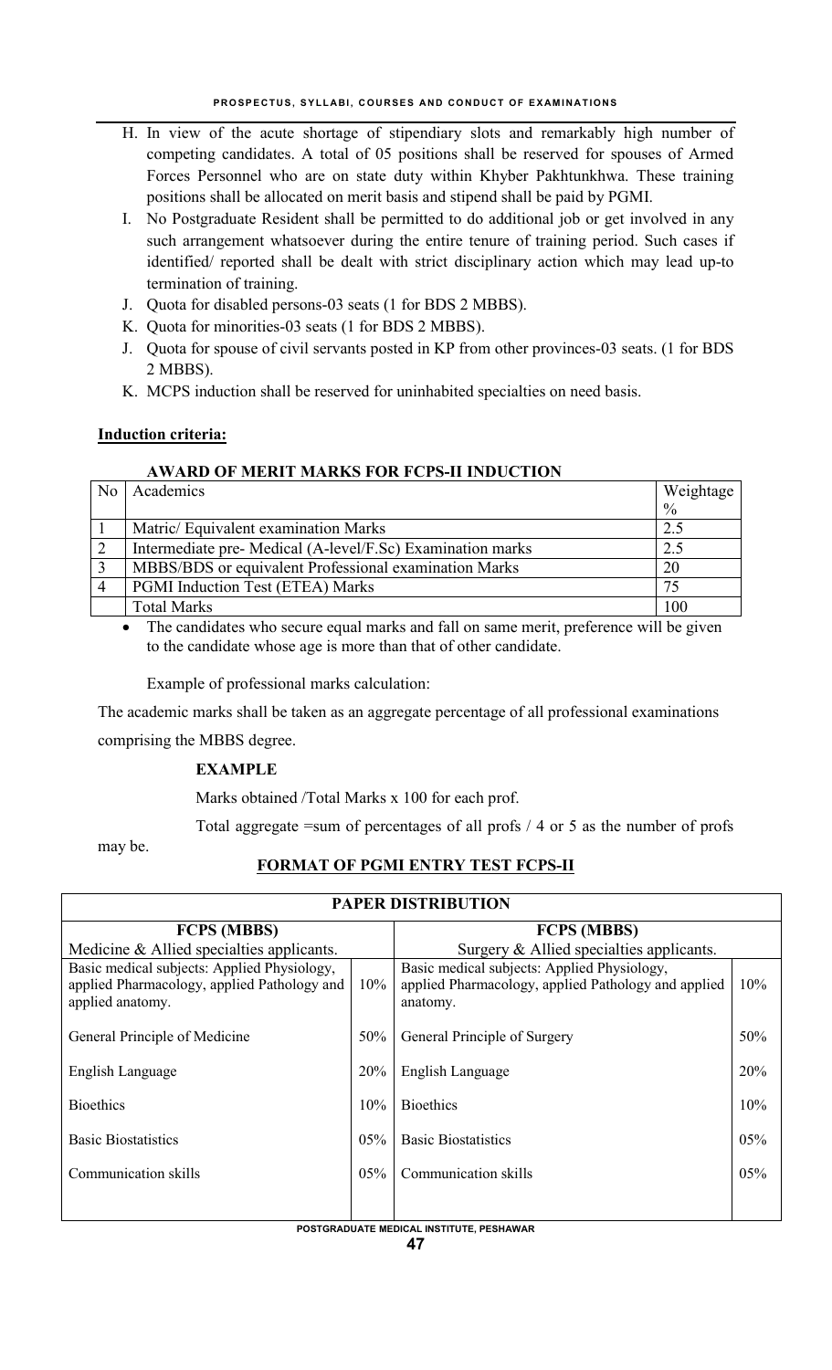H. In view of the acute shortage of stipendiary slots and remarkably high number of competing candidates. A total of 05 positions shall be reserved for spouses of Armed Forces Personnel who are on state duty within Khyber Pakhtunkhwa. These training positions shall be allocated on merit basis and stipend shall be paid by PGMI.

I. No Postgraduate Resident shall be permitted to do additional job or get involved in any such arrangement whatsoever during the entire tenure of training period. Such cases if identified/ reported shall be dealt with strict disciplinary action which may lead up-to termination of training.

J. Quota for disabled persons-03 seats (1 for BDS 2 MBBS).

K. Quota for minorities-03 seats (1 for BDS 2 MBBS).

J. Quota for spouse of civil servants posted in KP from other provinces-03 seats. (1 for BDS 2 MBBS).

K. MCPS induction shall be reserved for uninhabited specialties on need basis.

**Induction criteria:**

**AWARD OF MERIT MARKS FOR FCPS-II INDUCTION**

| No | Academics | Weightage % |
|---|---|---|
| 1 | Matric/ Equivalent examination Marks | 2.5 |
| 2 | Intermediate pre- Medical (A-level/F.Sc) Examination marks | 2.5 |
| 3 | MBBS/BDS or equivalent Professional examination Marks | 20 |
| 4 | PGMI Induction Test (ETEA) Marks | 75 |
| | Total Marks | 100 |

- The candidates who secure equal marks and fall on same merit, preference will be given to the candidate whose age is more than that of other candidate.

Example of professional marks calculation:

The academic marks shall be taken as an aggregate percentage of all professional examinations comprising the MBBS degree.

**EXAMPLE**

Marks obtained /Total Marks x 100 for each prof.

Total aggregate =sum of percentages of all profs / 4 or 5 as the number of profs may be.

**FORMAT OF PGMI ENTRY TEST FCPS-II**

| PAPER DISTRIBUTION | | | |
|---|---|---|---|
| **FCPS (MBBS)** Medicine & Allied specialties applicants. | | **FCPS (MBBS)** Surgery & Allied specialties applicants. | |
| Basic medical subjects: Applied Physiology, applied Pharmacology, applied Pathology and applied anatomy. | 10% | Basic medical subjects: Applied Physiology, applied Pharmacology, applied Pathology and applied anatomy. | 10% |
| General Principle of Medicine | 50% | General Principle of Surgery | 50% |
| English Language | 20% | English Language | 20% |
| Bioethics | 10% | Bioethics | 10% |
| Basic Biostatistics | 05% | Basic Biostatistics | 05% |
| Communication skills | 05% | Communication skills | 05% |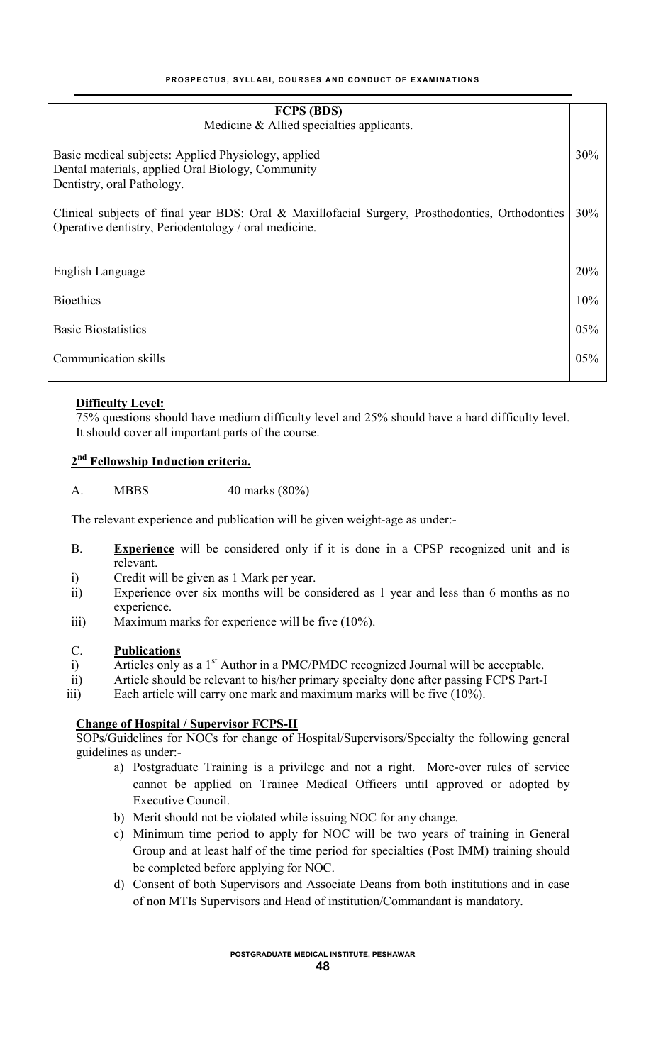| FCPS (BDS) Medicine & Allied specialties applicants. | |
|---|---|
| Basic medical subjects: Applied Physiology, applied Dental materials, applied Oral Biology, Community Dentistry, oral Pathology. | 30% |
| Clinical subjects of final year BDS: Oral & Maxillofacial Surgery, Prosthodontics, Orthodontics Operative dentistry, Periodentology / oral medicine. | 30% |
| English Language | 20% |
| Bioethics | 10% |
| Basic Biostatistics | 05% |
| Communication skills | 05% |

**Difficulty Level:**

75% questions should have medium difficulty level and 25% should have a hard difficulty level. It should cover all important parts of the course.

**2nd Fellowship Induction criteria.**

A. MBBS 40 marks (80%)

The relevant experience and publication will be given weight-age as under:-

B. **Experience** will be considered only if it is done in a CPSP recognized unit and is relevant.

i) Credit will be given as 1 Mark per year.

ii) Experience over six months will be considered as 1 year and less than 6 months as no experience.

iii) Maximum marks for experience will be five (10%).

C. **Publications**

i) Articles only as a 1st Author in a PMC/PMDC recognized Journal will be acceptable.

ii) Article should be relevant to his/her primary specialty done after passing FCPS Part-I

iii) Each article will carry one mark and maximum marks will be five (10%).

**Change of Hospital / Supervisor FCPS-II**

SOPs/Guidelines for NOCs for change of Hospital/Supervisors/Specialty the following general guidelines as under:-

a) Postgraduate Training is a privilege and not a right. More-over rules of service cannot be applied on Trainee Medical Officers until approved or adopted by Executive Council.

b) Merit should not be violated while issuing NOC for any change.

c) Minimum time period to apply for NOC will be two years of training in General Group and at least half of the time period for specialties (Post IMM) training should be completed before applying for NOC.

d) Consent of both Supervisors and Associate Deans from both institutions and in case of non MTIs Supervisors and Head of institution/Commandant is mandatory.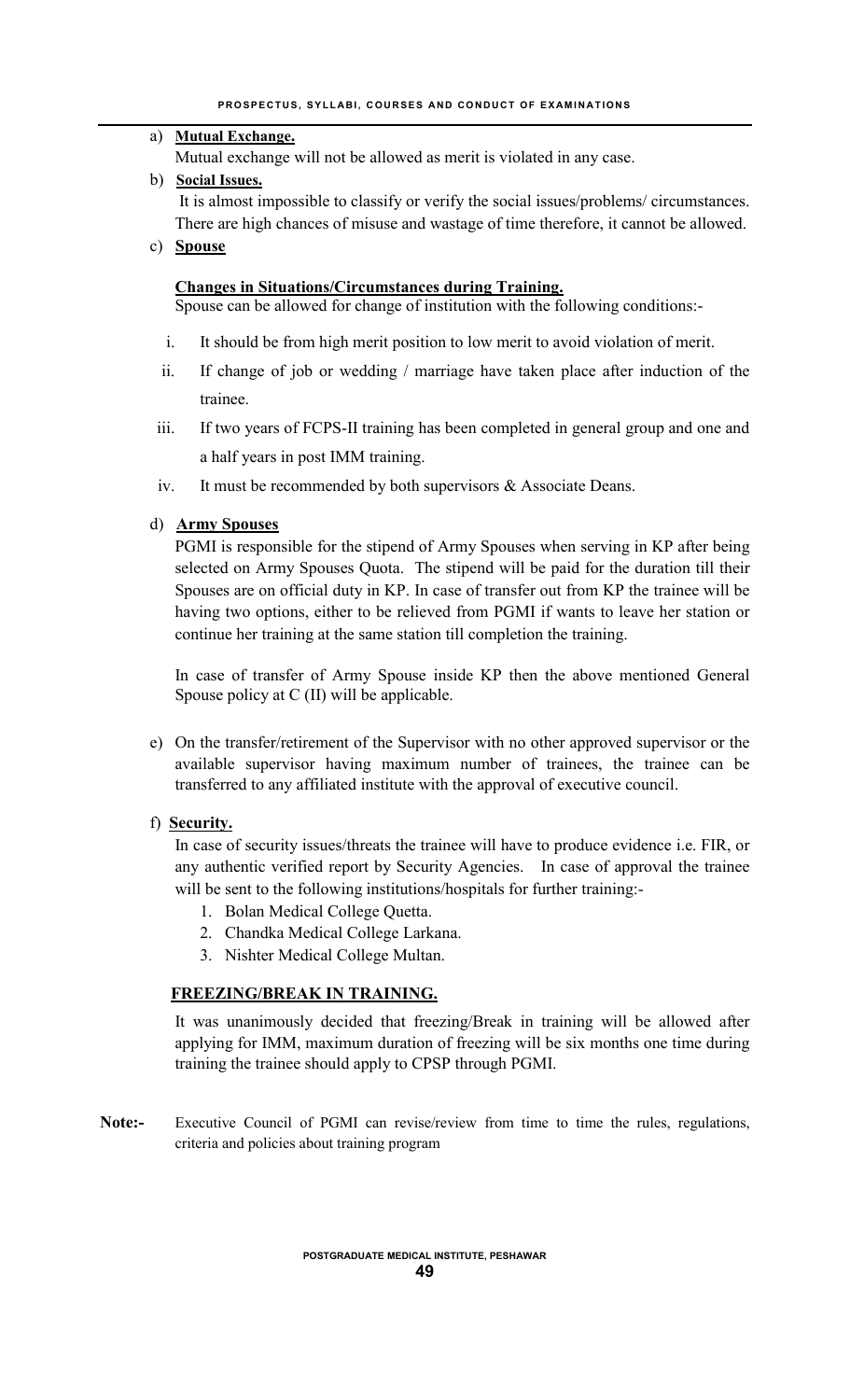a) **Mutual Exchange.**

Mutual exchange will not be allowed as merit is violated in any case.

b) **Social Issues.**

It is almost impossible to classify or verify the social issues/problems/ circumstances. There are high chances of misuse and wastage of time therefore, it cannot be allowed.

c) **Spouse**

**Changes in Situations/Circumstances during Training.**

Spouse can be allowed for change of institution with the following conditions:-

i. It should be from high merit position to low merit to avoid violation of merit.
ii. If change of job or wedding / marriage have taken place after induction of the trainee.
iii. If two years of FCPS-II training has been completed in general group and one and a half years in post IMM training.
iv. It must be recommended by both supervisors & Associate Deans.

d) **Army Spouses**

PGMI is responsible for the stipend of Army Spouses when serving in KP after being selected on Army Spouses Quota. The stipend will be paid for the duration till their Spouses are on official duty in KP. In case of transfer out from KP the trainee will be having two options, either to be relieved from PGMI if wants to leave her station or continue her training at the same station till completion the training.

In case of transfer of Army Spouse inside KP then the above mentioned General Spouse policy at C (II) will be applicable.

e) On the transfer/retirement of the Supervisor with no other approved supervisor or the available supervisor having maximum number of trainees, the trainee can be transferred to any affiliated institute with the approval of executive council.

f) **Security.**

In case of security issues/threats the trainee will have to produce evidence i.e. FIR, or any authentic verified report by Security Agencies. In case of approval the trainee will be sent to the following institutions/hospitals for further training:-

1. Bolan Medical College Quetta.
2. Chandka Medical College Larkana.
3. Nishter Medical College Multan.

**FREEZING/BREAK IN TRAINING.**

It was unanimously decided that freezing/Break in training will be allowed after applying for IMM, maximum duration of freezing will be six months one time during training the trainee should apply to CPSP through PGMI.

**Note:-** Executive Council of PGMI can revise/review from time to time the rules, regulations, criteria and policies about training program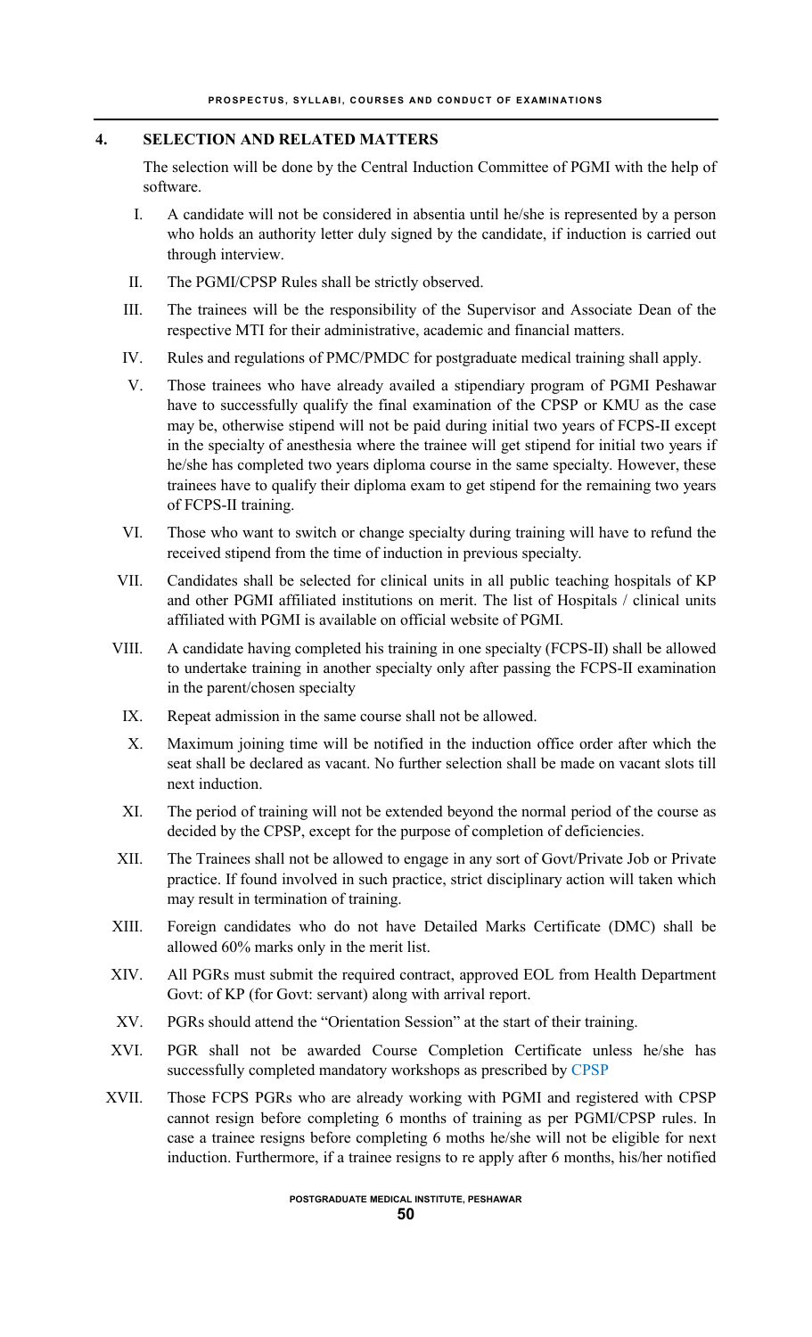## 4. SELECTION AND RELATED MATTERS

The selection will be done by the Central Induction Committee of PGMI with the help of software.

I. A candidate will not be considered in absentia until he/she is represented by a person who holds an authority letter duly signed by the candidate, if induction is carried out through interview.

II. The PGMI/CPSP Rules shall be strictly observed.

III. The trainees will be the responsibility of the Supervisor and Associate Dean of the respective MTI for their administrative, academic and financial matters.

IV. Rules and regulations of PMC/PMDC for postgraduate medical training shall apply.

V. Those trainees who have already availed a stipendiary program of PGMI Peshawar have to successfully qualify the final examination of the CPSP or KMU as the case may be, otherwise stipend will not be paid during initial two years of FCPS-II except in the specialty of anesthesia where the trainee will get stipend for initial two years if he/she has completed two years diploma course in the same specialty. However, these trainees have to qualify their diploma exam to get stipend for the remaining two years of FCPS-II training.

VI. Those who want to switch or change specialty during training will have to refund the received stipend from the time of induction in previous specialty.

VII. Candidates shall be selected for clinical units in all public teaching hospitals of KP and other PGMI affiliated institutions on merit. The list of Hospitals / clinical units affiliated with PGMI is available on official website of PGMI.

VIII. A candidate having completed his training in one specialty (FCPS-II) shall be allowed to undertake training in another specialty only after passing the FCPS-II examination in the parent/chosen specialty

IX. Repeat admission in the same course shall not be allowed.

X. Maximum joining time will be notified in the induction office order after which the seat shall be declared as vacant. No further selection shall be made on vacant slots till next induction.

XI. The period of training will not be extended beyond the normal period of the course as decided by the CPSP, except for the purpose of completion of deficiencies.

XII. The Trainees shall not be allowed to engage in any sort of Govt/Private Job or Private practice. If found involved in such practice, strict disciplinary action will taken which may result in termination of training.

XIII. Foreign candidates who do not have Detailed Marks Certificate (DMC) shall be allowed 60% marks only in the merit list.

XIV. All PGRs must submit the required contract, approved EOL from Health Department Govt: of KP (for Govt: servant) along with arrival report.

XV. PGRs should attend the "Orientation Session" at the start of their training.

XVI. PGR shall not be awarded Course Completion Certificate unless he/she has successfully completed mandatory workshops as prescribed by CPSP

XVII. Those FCPS PGRs who are already working with PGMI and registered with CPSP cannot resign before completing 6 months of training as per PGMI/CPSP rules. In case a trainee resigns before completing 6 moths he/she will not be eligible for next induction. Furthermore, if a trainee resigns to re apply after 6 months, his/her notified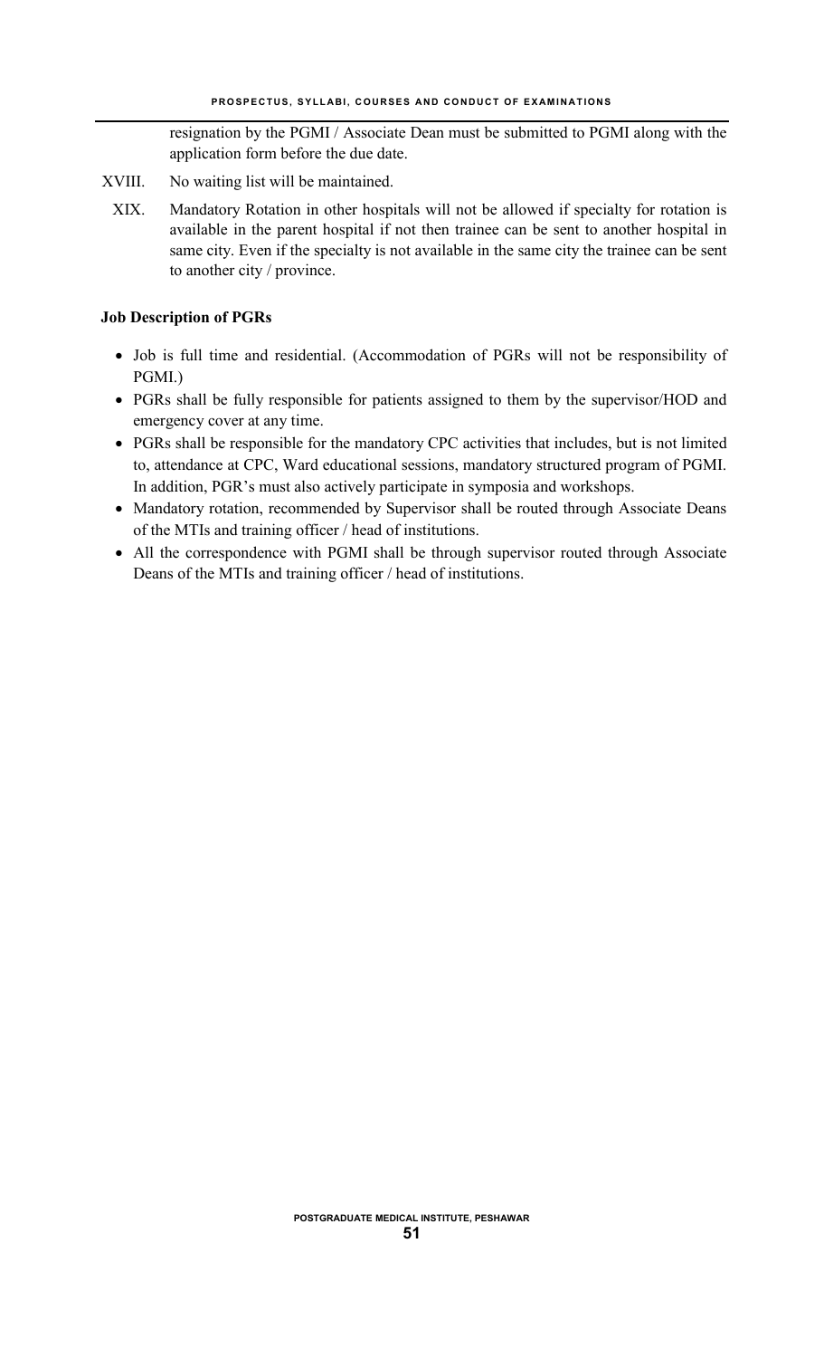resignation by the PGMI / Associate Dean must be submitted to PGMI along with the application form before the due date.

XVIII. No waiting list will be maintained.

XIX. Mandatory Rotation in other hospitals will not be allowed if specialty for rotation is available in the parent hospital if not then trainee can be sent to another hospital in same city. Even if the specialty is not available in the same city the trainee can be sent to another city / province.

**Job Description of PGRs**

- Job is full time and residential. (Accommodation of PGRs will not be responsibility of PGMI.)
- PGRs shall be fully responsible for patients assigned to them by the supervisor/HOD and emergency cover at any time.
- PGRs shall be responsible for the mandatory CPC activities that includes, but is not limited to, attendance at CPC, Ward educational sessions, mandatory structured program of PGMI. In addition, PGR's must also actively participate in symposia and workshops.
- Mandatory rotation, recommended by Supervisor shall be routed through Associate Deans of the MTIs and training officer / head of institutions.
- All the correspondence with PGMI shall be through supervisor routed through Associate Deans of the MTIs and training officer / head of institutions.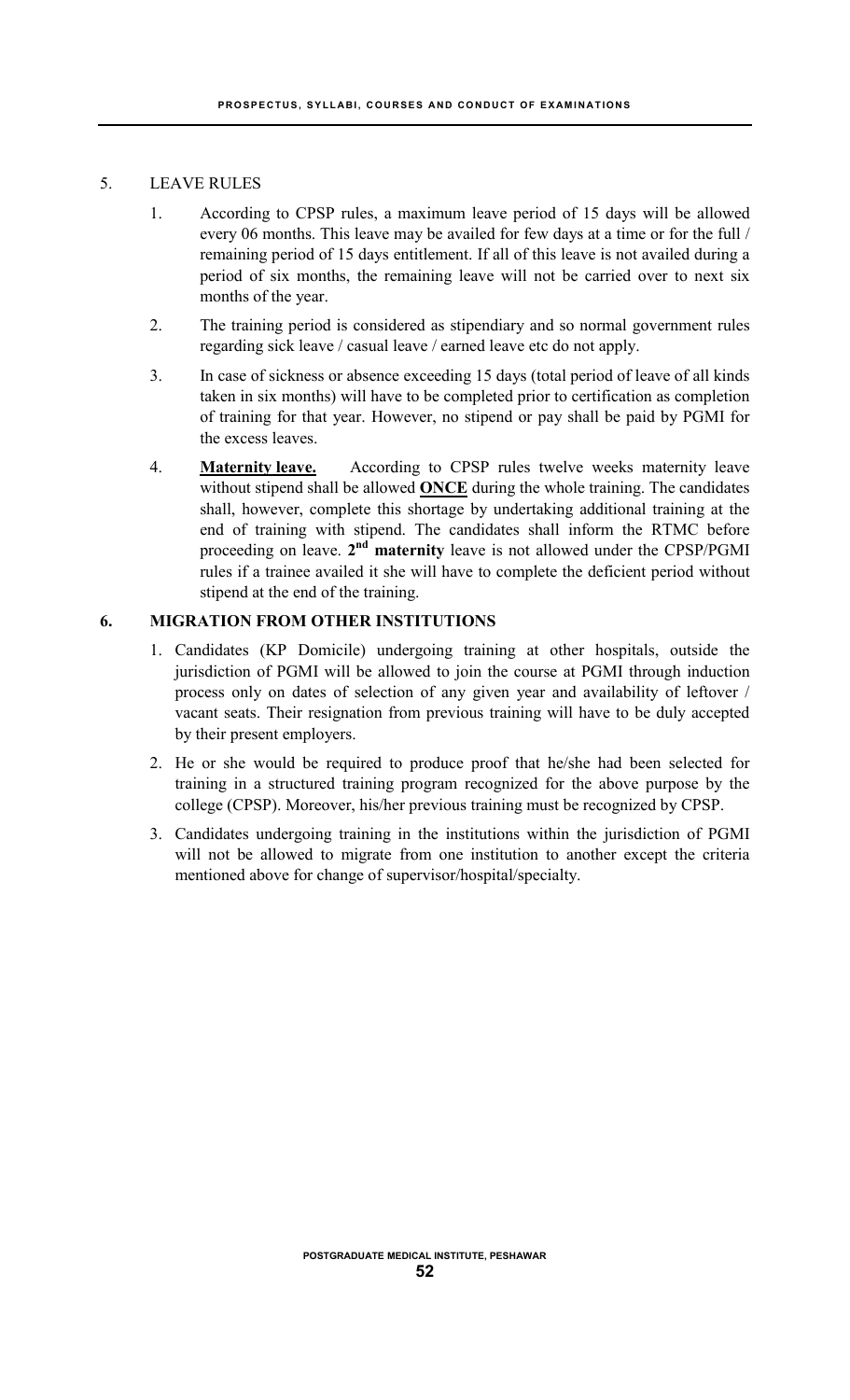## 5. LEAVE RULES

1. According to CPSP rules, a maximum leave period of 15 days will be allowed every 06 months. This leave may be availed for few days at a time or for the full / remaining period of 15 days entitlement. If all of this leave is not availed during a period of six months, the remaining leave will not be carried over to next six months of the year.

2. The training period is considered as stipendiary and so normal government rules regarding sick leave / casual leave / earned leave etc do not apply.

3. In case of sickness or absence exceeding 15 days (total period of leave of all kinds taken in six months) will have to be completed prior to certification as completion of training for that year. However, no stipend or pay shall be paid by PGMI for the excess leaves.

4. **Maternity leave.** According to CPSP rules twelve weeks maternity leave without stipend shall be allowed **ONCE** during the whole training. The candidates shall, however, complete this shortage by undertaking additional training at the end of training with stipend. The candidates shall inform the RTMC before proceeding on leave. **2nd maternity** leave is not allowed under the CPSP/PGMI rules if a trainee availed it she will have to complete the deficient period without stipend at the end of the training.

## 6. MIGRATION FROM OTHER INSTITUTIONS

1. Candidates (KP Domicile) undergoing training at other hospitals, outside the jurisdiction of PGMI will be allowed to join the course at PGMI through induction process only on dates of selection of any given year and availability of leftover / vacant seats. Their resignation from previous training will have to be duly accepted by their present employers.

2. He or she would be required to produce proof that he/she had been selected for training in a structured training program recognized for the above purpose by the college (CPSP). Moreover, his/her previous training must be recognized by CPSP.

3. Candidates undergoing training in the institutions within the jurisdiction of PGMI will not be allowed to migrate from one institution to another except the criteria mentioned above for change of supervisor/hospital/specialty.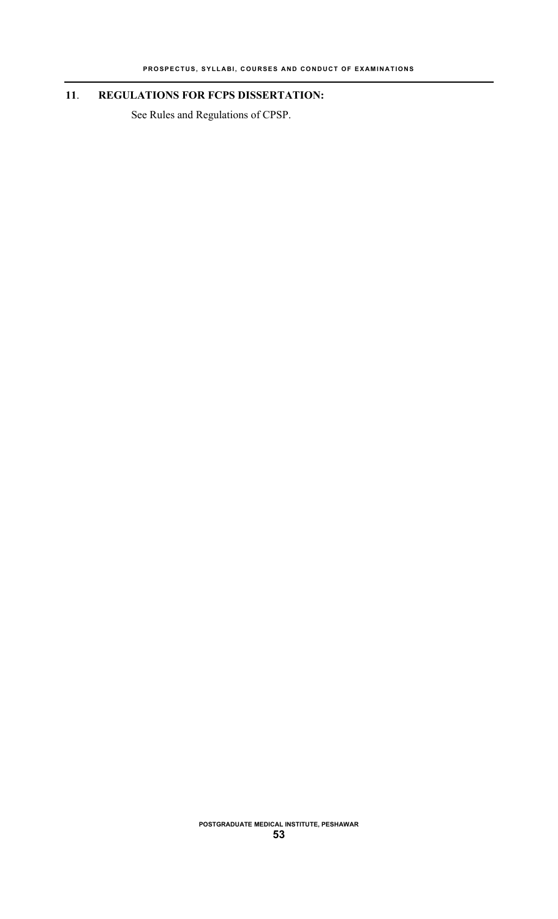## 11. REGULATIONS FOR FCPS DISSERTATION:

See Rules and Regulations of CPSP.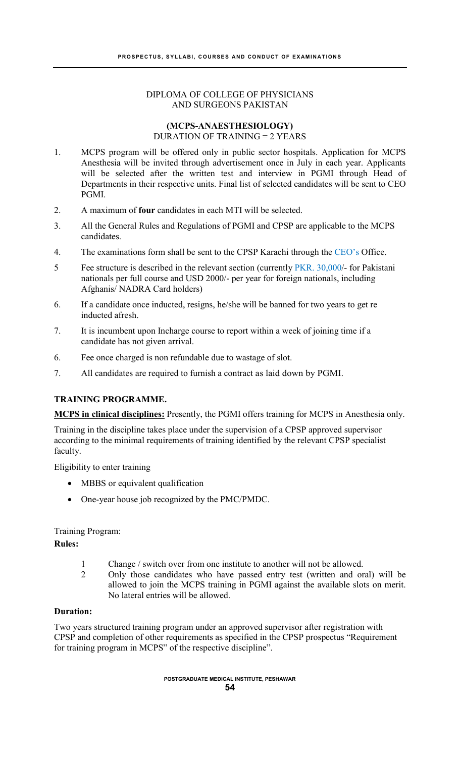DIPLOMA OF COLLEGE OF PHYSICIANS AND SURGEONS PAKISTAN

**(MCPS-ANAESTHESIOLOGY)**
DURATION OF TRAINING = 2 YEARS

1. MCPS program will be offered only in public sector hospitals. Application for MCPS Anesthesia will be invited through advertisement once in July in each year. Applicants will be selected after the written test and interview in PGMI through Head of Departments in their respective units. Final list of selected candidates will be sent to CEO PGMI.
2. A maximum of **four** candidates in each MTI will be selected.
3. All the General Rules and Regulations of PGMI and CPSP are applicable to the MCPS candidates.
4. The examinations form shall be sent to the CPSP Karachi through the CEO's Office.
5. Fee structure is described in the relevant section (currently PKR. 30,000/- for Pakistani nationals per full course and USD 2000/- per year for foreign nationals, including Afghanis/ NADRA Card holders)
6. If a candidate once inducted, resigns, he/she will be banned for two years to get re inducted afresh.
7. It is incumbent upon Incharge course to report within a week of joining time if a candidate has not given arrival.
6. Fee once charged is non refundable due to wastage of slot.
7. All candidates are required to furnish a contract as laid down by PGMI.

**TRAINING PROGRAMME.**

**MCPS in clinical disciplines:** Presently, the PGMI offers training for MCPS in Anesthesia only.

Training in the discipline takes place under the supervision of a CPSP approved supervisor according to the minimal requirements of training identified by the relevant CPSP specialist faculty.

Eligibility to enter training

- MBBS or equivalent qualification
- One-year house job recognized by the PMC/PMDC.

Training Program:

**Rules:**

1 Change / switch over from one institute to another will not be allowed.
2 Only those candidates who have passed entry test (written and oral) will be allowed to join the MCPS training in PGMI against the available slots on merit. No lateral entries will be allowed.

**Duration:**

Two years structured training program under an approved supervisor after registration with CPSP and completion of other requirements as specified in the CPSP prospectus "Requirement for training program in MCPS" of the respective discipline".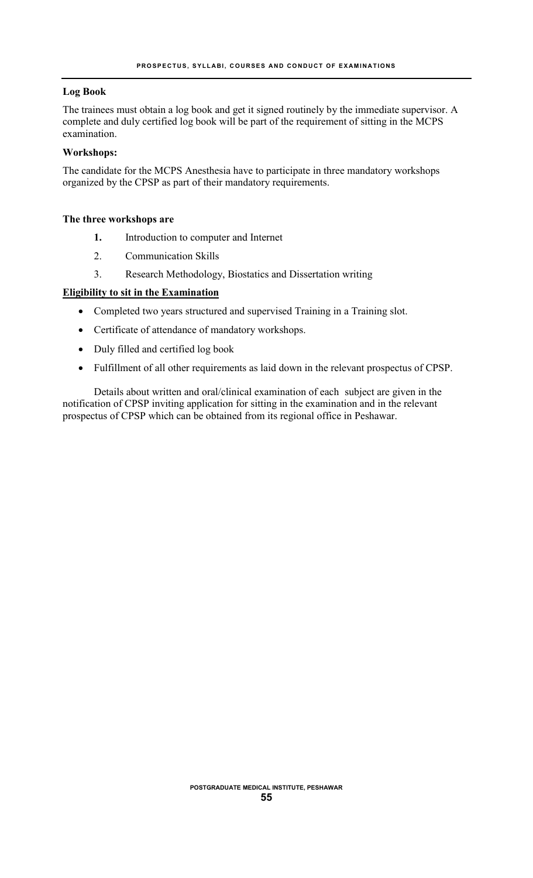**Log Book**

The trainees must obtain a log book and get it signed routinely by the immediate supervisor. A complete and duly certified log book will be part of the requirement of sitting in the MCPS examination.

**Workshops:**

The candidate for the MCPS Anesthesia have to participate in three mandatory workshops organized by the CPSP as part of their mandatory requirements.

**The three workshops are**

1. Introduction to computer and Internet
2. Communication Skills
3. Research Methodology, Biostatics and Dissertation writing

**Eligibility to sit in the Examination**

- Completed two years structured and supervised Training in a Training slot.
- Certificate of attendance of mandatory workshops.
- Duly filled and certified log book
- Fulfillment of all other requirements as laid down in the relevant prospectus of CPSP.

Details about written and oral/clinical examination of each subject are given in the notification of CPSP inviting application for sitting in the examination and in the relevant prospectus of CPSP which can be obtained from its regional office in Peshawar.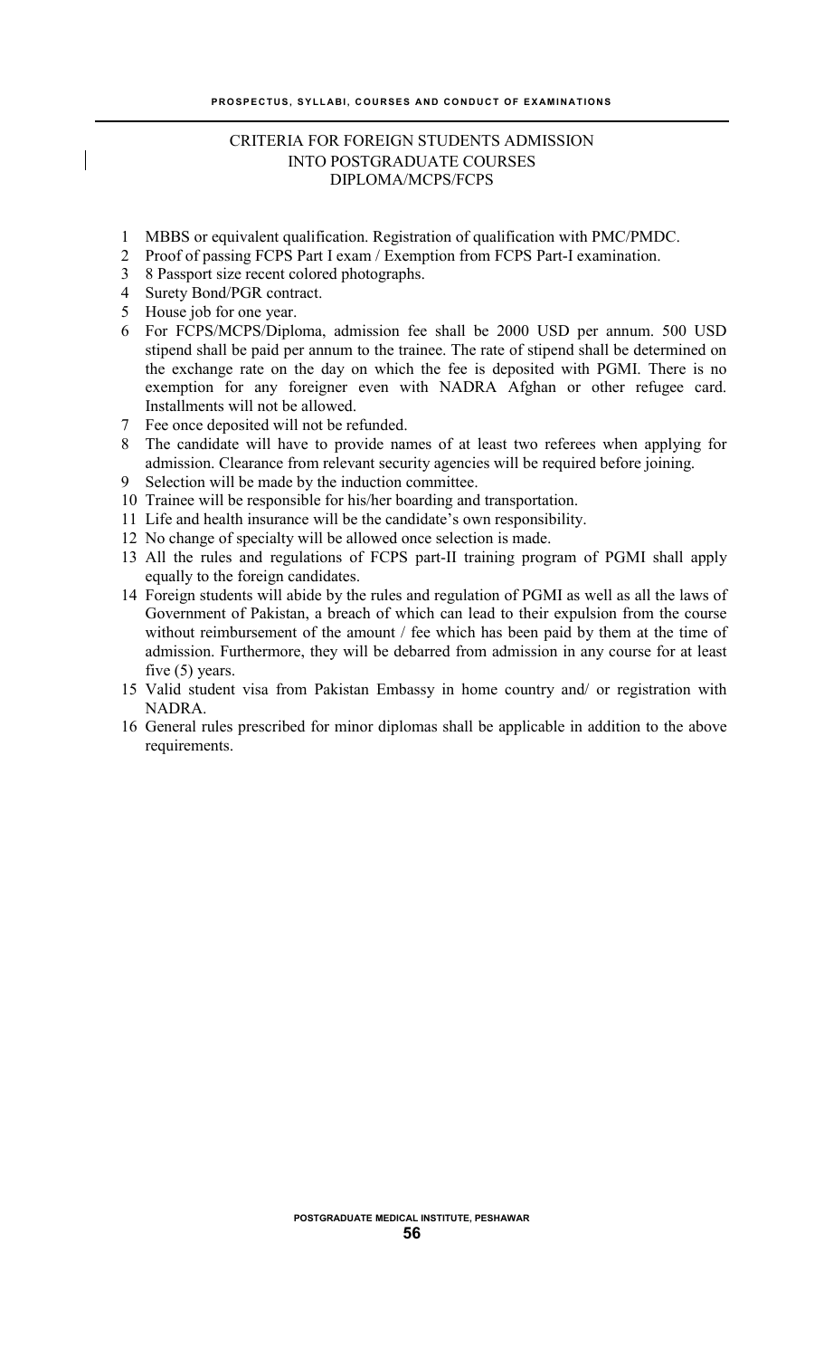## CRITERIA FOR FOREIGN STUDENTS ADMISSION INTO POSTGRADUATE COURSES DIPLOMA/MCPS/FCPS

1. MBBS or equivalent qualification. Registration of qualification with PMC/PMDC.
2. Proof of passing FCPS Part I exam / Exemption from FCPS Part-I examination.
3. 8 Passport size recent colored photographs.
4. Surety Bond/PGR contract.
5. House job for one year.
6. For FCPS/MCPS/Diploma, admission fee shall be 2000 USD per annum. 500 USD stipend shall be paid per annum to the trainee. The rate of stipend shall be determined on the exchange rate on the day on which the fee is deposited with PGMI. There is no exemption for any foreigner even with NADRA Afghan or other refugee card. Installments will not be allowed.
7. Fee once deposited will not be refunded.
8. The candidate will have to provide names of at least two referees when applying for admission. Clearance from relevant security agencies will be required before joining.
9. Selection will be made by the induction committee.
10. Trainee will be responsible for his/her boarding and transportation.
11. Life and health insurance will be the candidate's own responsibility.
12. No change of specialty will be allowed once selection is made.
13. All the rules and regulations of FCPS part-II training program of PGMI shall apply equally to the foreign candidates.
14. Foreign students will abide by the rules and regulation of PGMI as well as all the laws of Government of Pakistan, a breach of which can lead to their expulsion from the course without reimbursement of the amount / fee which has been paid by them at the time of admission. Furthermore, they will be debarred from admission in any course for at least five (5) years.
15. Valid student visa from Pakistan Embassy in home country and/ or registration with NADRA.
16. General rules prescribed for minor diplomas shall be applicable in addition to the above requirements.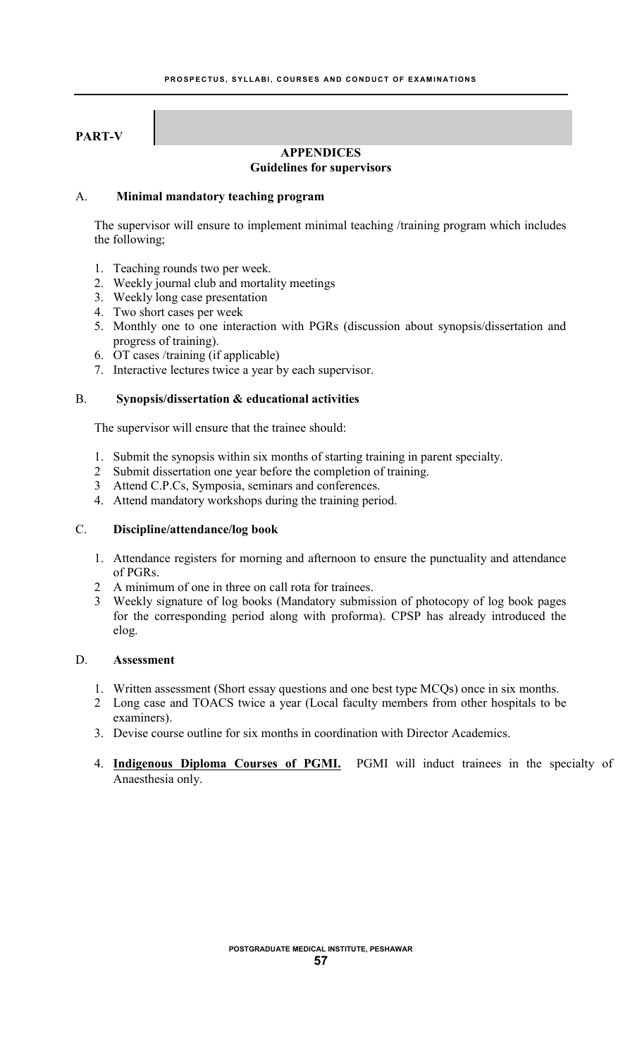# PART-V

## APPENDICES

### Guidelines for supervisors

#### A. Minimal mandatory teaching program

The supervisor will ensure to implement minimal teaching /training program which includes the following;

1. Teaching rounds two per week.
2. Weekly journal club and mortality meetings
3. Weekly long case presentation
4. Two short cases per week
5. Monthly one to one interaction with PGRs (discussion about synopsis/dissertation and progress of training).
6. OT cases /training (if applicable)
7. Interactive lectures twice a year by each supervisor.

#### B. Synopsis/dissertation & educational activities

The supervisor will ensure that the trainee should:

1. Submit the synopsis within six months of starting training in parent specialty.
2. Submit dissertation one year before the completion of training.
3. Attend C.P.Cs, Symposia, seminars and conferences.
4. Attend mandatory workshops during the training period.

#### C. Discipline/attendance/log book

1. Attendance registers for morning and afternoon to ensure the punctuality and attendance of PGRs.
2. A minimum of one in three on call rota for trainees.
3. Weekly signature of log books (Mandatory submission of photocopy of log book pages for the corresponding period along with proforma). CPSP has already introduced the elog.

#### D. Assessment

1. Written assessment (Short essay questions and one best type MCQs) once in six months.
2. Long case and TOACS twice a year (Local faculty members from other hospitals to be examiners).
3. Devise course outline for six months in coordination with Director Academics.
4. **Indigenous Diploma Courses of PGMI.** PGMI will induct trainees in the specialty of Anaesthesia only.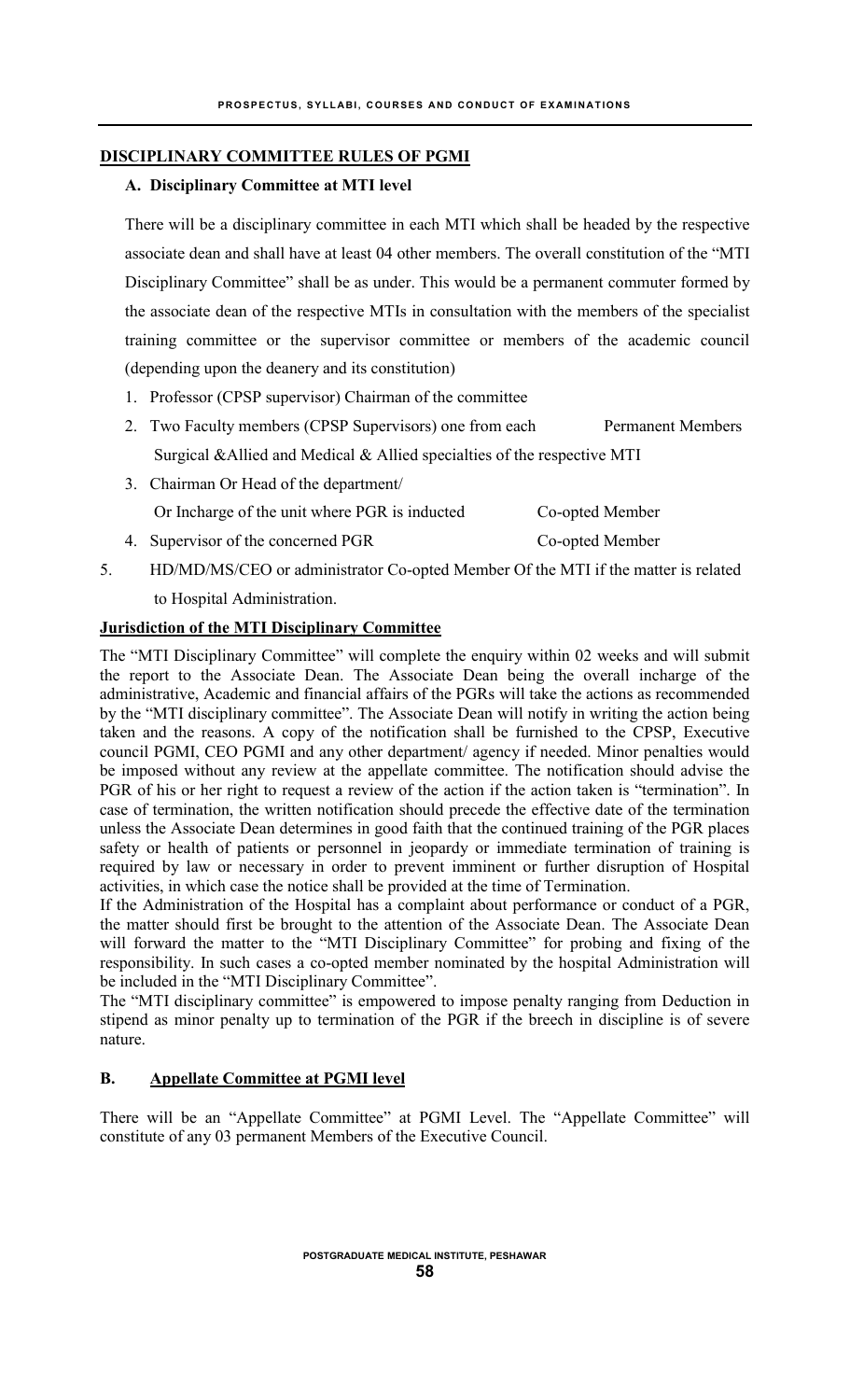## DISCIPLINARY COMMITTEE RULES OF PGMI

### A. Disciplinary Committee at MTI level

There will be a disciplinary committee in each MTI which shall be headed by the respective associate dean and shall have at least 04 other members. The overall constitution of the "MTI Disciplinary Committee" shall be as under. This would be a permanent commuter formed by the associate dean of the respective MTIs in consultation with the members of the specialist training committee or the supervisor committee or members of the academic council (depending upon the deanery and its constitution)

1. Professor (CPSP supervisor) Chairman of the committee
2. Two Faculty members (CPSP Supervisors) one from each Surgical &Allied and Medical & Allied specialties of the respective MTI — Permanent Members
3. Chairman Or Head of the department/ Or Incharge of the unit where PGR is inducted — Co-opted Member
4. Supervisor of the concerned PGR — Co-opted Member
5. HD/MD/MS/CEO or administrator Co-opted Member Of the MTI if the matter is related to Hospital Administration.

### Jurisdiction of the MTI Disciplinary Committee

The "MTI Disciplinary Committee" will complete the enquiry within 02 weeks and will submit the report to the Associate Dean. The Associate Dean being the overall incharge of the administrative, Academic and financial affairs of the PGRs will take the actions as recommended by the "MTI disciplinary committee". The Associate Dean will notify in writing the action being taken and the reasons. A copy of the notification shall be furnished to the CPSP, Executive council PGMI, CEO PGMI and any other department/ agency if needed. Minor penalties would be imposed without any review at the appellate committee. The notification should advise the PGR of his or her right to request a review of the action if the action taken is "termination". In case of termination, the written notification should precede the effective date of the termination unless the Associate Dean determines in good faith that the continued training of the PGR places safety or health of patients or personnel in jeopardy or immediate termination of training is required by law or necessary in order to prevent imminent or further disruption of Hospital activities, in which case the notice shall be provided at the time of Termination.

If the Administration of the Hospital has a complaint about performance or conduct of a PGR, the matter should first be brought to the attention of the Associate Dean. The Associate Dean will forward the matter to the "MTI Disciplinary Committee" for probing and fixing of the responsibility. In such cases a co-opted member nominated by the hospital Administration will be included in the "MTI Disciplinary Committee".

The "MTI disciplinary committee" is empowered to impose penalty ranging from Deduction in stipend as minor penalty up to termination of the PGR if the breech in discipline is of severe nature.

### B. Appellate Committee at PGMI level

There will be an "Appellate Committee" at PGMI Level. The "Appellate Committee" will constitute of any 03 permanent Members of the Executive Council.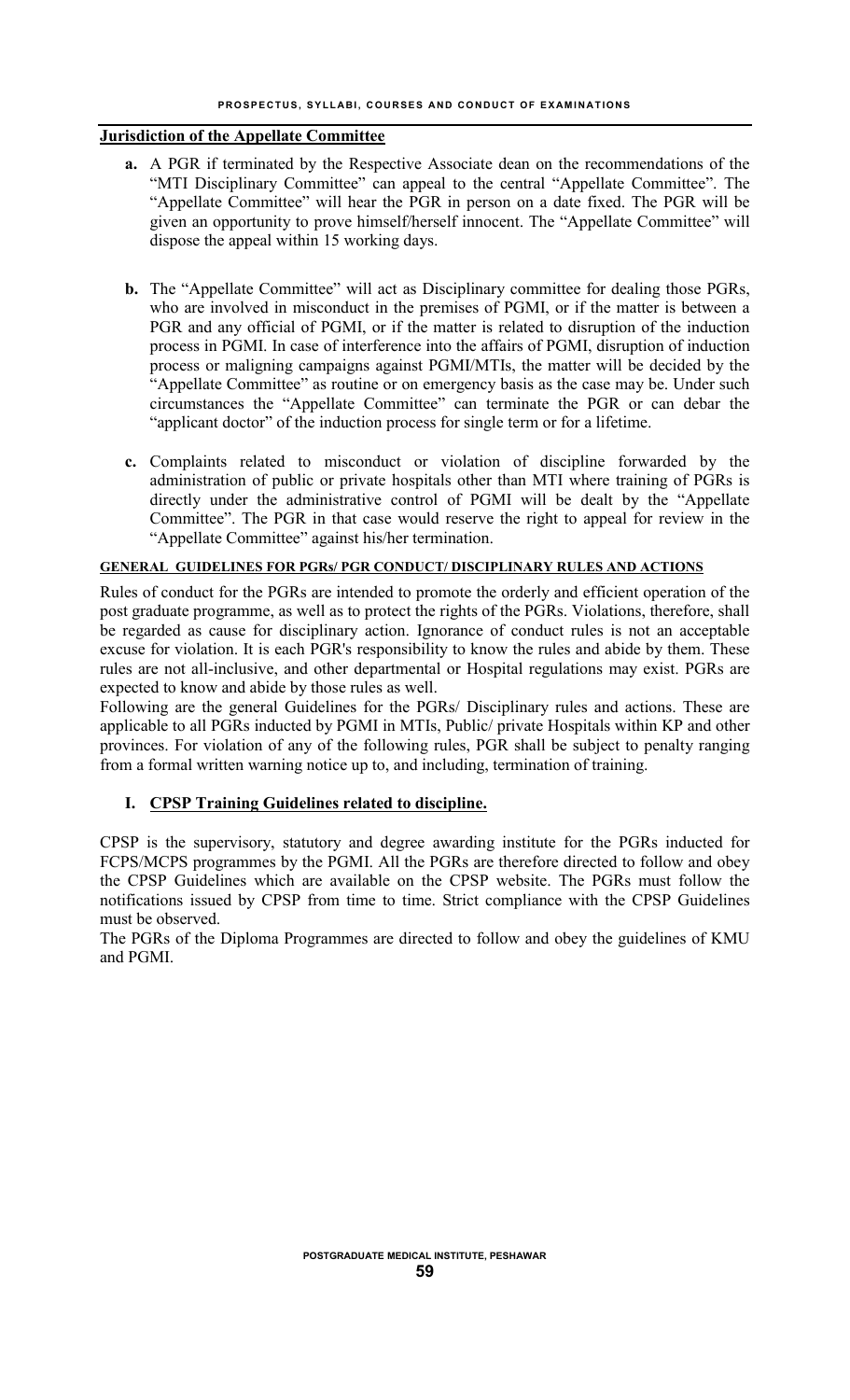## Jurisdiction of the Appellate Committee

**a.** A PGR if terminated by the Respective Associate dean on the recommendations of the "MTI Disciplinary Committee" can appeal to the central "Appellate Committee". The "Appellate Committee" will hear the PGR in person on a date fixed. The PGR will be given an opportunity to prove himself/herself innocent. The "Appellate Committee" will dispose the appeal within 15 working days.

**b.** The "Appellate Committee" will act as Disciplinary committee for dealing those PGRs, who are involved in misconduct in the premises of PGMI, or if the matter is between a PGR and any official of PGMI, or if the matter is related to disruption of the induction process in PGMI. In case of interference into the affairs of PGMI, disruption of induction process or maligning campaigns against PGMI/MTIs, the matter will be decided by the "Appellate Committee" as routine or on emergency basis as the case may be. Under such circumstances the "Appellate Committee" can terminate the PGR or can debar the "applicant doctor" of the induction process for single term or for a lifetime.

**c.** Complaints related to misconduct or violation of discipline forwarded by the administration of public or private hospitals other than MTI where training of PGRs is directly under the administrative control of PGMI will be dealt by the "Appellate Committee". The PGR in that case would reserve the right to appeal for review in the "Appellate Committee" against his/her termination.

### GENERAL GUIDELINES FOR PGRs/ PGR CONDUCT/ DISCIPLINARY RULES AND ACTIONS

Rules of conduct for the PGRs are intended to promote the orderly and efficient operation of the post graduate programme, as well as to protect the rights of the PGRs. Violations, therefore, shall be regarded as cause for disciplinary action. Ignorance of conduct rules is not an acceptable excuse for violation. It is each PGR's responsibility to know the rules and abide by them. These rules are not all-inclusive, and other departmental or Hospital regulations may exist. PGRs are expected to know and abide by those rules as well.

Following are the general Guidelines for the PGRs/ Disciplinary rules and actions. These are applicable to all PGRs inducted by PGMI in MTIs, Public/ private Hospitals within KP and other provinces. For violation of any of the following rules, PGR shall be subject to penalty ranging from a formal written warning notice up to, and including, termination of training.

#### I. CPSP Training Guidelines related to discipline.

CPSP is the supervisory, statutory and degree awarding institute for the PGRs inducted for FCPS/MCPS programmes by the PGMI. All the PGRs are therefore directed to follow and obey the CPSP Guidelines which are available on the CPSP website. The PGRs must follow the notifications issued by CPSP from time to time. Strict compliance with the CPSP Guidelines must be observed.

The PGRs of the Diploma Programmes are directed to follow and obey the guidelines of KMU and PGMI.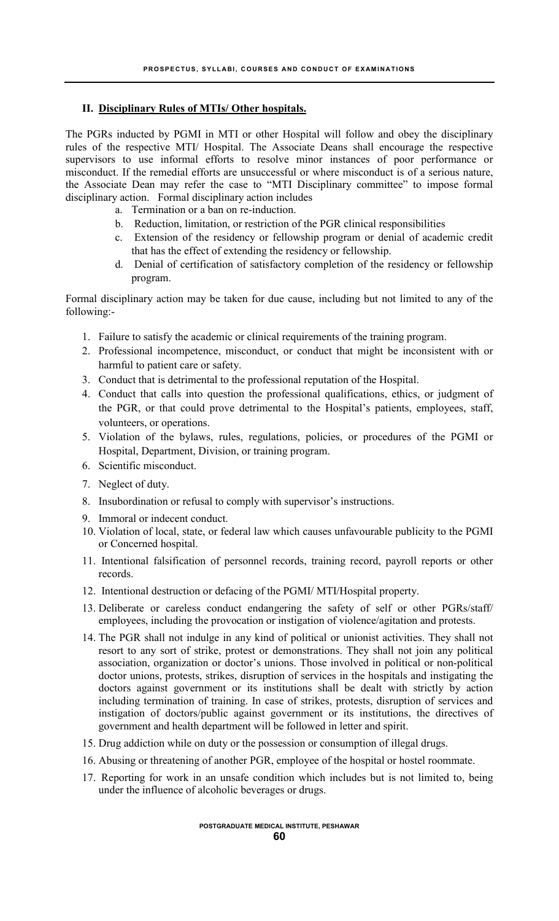## II. Disciplinary Rules of MTIs/ Other hospitals.

The PGRs inducted by PGMI in MTI or other Hospital will follow and obey the disciplinary rules of the respective MTI/ Hospital. The Associate Deans shall encourage the respective supervisors to use informal efforts to resolve minor instances of poor performance or misconduct. If the remedial efforts are unsuccessful or where misconduct is of a serious nature, the Associate Dean may refer the case to "MTI Disciplinary committee" to impose formal disciplinary action. Formal disciplinary action includes

a. Termination or a ban on re-induction.
b. Reduction, limitation, or restriction of the PGR clinical responsibilities
c. Extension of the residency or fellowship program or denial of academic credit that has the effect of extending the residency or fellowship.
d. Denial of certification of satisfactory completion of the residency or fellowship program.

Formal disciplinary action may be taken for due cause, including but not limited to any of the following:-

1. Failure to satisfy the academic or clinical requirements of the training program.
2. Professional incompetence, misconduct, or conduct that might be inconsistent with or harmful to patient care or safety.
3. Conduct that is detrimental to the professional reputation of the Hospital.
4. Conduct that calls into question the professional qualifications, ethics, or judgment of the PGR, or that could prove detrimental to the Hospital's patients, employees, staff, volunteers, or operations.
5. Violation of the bylaws, rules, regulations, policies, or procedures of the PGMI or Hospital, Department, Division, or training program.
6. Scientific misconduct.
7. Neglect of duty.
8. Insubordination or refusal to comply with supervisor's instructions.
9. Immoral or indecent conduct.
10. Violation of local, state, or federal law which causes unfavourable publicity to the PGMI or Concerned hospital.
11. Intentional falsification of personnel records, training record, payroll reports or other records.
12. Intentional destruction or defacing of the PGMI/ MTI/Hospital property.
13. Deliberate or careless conduct endangering the safety of self or other PGRs/staff/ employees, including the provocation or instigation of violence/agitation and protests.
14. The PGR shall not indulge in any kind of political or unionist activities. They shall not resort to any sort of strike, protest or demonstrations. They shall not join any political association, organization or doctor's unions. Those involved in political or non-political doctor unions, protests, strikes, disruption of services in the hospitals and instigating the doctors against government or its institutions shall be dealt with strictly by action including termination of training. In case of strikes, protests, disruption of services and instigation of doctors/public against government or its institutions, the directives of government and health department will be followed in letter and spirit.
15. Drug addiction while on duty or the possession or consumption of illegal drugs.
16. Abusing or threatening of another PGR, employee of the hospital or hostel roommate.
17. Reporting for work in an unsafe condition which includes but is not limited to, being under the influence of alcoholic beverages or drugs.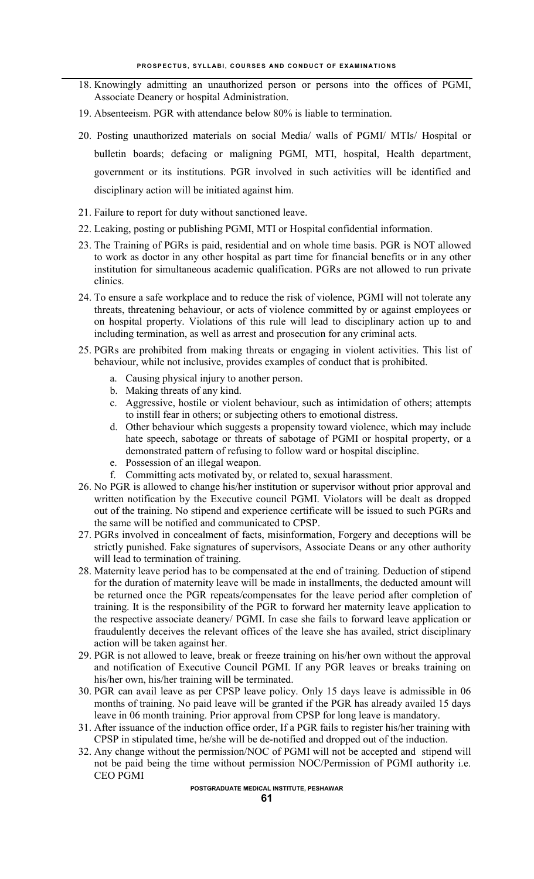18. Knowingly admitting an unauthorized person or persons into the offices of PGMI, Associate Deanery or hospital Administration.
19. Absenteeism. PGR with attendance below 80% is liable to termination.
20. Posting unauthorized materials on social Media/ walls of PGMI/ MTIs/ Hospital or bulletin boards; defacing or maligning PGMI, MTI, hospital, Health department, government or its institutions. PGR involved in such activities will be identified and disciplinary action will be initiated against him.
21. Failure to report for duty without sanctioned leave.
22. Leaking, posting or publishing PGMI, MTI or Hospital confidential information.
23. The Training of PGRs is paid, residential and on whole time basis. PGR is NOT allowed to work as doctor in any other hospital as part time for financial benefits or in any other institution for simultaneous academic qualification. PGRs are not allowed to run private clinics.
24. To ensure a safe workplace and to reduce the risk of violence, PGMI will not tolerate any threats, threatening behaviour, or acts of violence committed by or against employees or on hospital property. Violations of this rule will lead to disciplinary action up to and including termination, as well as arrest and prosecution for any criminal acts.
25. PGRs are prohibited from making threats or engaging in violent activities. This list of behaviour, while not inclusive, provides examples of conduct that is prohibited.
    a. Causing physical injury to another person.
    b. Making threats of any kind.
    c. Aggressive, hostile or violent behaviour, such as intimidation of others; attempts to instill fear in others; or subjecting others to emotional distress.
    d. Other behaviour which suggests a propensity toward violence, which may include hate speech, sabotage or threats of sabotage of PGMI or hospital property, or a demonstrated pattern of refusing to follow ward or hospital discipline.
    e. Possession of an illegal weapon.
    f. Committing acts motivated by, or related to, sexual harassment.
26. No PGR is allowed to change his/her institution or supervisor without prior approval and written notification by the Executive council PGMI. Violators will be dealt as dropped out of the training. No stipend and experience certificate will be issued to such PGRs and the same will be notified and communicated to CPSP.
27. PGRs involved in concealment of facts, misinformation, Forgery and deceptions will be strictly punished. Fake signatures of supervisors, Associate Deans or any other authority will lead to termination of training.
28. Maternity leave period has to be compensated at the end of training. Deduction of stipend for the duration of maternity leave will be made in installments, the deducted amount will be returned once the PGR repeats/compensates for the leave period after completion of training. It is the responsibility of the PGR to forward her maternity leave application to the respective associate deanery/ PGMI. In case she fails to forward leave application or fraudulently deceives the relevant offices of the leave she has availed, strict disciplinary action will be taken against her.
29. PGR is not allowed to leave, break or freeze training on his/her own without the approval and notification of Executive Council PGMI. If any PGR leaves or breaks training on his/her own, his/her training will be terminated.
30. PGR can avail leave as per CPSP leave policy. Only 15 days leave is admissible in 06 months of training. No paid leave will be granted if the PGR has already availed 15 days leave in 06 month training. Prior approval from CPSP for long leave is mandatory.
31. After issuance of the induction office order, If a PGR fails to register his/her training with CPSP in stipulated time, he/she will be de-notified and dropped out of the induction.
32. Any change without the permission/NOC of PGMI will not be accepted and stipend will not be paid being the time without permission NOC/Permission of PGMI authority i.e. CEO PGMI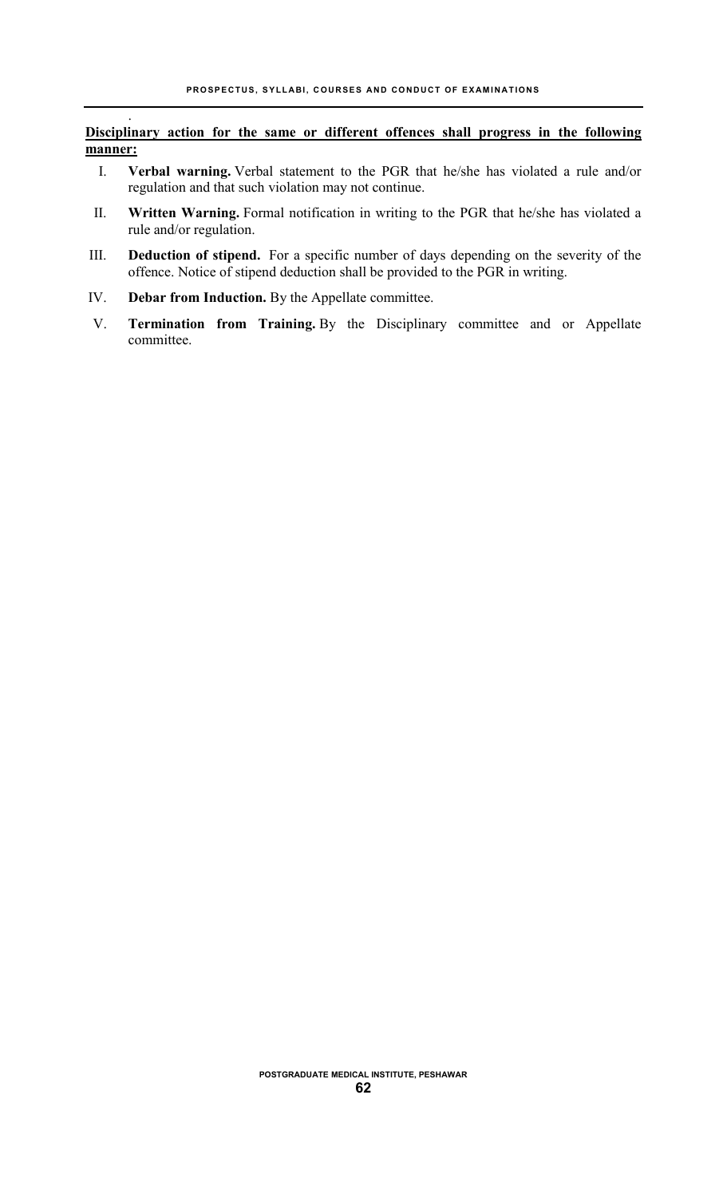**Disciplinary action for the same or different offences shall progress in the following manner:**

I. **Verbal warning.** Verbal statement to the PGR that he/she has violated a rule and/or regulation and that such violation may not continue.

II. **Written Warning.** Formal notification in writing to the PGR that he/she has violated a rule and/or regulation.

III. **Deduction of stipend.** For a specific number of days depending on the severity of the offence. Notice of stipend deduction shall be provided to the PGR in writing.

IV. **Debar from Induction.** By the Appellate committee.

V. **Termination from Training.** By the Disciplinary committee and or Appellate committee.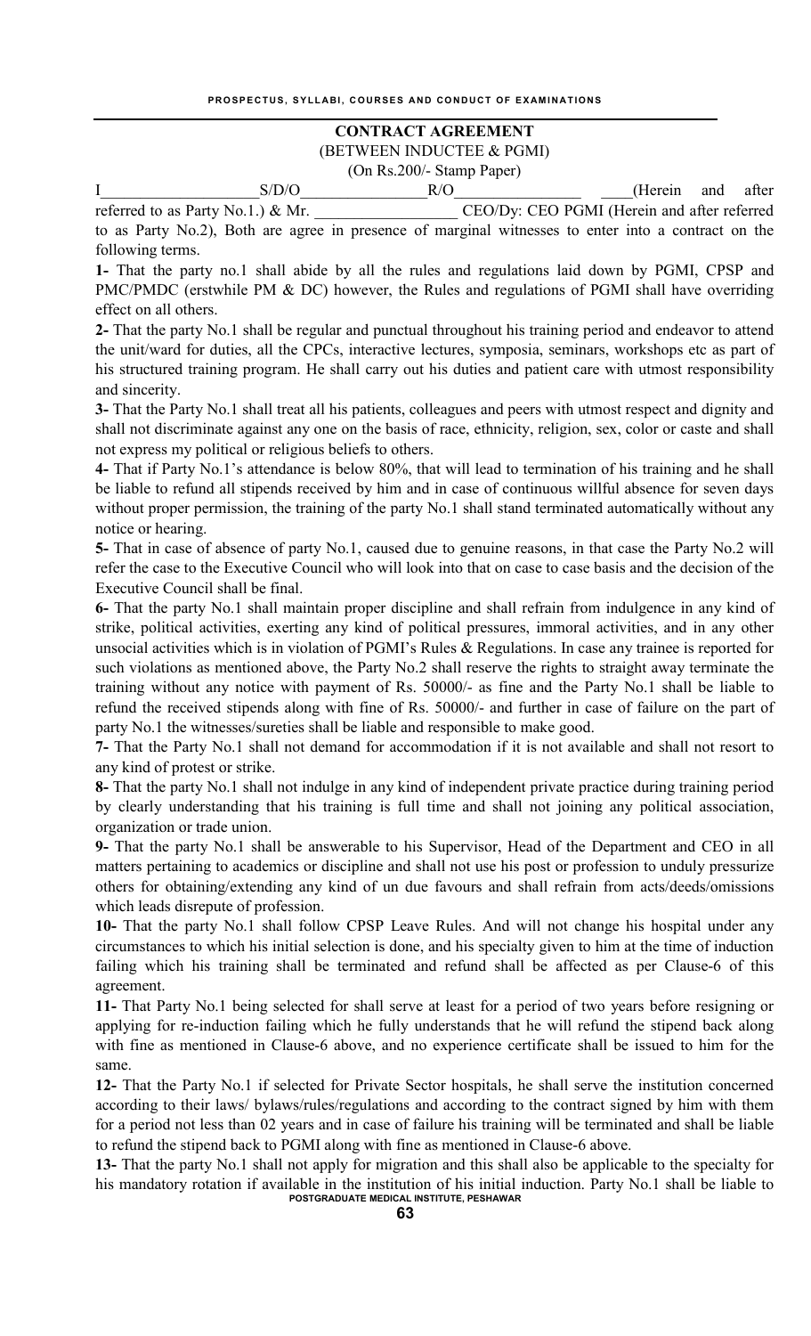## CONTRACT AGREEMENT

(BETWEEN INDUCTEE & PGMI)

(On Rs.200/- Stamp Paper)

I____________________S/D/O________________R/O________________ ____(Herein and after referred to as Party No.1.) & Mr. __________________ CEO/Dy: CEO PGMI (Herein and after referred to as Party No.2), Both are agree in presence of marginal witnesses to enter into a contract on the following terms.

**1-** That the party no.1 shall abide by all the rules and regulations laid down by PGMI, CPSP and PMC/PMDC (erstwhile PM & DC) however, the Rules and regulations of PGMI shall have overriding effect on all others.

**2-** That the party No.1 shall be regular and punctual throughout his training period and endeavor to attend the unit/ward for duties, all the CPCs, interactive lectures, symposia, seminars, workshops etc as part of his structured training program. He shall carry out his duties and patient care with utmost responsibility and sincerity.

**3-** That the Party No.1 shall treat all his patients, colleagues and peers with utmost respect and dignity and shall not discriminate against any one on the basis of race, ethnicity, religion, sex, color or caste and shall not express my political or religious beliefs to others.

**4-** That if Party No.1's attendance is below 80%, that will lead to termination of his training and he shall be liable to refund all stipends received by him and in case of continuous willful absence for seven days without proper permission, the training of the party No.1 shall stand terminated automatically without any notice or hearing.

**5-** That in case of absence of party No.1, caused due to genuine reasons, in that case the Party No.2 will refer the case to the Executive Council who will look into that on case to case basis and the decision of the Executive Council shall be final.

**6-** That the party No.1 shall maintain proper discipline and shall refrain from indulgence in any kind of strike, political activities, exerting any kind of political pressures, immoral activities, and in any other unsocial activities which is in violation of PGMI's Rules & Regulations. In case any trainee is reported for such violations as mentioned above, the Party No.2 shall reserve the rights to straight away terminate the training without any notice with payment of Rs. 50000/- as fine and the Party No.1 shall be liable to refund the received stipends along with fine of Rs. 50000/- and further in case of failure on the part of party No.1 the witnesses/sureties shall be liable and responsible to make good.

**7-** That the Party No.1 shall not demand for accommodation if it is not available and shall not resort to any kind of protest or strike.

**8-** That the party No.1 shall not indulge in any kind of independent private practice during training period by clearly understanding that his training is full time and shall not joining any political association, organization or trade union.

**9-** That the party No.1 shall be answerable to his Supervisor, Head of the Department and CEO in all matters pertaining to academics or discipline and shall not use his post or profession to unduly pressurize others for obtaining/extending any kind of un due favours and shall refrain from acts/deeds/omissions which leads disrepute of profession.

**10-** That the party No.1 shall follow CPSP Leave Rules. And will not change his hospital under any circumstances to which his initial selection is done, and his specialty given to him at the time of induction failing which his training shall be terminated and refund shall be affected as per Clause-6 of this agreement.

**11-** That Party No.1 being selected for shall serve at least for a period of two years before resigning or applying for re-induction failing which he fully understands that he will refund the stipend back along with fine as mentioned in Clause-6 above, and no experience certificate shall be issued to him for the same.

**12-** That the Party No.1 if selected for Private Sector hospitals, he shall serve the institution concerned according to their laws/ bylaws/rules/regulations and according to the contract signed by him with them for a period not less than 02 years and in case of failure his training will be terminated and shall be liable to refund the stipend back to PGMI along with fine as mentioned in Clause-6 above.

**13-** That the party No.1 shall not apply for migration and this shall also be applicable to the specialty for his mandatory rotation if available in the institution of his initial induction. Party No.1 shall be liable to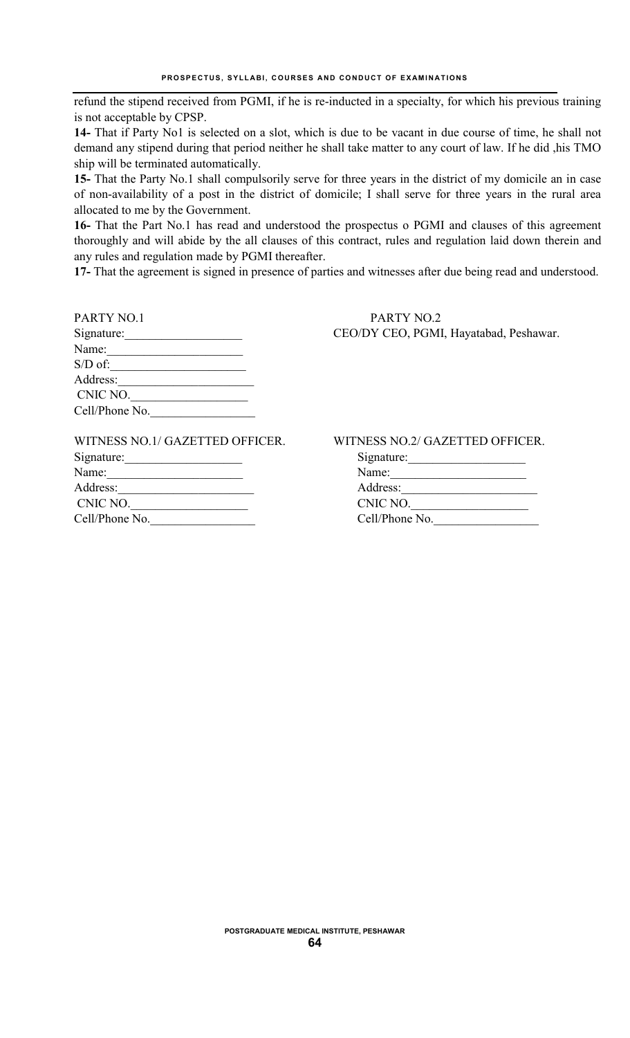refund the stipend received from PGMI, if he is re-inducted in a specialty, for which his previous training is not acceptable by CPSP.

**14-** That if Party No1 is selected on a slot, which is due to be vacant in due course of time, he shall not demand any stipend during that period neither he shall take matter to any court of law. If he did ,his TMO ship will be terminated automatically.

**15-** That the Party No.1 shall compulsorily serve for three years in the district of my domicile an in case of non-availability of a post in the district of domicile; I shall serve for three years in the rural area allocated to me by the Government.

**16-** That the Part No.1 has read and understood the prospectus o PGMI and clauses of this agreement thoroughly and will abide by the all clauses of this contract, rules and regulation laid down therein and any rules and regulation made by PGMI thereafter.

**17-** That the agreement is signed in presence of parties and witnesses after due being read and understood.

PARTY NO.1

Signature:___________________

Name:_____________________

S/D of:_____________________

Address:_____________________

CNIC NO.___________________

Cell/Phone No.________________

PARTY NO.2

CEO/DY CEO, PGMI, Hayatabad, Peshawar.

WITNESS NO.1/ GAZETTED OFFICER.

Signature:___________________

Name:_____________________

Address:_____________________

CNIC NO.___________________

Cell/Phone No.________________

WITNESS NO.2/ GAZETTED OFFICER.

Signature:___________________

Name:_____________________

Address:_____________________

CNIC NO.___________________

Cell/Phone No.________________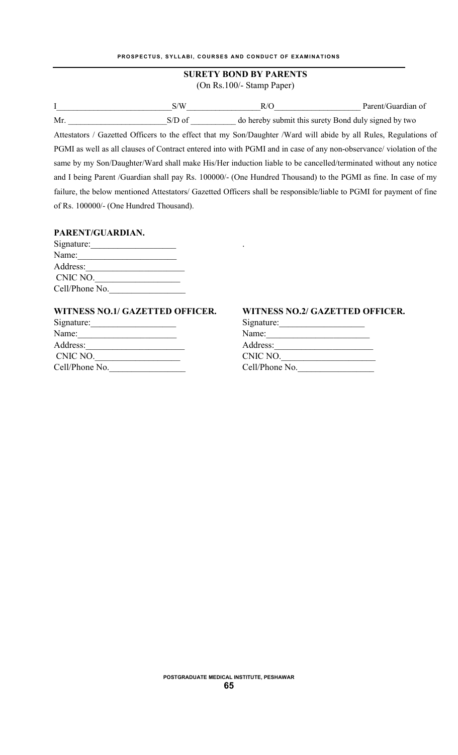## SURETY BOND BY PARENTS

(On Rs.100/- Stamp Paper)

I___________________________S/W_________________R/O____________________ Parent/Guardian of Mr. _______________________S/D of __________ do hereby submit this surety Bond duly signed by two Attestators / Gazetted Officers to the effect that my Son/Daughter /Ward will abide by all Rules, Regulations of PGMI as well as all clauses of Contract entered into with PGMI and in case of any non-observance/ violation of the same by my Son/Daughter/Ward shall make His/Her induction liable to be cancelled/terminated without any notice and I being Parent /Guardian shall pay Rs. 100000/- (One Hundred Thousand) to the PGMI as fine. In case of my failure, the below mentioned Attestators/ Gazetted Officers shall be responsible/liable to PGMI for payment of fine of Rs. 100000/- (One Hundred Thousand).

**PARENT/GUARDIAN.**

Signature:___________________

Name:______________________

Address:_____________________

CNIC NO.___________________

Cell/Phone No._________________

**WITNESS NO.1/ GAZETTED OFFICER.**

Signature:___________________

Name:______________________

Address:_____________________

CNIC NO.___________________

Cell/Phone No._________________

**WITNESS NO.2/ GAZETTED OFFICER.**

Signature:___________________

Name:______________________

Address:_____________________

CNIC NO.___________________

Cell/Phone No._________________